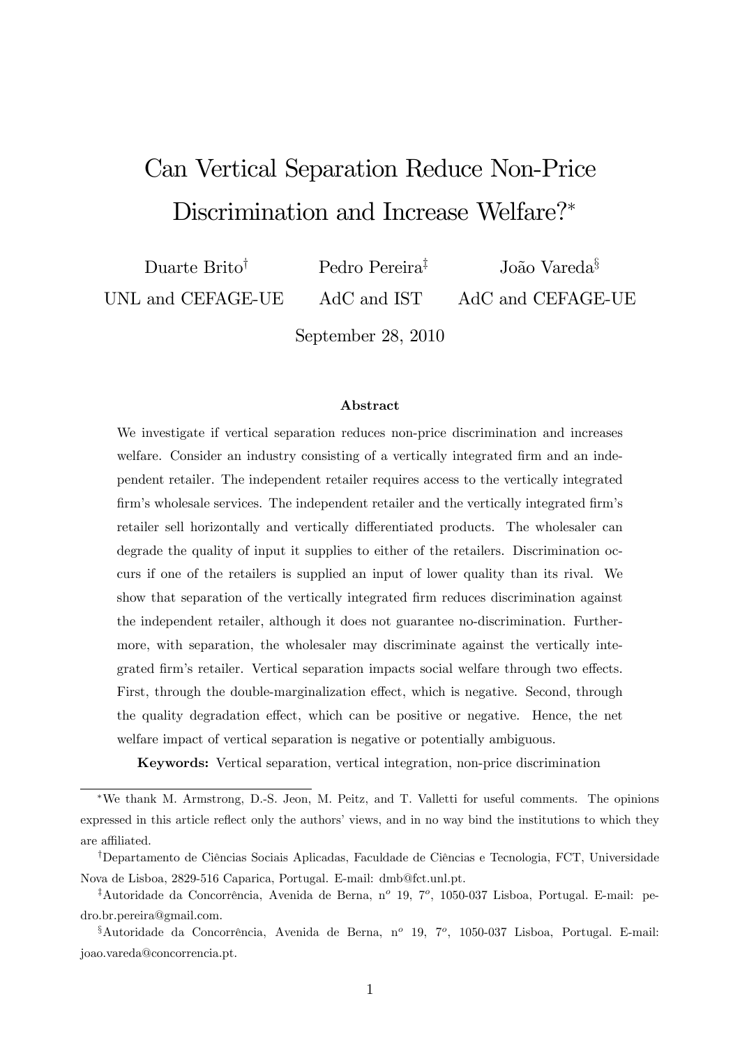# Can Vertical Separation Reduce Non-Price Discrimination and Increase Welfare?*

Duarte Brito[†] — UNL and CEFAGE-UE

Pedro Pereira[‡] — AdC and IST

João Vareda[§] — AdC and CEFAGE-UE

September 28, 2010

### Abstract

We investigate if vertical separation reduces non-price discrimination and increases welfare. Consider an industry consisting of a vertically integrated firm and an independent retailer. The independent retailer requires access to the vertically integrated firm's wholesale services. The independent retailer and the vertically integrated firm's retailer sell horizontally and vertically differentiated products. The wholesaler can degrade the quality of input it supplies to either of the retailers. Discrimination occurs if one of the retailers is supplied an input of lower quality than its rival. We show that separation of the vertically integrated firm reduces discrimination against the independent retailer, although it does not guarantee no-discrimination. Furthermore, with separation, the wholesaler may discriminate against the vertically integrated firm's retailer. Vertical separation impacts social welfare through two effects. First, through the double-marginalization effect, which is negative. Second, through the quality degradation effect, which can be positive or negative. Hence, the net welfare impact of vertical separation is negative or potentially ambiguous.

**Keywords:** Vertical separation, vertical integration, non-price discrimination

---

*We thank M. Armstrong, D.-S. Jeon, M. Peitz, and T. Valletti for useful comments. The opinions expressed in this article reflect only the authors' views, and in no way bind the institutions to which they are affiliated.

[†]Departamento de Ciências Sociais Aplicadas, Faculdade de Ciências e Tecnologia, FCT, Universidade Nova de Lisboa, 2829-516 Caparica, Portugal. E-mail: dmb@fct.unl.pt.

[‡]Autoridade da Concorrência, Avenida de Berna, n$^o$ 19, 7$^o$, 1050-037 Lisboa, Portugal. E-mail: pedro.br.pereira@gmail.com.

[§]Autoridade da Concorrência, Avenida de Berna, n$^o$ 19, 7$^o$, 1050-037 Lisboa, Portugal. E-mail: joao.vareda@concorrencia.pt.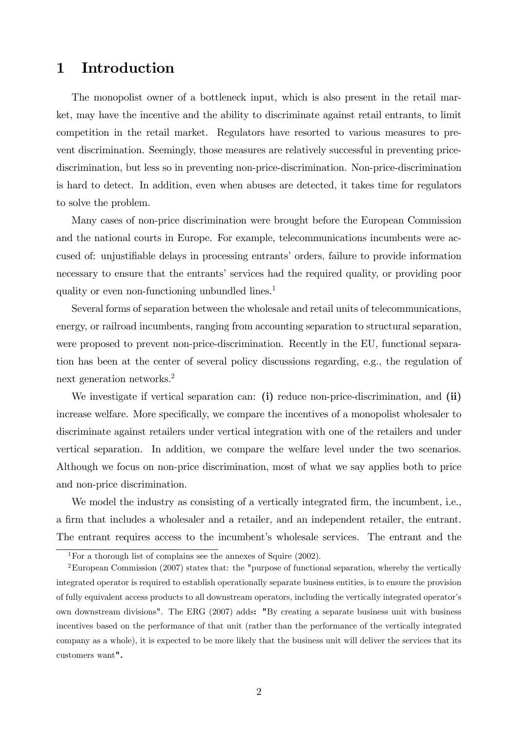# 1 Introduction

The monopolist owner of a bottleneck input, which is also present in the retail market, may have the incentive and the ability to discriminate against retail entrants, to limit competition in the retail market. Regulators have resorted to various measures to prevent discrimination. Seemingly, those measures are relatively successful in preventing price-discrimination, but less so in preventing non-price-discrimination. Non-price-discrimination is hard to detect. In addition, even when abuses are detected, it takes time for regulators to solve the problem.

Many cases of non-price discrimination were brought before the European Commission and the national courts in Europe. For example, telecommunications incumbents were accused of: unjustifiable delays in processing entrants' orders, failure to provide information necessary to ensure that the entrants' services had the required quality, or providing poor quality or even non-functioning unbundled lines.[1]

Several forms of separation between the wholesale and retail units of telecommunications, energy, or railroad incumbents, ranging from accounting separation to structural separation, were proposed to prevent non-price-discrimination. Recently in the EU, functional separation has been at the center of several policy discussions regarding, e.g., the regulation of next generation networks.[2]

We investigate if vertical separation can: **(i)** reduce non-price-discrimination, and **(ii)** increase welfare. More specifically, we compare the incentives of a monopolist wholesaler to discriminate against retailers under vertical integration with one of the retailers and under vertical separation. In addition, we compare the welfare level under the two scenarios. Although we focus on non-price discrimination, most of what we say applies both to price and non-price discrimination.

We model the industry as consisting of a vertically integrated firm, the incumbent, i.e., a firm that includes a wholesaler and a retailer, and an independent retailer, the entrant. The entrant requires access to the incumbent's wholesale services. The entrant and the

[1] For a thorough list of complains see the annexes of Squire (2002).

[2] European Commission (2007) states that: the "purpose of functional separation, whereby the vertically integrated operator is required to establish operationally separate business entities, is to ensure the provision of fully equivalent access products to all downstream operators, including the vertically integrated operator's own downstream divisions". The ERG (2007) adds: "By creating a separate business unit with business incentives based on the performance of that unit (rather than the performance of the vertically integrated company as a whole), it is expected to be more likely that the business unit will deliver the services that its customers want".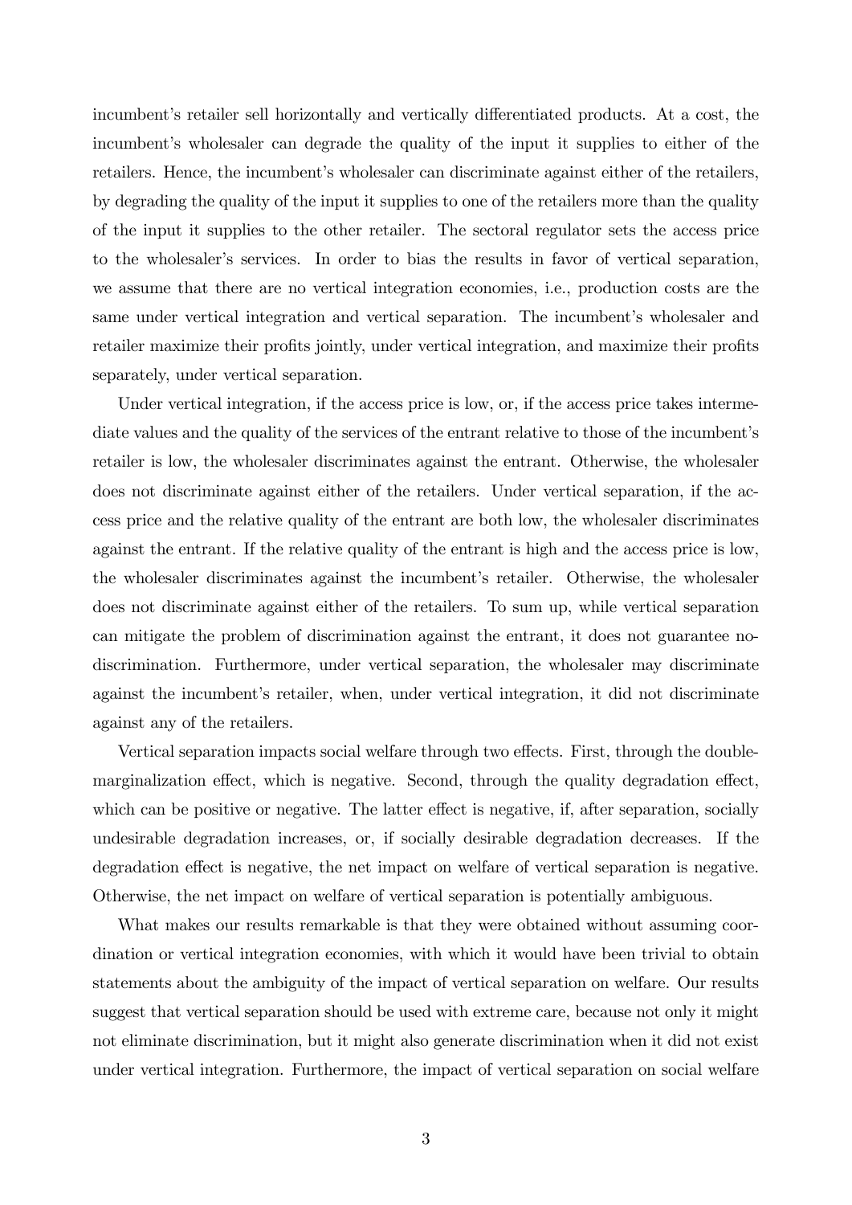incumbent's retailer sell horizontally and vertically differentiated products. At a cost, the incumbent's wholesaler can degrade the quality of the input it supplies to either of the retailers. Hence, the incumbent's wholesaler can discriminate against either of the retailers, by degrading the quality of the input it supplies to one of the retailers more than the quality of the input it supplies to the other retailer. The sectoral regulator sets the access price to the wholesaler's services. In order to bias the results in favor of vertical separation, we assume that there are no vertical integration economies, i.e., production costs are the same under vertical integration and vertical separation. The incumbent's wholesaler and retailer maximize their profits jointly, under vertical integration, and maximize their profits separately, under vertical separation.

Under vertical integration, if the access price is low, or, if the access price takes intermediate values and the quality of the services of the entrant relative to those of the incumbent's retailer is low, the wholesaler discriminates against the entrant. Otherwise, the wholesaler does not discriminate against either of the retailers. Under vertical separation, if the access price and the relative quality of the entrant are both low, the wholesaler discriminates against the entrant. If the relative quality of the entrant is high and the access price is low, the wholesaler discriminates against the incumbent's retailer. Otherwise, the wholesaler does not discriminate against either of the retailers. To sum up, while vertical separation can mitigate the problem of discrimination against the entrant, it does not guarantee no-discrimination. Furthermore, under vertical separation, the wholesaler may discriminate against the incumbent's retailer, when, under vertical integration, it did not discriminate against any of the retailers.

Vertical separation impacts social welfare through two effects. First, through the double-marginalization effect, which is negative. Second, through the quality degradation effect, which can be positive or negative. The latter effect is negative, if, after separation, socially undesirable degradation increases, or, if socially desirable degradation decreases. If the degradation effect is negative, the net impact on welfare of vertical separation is negative. Otherwise, the net impact on welfare of vertical separation is potentially ambiguous.

What makes our results remarkable is that they were obtained without assuming coordination or vertical integration economies, with which it would have been trivial to obtain statements about the ambiguity of the impact of vertical separation on welfare. Our results suggest that vertical separation should be used with extreme care, because not only it might not eliminate discrimination, but it might also generate discrimination when it did not exist under vertical integration. Furthermore, the impact of vertical separation on social welfare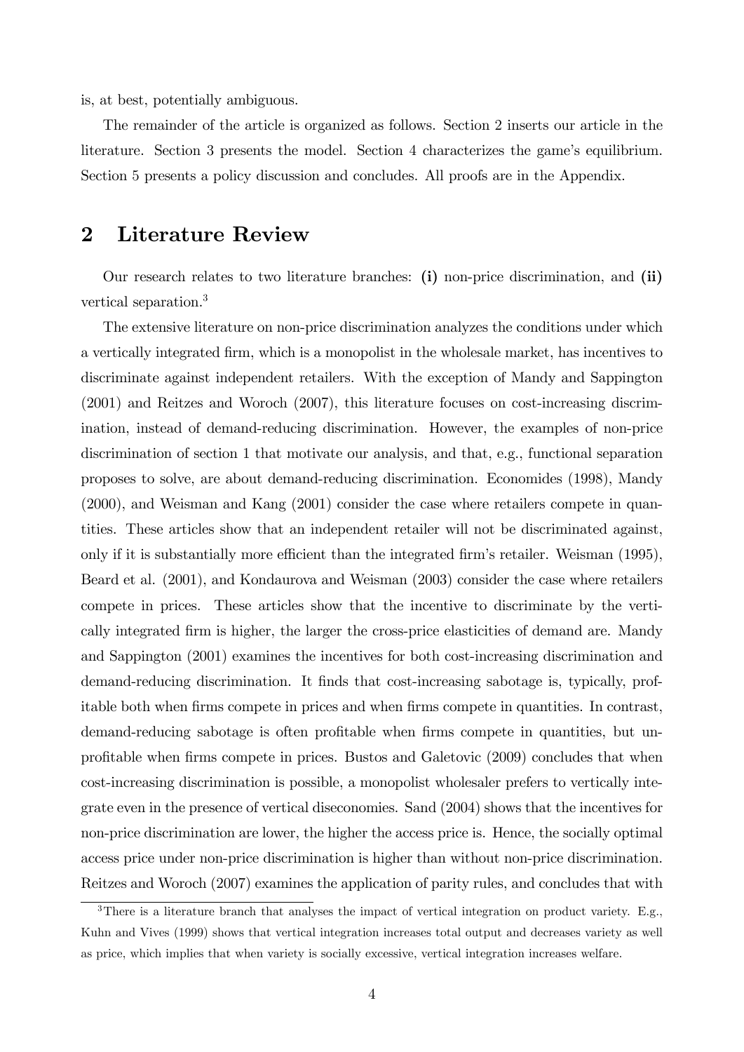is, at best, potentially ambiguous.

The remainder of the article is organized as follows. Section 2 inserts our article in the literature. Section 3 presents the model. Section 4 characterizes the game's equilibrium. Section 5 presents a policy discussion and concludes. All proofs are in the Appendix.

# 2 Literature Review

Our research relates to two literature branches: **(i)** non-price discrimination, and **(ii)** vertical separation.[3]

The extensive literature on non-price discrimination analyzes the conditions under which a vertically integrated firm, which is a monopolist in the wholesale market, has incentives to discriminate against independent retailers. With the exception of Mandy and Sappington (2001) and Reitzes and Woroch (2007), this literature focuses on cost-increasing discrimination, instead of demand-reducing discrimination. However, the examples of non-price discrimination of section 1 that motivate our analysis, and that, e.g., functional separation proposes to solve, are about demand-reducing discrimination. Economides (1998), Mandy (2000), and Weisman and Kang (2001) consider the case where retailers compete in quantities. These articles show that an independent retailer will not be discriminated against, only if it is substantially more efficient than the integrated firm's retailer. Weisman (1995), Beard et al. (2001), and Kondaurova and Weisman (2003) consider the case where retailers compete in prices. These articles show that the incentive to discriminate by the vertically integrated firm is higher, the larger the cross-price elasticities of demand are. Mandy and Sappington (2001) examines the incentives for both cost-increasing discrimination and demand-reducing discrimination. It finds that cost-increasing sabotage is, typically, profitable both when firms compete in prices and when firms compete in quantities. In contrast, demand-reducing sabotage is often profitable when firms compete in quantities, but unprofitable when firms compete in prices. Bustos and Galetovic (2009) concludes that when cost-increasing discrimination is possible, a monopolist wholesaler prefers to vertically integrate even in the presence of vertical diseconomies. Sand (2004) shows that the incentives for non-price discrimination are lower, the higher the access price is. Hence, the socially optimal access price under non-price discrimination is higher than without non-price discrimination. Reitzes and Woroch (2007) examines the application of parity rules, and concludes that with

[3] There is a literature branch that analyses the impact of vertical integration on product variety. E.g., Kuhn and Vives (1999) shows that vertical integration increases total output and decreases variety as well as price, which implies that when variety is socially excessive, vertical integration increases welfare.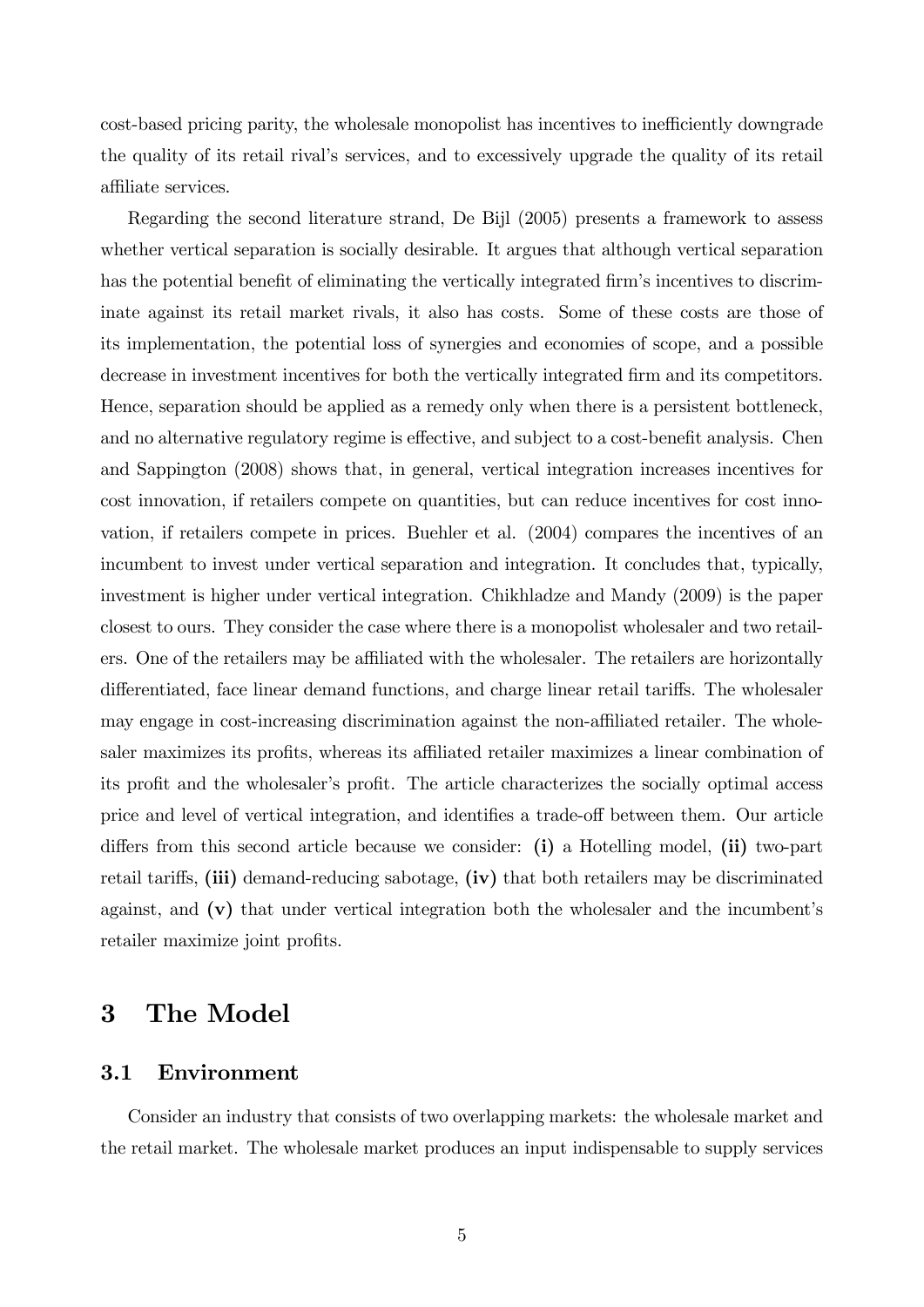cost-based pricing parity, the wholesale monopolist has incentives to inefficiently downgrade the quality of its retail rival's services, and to excessively upgrade the quality of its retail affiliate services.

Regarding the second literature strand, De Bijl (2005) presents a framework to assess whether vertical separation is socially desirable. It argues that although vertical separation has the potential benefit of eliminating the vertically integrated firm's incentives to discriminate against its retail market rivals, it also has costs. Some of these costs are those of its implementation, the potential loss of synergies and economies of scope, and a possible decrease in investment incentives for both the vertically integrated firm and its competitors. Hence, separation should be applied as a remedy only when there is a persistent bottleneck, and no alternative regulatory regime is effective, and subject to a cost-benefit analysis. Chen and Sappington (2008) shows that, in general, vertical integration increases incentives for cost innovation, if retailers compete on quantities, but can reduce incentives for cost innovation, if retailers compete in prices. Buehler et al. (2004) compares the incentives of an incumbent to invest under vertical separation and integration. It concludes that, typically, investment is higher under vertical integration. Chikhladze and Mandy (2009) is the paper closest to ours. They consider the case where there is a monopolist wholesaler and two retailers. One of the retailers may be affiliated with the wholesaler. The retailers are horizontally differentiated, face linear demand functions, and charge linear retail tariffs. The wholesaler may engage in cost-increasing discrimination against the non-affiliated retailer. The wholesaler maximizes its profits, whereas its affiliated retailer maximizes a linear combination of its profit and the wholesaler's profit. The article characterizes the socially optimal access price and level of vertical integration, and identifies a trade-off between them. Our article differs from this second article because we consider: **(i)** a Hotelling model, **(ii)** two-part retail tariffs, **(iii)** demand-reducing sabotage, **(iv)** that both retailers may be discriminated against, and **(v)** that under vertical integration both the wholesaler and the incumbent's retailer maximize joint profits.

# 3 The Model

## 3.1 Environment

Consider an industry that consists of two overlapping markets: the wholesale market and the retail market. The wholesale market produces an input indispensable to supply services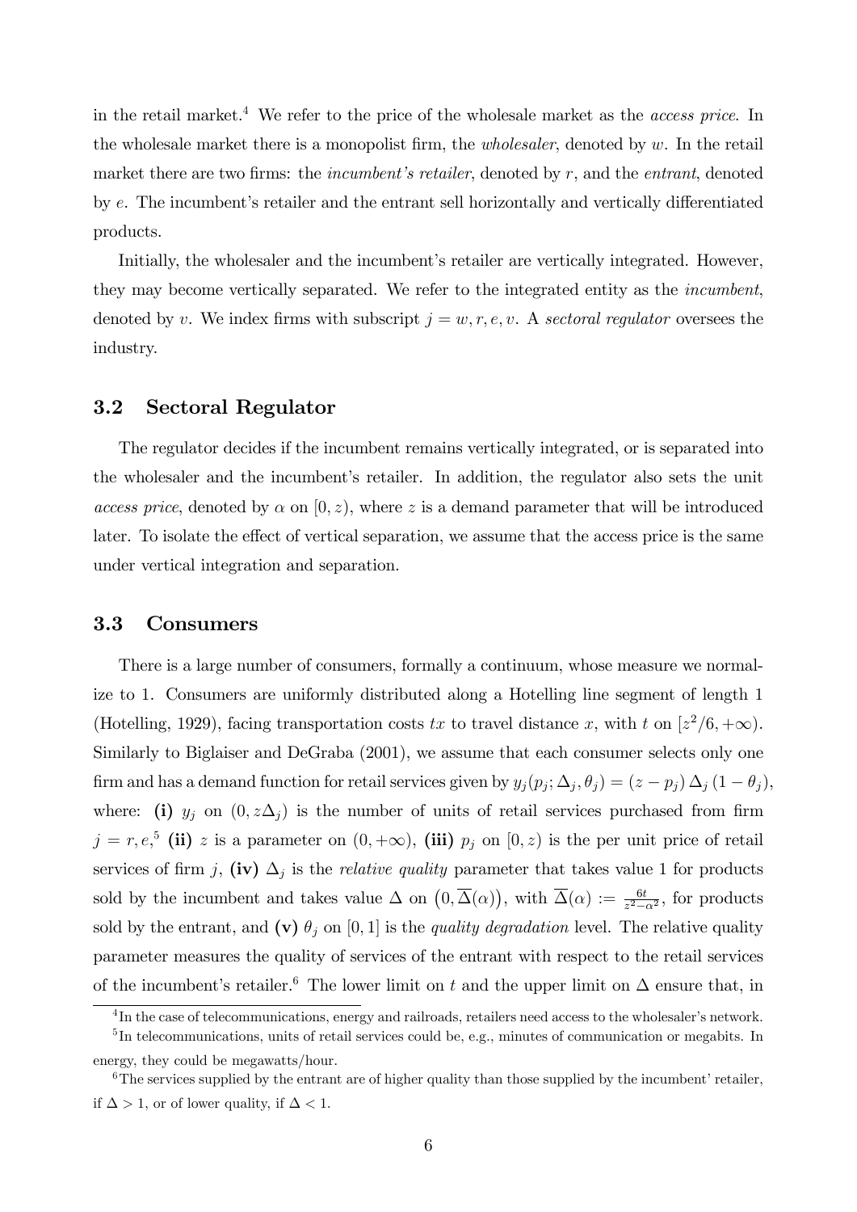in the retail market.[4] We refer to the price of the wholesale market as the *access price*. In the wholesale market there is a monopolist firm, the *wholesaler*, denoted by $w$. In the retail market there are two firms: the *incumbent's retailer*, denoted by $r$, and the *entrant*, denoted by $e$. The incumbent's retailer and the entrant sell horizontally and vertically differentiated products.

Initially, the wholesaler and the incumbent's retailer are vertically integrated. However, they may become vertically separated. We refer to the integrated entity as the *incumbent*, denoted by $v$. We index firms with subscript $j = w, r, e, v$. A *sectoral regulator* oversees the industry.

## 3.2 Sectoral Regulator

The regulator decides if the incumbent remains vertically integrated, or is separated into the wholesaler and the incumbent's retailer. In addition, the regulator also sets the unit *access price*, denoted by $\alpha$ on $[0, z)$, where $z$ is a demand parameter that will be introduced later. To isolate the effect of vertical separation, we assume that the access price is the same under vertical integration and separation.

## 3.3 Consumers

There is a large number of consumers, formally a continuum, whose measure we normalize to 1. Consumers are uniformly distributed along a Hotelling line segment of length 1 (Hotelling, 1929), facing transportation costs $tx$ to travel distance $x$, with $t$ on $[z^2/6, +\infty)$. Similarly to Biglaiser and DeGraba (2001), we assume that each consumer selects only one firm and has a demand function for retail services given by $y_j(p_j; \Delta_j, \theta_j) = (z - p_j)\,\Delta_j\,(1 - \theta_j)$, where: **(i)** $y_j$ on $(0, z\Delta_j)$ is the number of units of retail services purchased from firm $j = r, e$,[5] **(ii)** $z$ is a parameter on $(0, +\infty)$, **(iii)** $p_j$ on $[0, z)$ is the per unit price of retail services of firm $j$, **(iv)** $\Delta_j$ is the *relative quality* parameter that takes value 1 for products sold by the incumbent and takes value $\Delta$ on $\left(0, \overline{\Delta}(\alpha)\right)$, with $\overline{\Delta}(\alpha) := \frac{6t}{z^2 - \alpha^2}$, for products sold by the entrant, and **(v)** $\theta_j$ on $[0, 1]$ is the *quality degradation* level. The relative quality parameter measures the quality of services of the entrant with respect to the retail services of the incumbent's retailer.[6] The lower limit on $t$ and the upper limit on $\Delta$ ensure that, in

---

[4] In the case of telecommunications, energy and railroads, retailers need access to the wholesaler's network.

[5] In telecommunications, units of retail services could be, e.g., minutes of communication or megabits. In energy, they could be megawatts/hour.

[6] The services supplied by the entrant are of higher quality than those supplied by the incumbent' retailer, if $\Delta > 1$, or of lower quality, if $\Delta < 1$.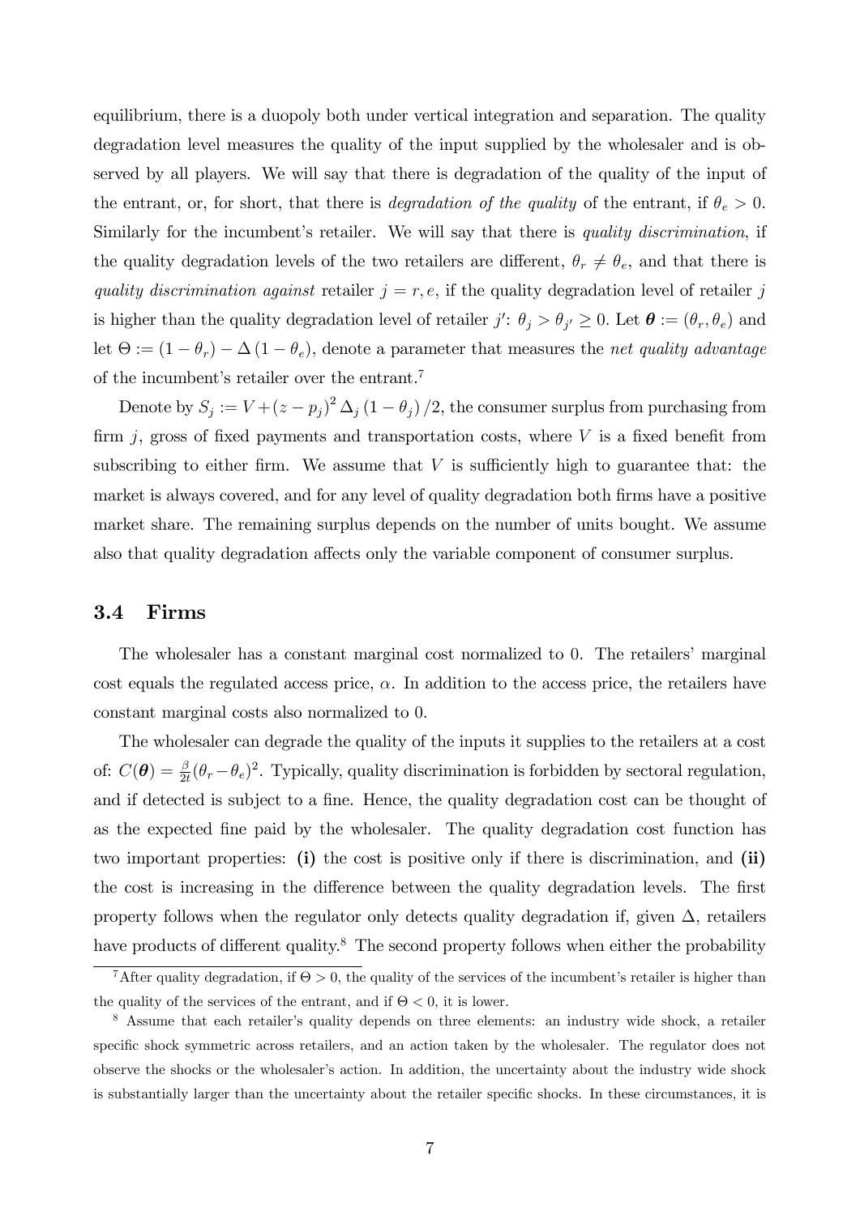equilibrium, there is a duopoly both under vertical integration and separation. The quality degradation level measures the quality of the input supplied by the wholesaler and is observed by all players. We will say that there is degradation of the quality of the input of the entrant, or, for short, that there is *degradation of the quality* of the entrant, if $\theta_e > 0$. Similarly for the incumbent's retailer. We will say that there is *quality discrimination*, if the quality degradation levels of the two retailers are different, $\theta_r \neq \theta_e$, and that there is *quality discrimination against* retailer $j = r, e$, if the quality degradation level of retailer $j$ is higher than the quality degradation level of retailer $j'$: $\theta_j > \theta_{j'} \geq 0$. Let $\boldsymbol{\theta} := (\theta_r, \theta_e)$ and let $\Theta := (1 - \theta_r) - \Delta (1 - \theta_e)$, denote a parameter that measures the *net quality advantage* of the incumbent's retailer over the entrant.[7]

Denote by $S_j := V + (z - p_j)^2 \Delta_j (1 - \theta_j) / 2$, the consumer surplus from purchasing from firm $j$, gross of fixed payments and transportation costs, where $V$ is a fixed benefit from subscribing to either firm. We assume that $V$ is sufficiently high to guarantee that: the market is always covered, and for any level of quality degradation both firms have a positive market share. The remaining surplus depends on the number of units bought. We assume also that quality degradation affects only the variable component of consumer surplus.

### 3.4 Firms

The wholesaler has a constant marginal cost normalized to 0. The retailers' marginal cost equals the regulated access price, $\alpha$. In addition to the access price, the retailers have constant marginal costs also normalized to 0.

The wholesaler can degrade the quality of the inputs it supplies to the retailers at a cost of: $C(\boldsymbol{\theta}) = \frac{\beta}{2t}(\theta_r - \theta_e)^2$. Typically, quality discrimination is forbidden by sectoral regulation, and if detected is subject to a fine. Hence, the quality degradation cost can be thought of as the expected fine paid by the wholesaler. The quality degradation cost function has two important properties: **(i)** the cost is positive only if there is discrimination, and **(ii)** the cost is increasing in the difference between the quality degradation levels. The first property follows when the regulator only detects quality degradation if, given $\Delta$, retailers have products of different quality.[8] The second property follows when either the probability

---

[7] After quality degradation, if $\Theta > 0$, the quality of the services of the incumbent's retailer is higher than the quality of the services of the entrant, and if $\Theta < 0$, it is lower.

[8] Assume that each retailer's quality depends on three elements: an industry wide shock, a retailer specific shock symmetric across retailers, and an action taken by the wholesaler. The regulator does not observe the shocks or the wholesaler's action. In addition, the uncertainty about the industry wide shock is substantially larger than the uncertainty about the retailer specific shocks. In these circumstances, it is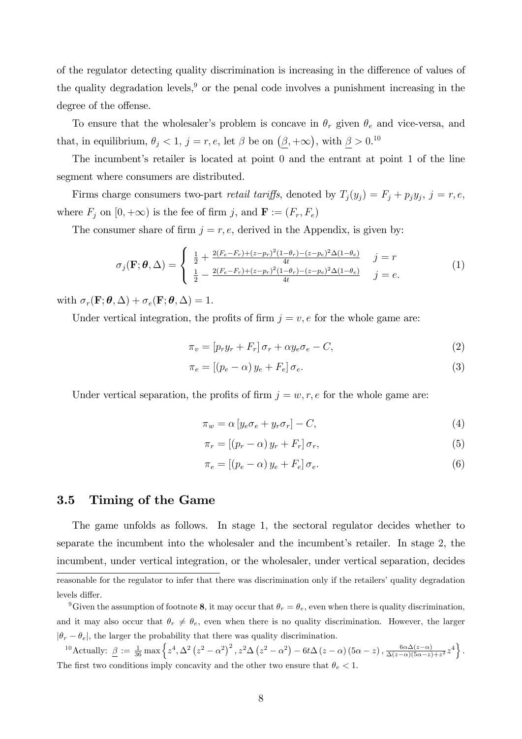of the regulator detecting quality discrimination is increasing in the difference of values of the quality degradation levels,[9] or the penal code involves a punishment increasing in the degree of the offense.

To ensure that the wholesaler's problem is concave in $\theta_r$ given $\theta_e$ and vice-versa, and that, in equilibrium, $\theta_j < 1$, $j = r, e$, let $\beta$ be on $(\underline{\beta}, +\infty)$, with $\underline{\beta} > 0$.[10]

The incumbent's retailer is located at point 0 and the entrant at point 1 of the line segment where consumers are distributed.

Firms charge consumers two-part *retail tariffs*, denoted by $T_j(y_j) = F_j + p_j y_j$, $j = r, e$, where $F_j$ on $[0, +\infty)$ is the fee of firm $j$, and $\mathbf{F} := (F_r, F_e)$

The consumer share of firm $j = r, e$, derived in the Appendix, is given by:

$$\sigma_j(\mathbf{F}; \boldsymbol{\theta}, \Delta) = \begin{cases} \frac{1}{2} + \frac{2(F_e - F_r) + (z - p_r)^2 (1 - \theta_r) - (z - p_e)^2 \Delta (1 - \theta_e)}{4t} & j = r \\ \frac{1}{2} - \frac{2(F_e - F_r) + (z - p_r)^2 (1 - \theta_r) - (z - p_e)^2 \Delta (1 - \theta_e)}{4t} & j = e. \end{cases} \tag{1}$$

with $\sigma_r(\mathbf{F}; \boldsymbol{\theta}, \Delta) + \sigma_e(\mathbf{F}; \boldsymbol{\theta}, \Delta) = 1$.

Under vertical integration, the profits of firm $j = v, e$ for the whole game are:

$$\pi_v = [p_r y_r + F_r] \sigma_r + \alpha y_e \sigma_e - C, \tag{2}$$

$$\pi_e = [(p_e - \alpha) y_e + F_e] \sigma_e. \tag{3}$$

Under vertical separation, the profits of firm $j = w, r, e$ for the whole game are:

$$\pi_w = \alpha [y_e \sigma_e + y_r \sigma_r] - C, \tag{4}$$

$$\pi_r = [(p_r - \alpha) y_r + F_r] \sigma_r, \tag{5}$$

$$\pi_e = [(p_e - \alpha) y_e + F_e] \sigma_e. \tag{6}$$

### 3.5 Timing of the Game

The game unfolds as follows. In stage 1, the sectoral regulator decides whether to separate the incumbent into the wholesaler and the incumbent's retailer. In stage 2, the incumbent, under vertical integration, or the wholesaler, under vertical separation, decides

---

reasonable for the regulator to infer that there was discrimination only if the retailers' quality degradation levels differ.

[9] Given the assumption of footnote **8**, it may occur that $\theta_r = \theta_e$, even when there is quality discrimination, and it may also occur that $\theta_r \neq \theta_e$, even when there is no quality discrimination. However, the larger $|\theta_r - \theta_e|$, the larger the probability that there was quality discrimination.

[10] Actually: $\underline{\beta} := \frac{1}{36} \max \left\{ z^4, \Delta^2 \left(z^2 - \alpha^2\right)^2, z^2 \Delta \left(z^2 - \alpha^2\right) - 6t\Delta (z - \alpha)(5\alpha - z), \frac{6\alpha\Delta(z-\alpha)}{\Delta(z-\alpha)(5\alpha - z) + z^2} z^4 \right\}$. The first two conditions imply concavity and the other two ensure that $\theta_e < 1$.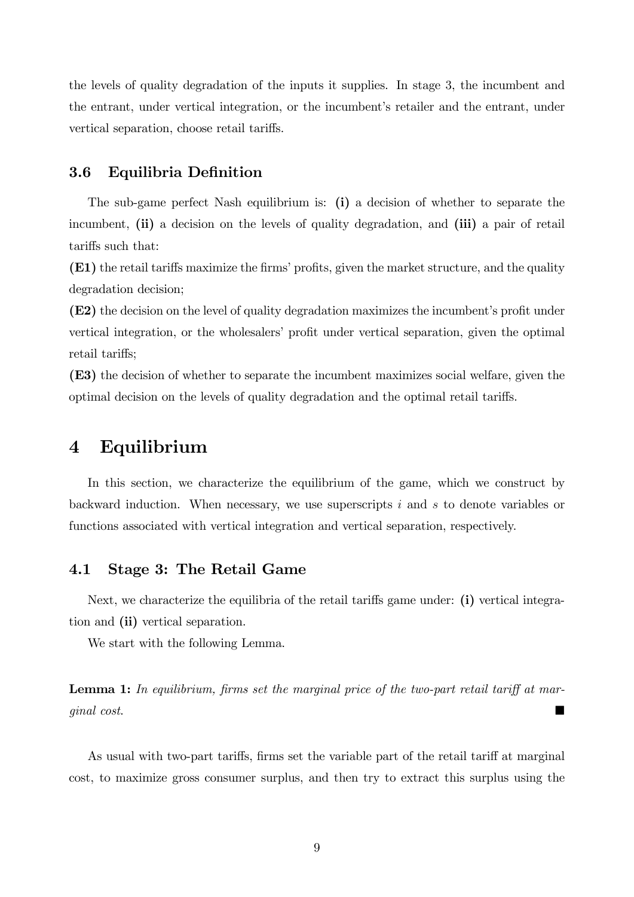the levels of quality degradation of the inputs it supplies. In stage 3, the incumbent and the entrant, under vertical integration, or the incumbent's retailer and the entrant, under vertical separation, choose retail tariffs.

### 3.6 Equilibria Definition

The sub-game perfect Nash equilibrium is: **(i)** a decision of whether to separate the incumbent, **(ii)** a decision on the levels of quality degradation, and **(iii)** a pair of retail tariffs such that:

**(E1)** the retail tariffs maximize the firms' profits, given the market structure, and the quality degradation decision;

**(E2)** the decision on the level of quality degradation maximizes the incumbent's profit under vertical integration, or the wholesalers' profit under vertical separation, given the optimal retail tariffs;

**(E3)** the decision of whether to separate the incumbent maximizes social welfare, given the optimal decision on the levels of quality degradation and the optimal retail tariffs.

## 4 Equilibrium

In this section, we characterize the equilibrium of the game, which we construct by backward induction. When necessary, we use superscripts $i$ and $s$ to denote variables or functions associated with vertical integration and vertical separation, respectively.

### 4.1 Stage 3: The Retail Game

Next, we characterize the equilibria of the retail tariffs game under: **(i)** vertical integration and **(ii)** vertical separation.

We start with the following Lemma.

**Lemma 1:** *In equilibrium, firms set the marginal price of the two-part retail tariff at marginal cost.* ■

As usual with two-part tariffs, firms set the variable part of the retail tariff at marginal cost, to maximize gross consumer surplus, and then try to extract this surplus using the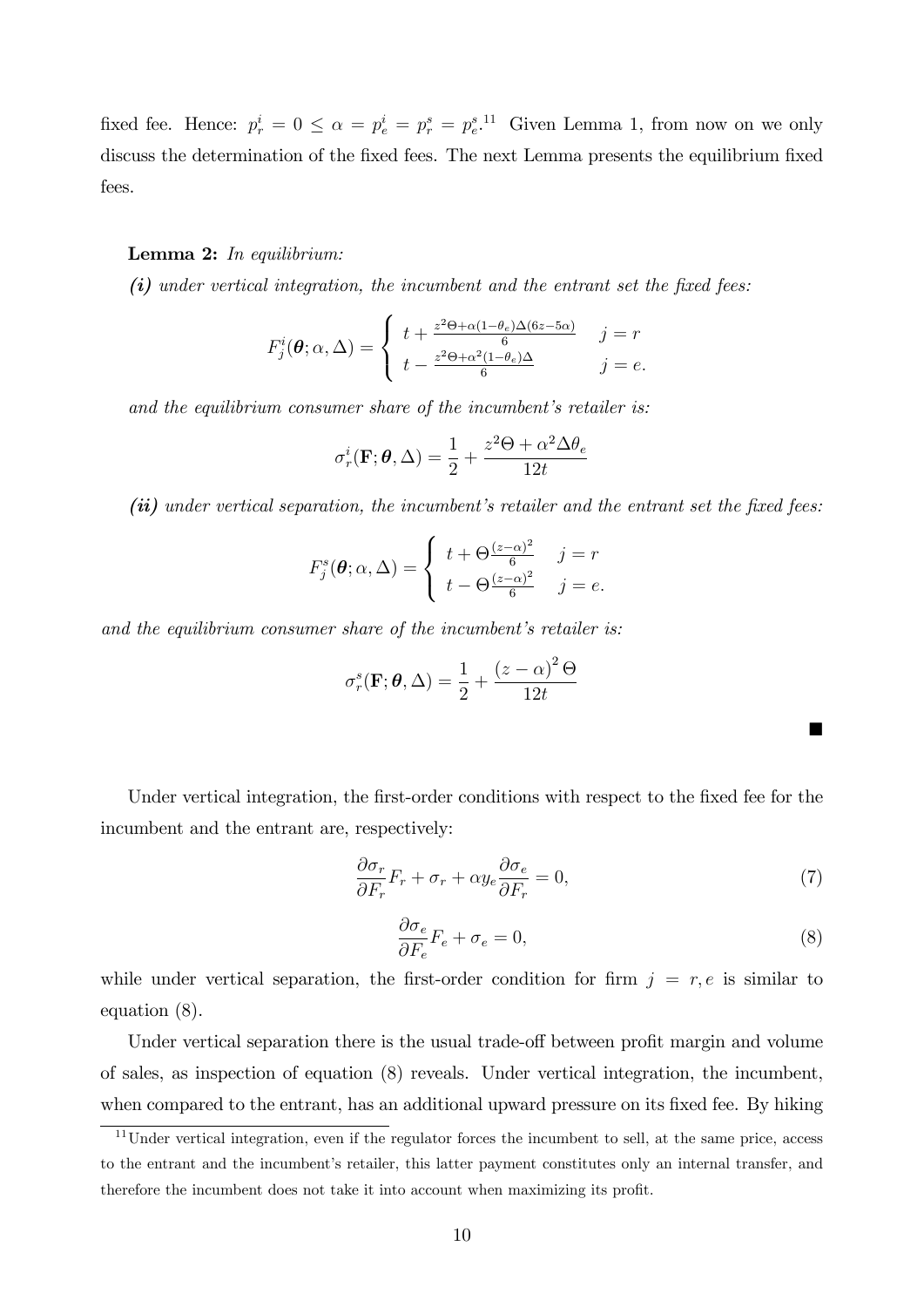fixed fee. Hence: $p_r^i = 0 \leq \alpha = p_e^i = p_r^s = p_e^s$.[11] Given Lemma 1, from now on we only discuss the determination of the fixed fees. The next Lemma presents the equilibrium fixed fees.

**Lemma 2:** *In equilibrium:*

***(i)*** *under vertical integration, the incumbent and the entrant set the fixed fees:*

$$F_j^i(\boldsymbol{\theta};\alpha,\Delta) = \begin{cases} t + \frac{z^2\Theta + \alpha(1-\theta_e)\Delta(6z-5\alpha)}{6} & j = r \\ t - \frac{z^2\Theta + \alpha^2(1-\theta_e)\Delta}{6} & j = e. \end{cases}$$

*and the equilibrium consumer share of the incumbent's retailer is:*

$$\sigma_r^i(\mathbf{F};\boldsymbol{\theta},\Delta) = \frac{1}{2} + \frac{z^2\Theta + \alpha^2\Delta\theta_e}{12t}$$

***(ii)*** *under vertical separation, the incumbent's retailer and the entrant set the fixed fees:*

$$F_j^s(\boldsymbol{\theta};\alpha,\Delta) = \begin{cases} t + \Theta\frac{(z-\alpha)^2}{6} & j = r \\ t - \Theta\frac{(z-\alpha)^2}{6} & j = e. \end{cases}$$

*and the equilibrium consumer share of the incumbent's retailer is:*

$$\sigma_r^s(\mathbf{F};\boldsymbol{\theta},\Delta) = \frac{1}{2} + \frac{(z-\alpha)^2\Theta}{12t}$$

■

Under vertical integration, the first-order conditions with respect to the fixed fee for the incumbent and the entrant are, respectively:

$$\frac{\partial \sigma_r}{\partial F_r}F_r + \sigma_r + \alpha y_e \frac{\partial \sigma_e}{\partial F_r} = 0, \tag{7}$$

$$\frac{\partial \sigma_e}{\partial F_e}F_e + \sigma_e = 0, \tag{8}$$

while under vertical separation, the first-order condition for firm $j = r, e$ is similar to equation (8).

Under vertical separation there is the usual trade-off between profit margin and volume of sales, as inspection of equation (8) reveals. Under vertical integration, the incumbent, when compared to the entrant, has an additional upward pressure on its fixed fee. By hiking

[11] Under vertical integration, even if the regulator forces the incumbent to sell, at the same price, access to the entrant and the incumbent's retailer, this latter payment constitutes only an internal transfer, and therefore the incumbent does not take it into account when maximizing its profit.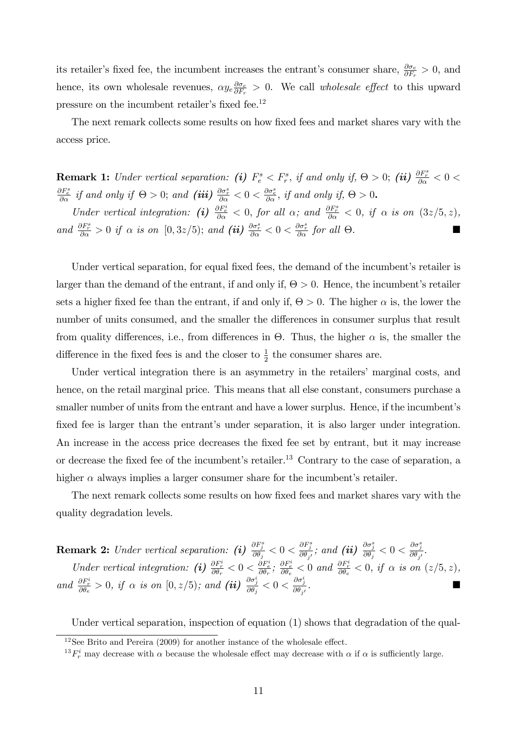its retailer's fixed fee, the incumbent increases the entrant's consumer share, $\frac{\partial \sigma_e}{\partial F_r} > 0$, and hence, its own wholesale revenues, $\alpha y_e \frac{\partial \sigma_e}{\partial F_r} > 0$. We call *wholesale effect* to this upward pressure on the incumbent retailer's fixed fee.[12]

The next remark collects some results on how fixed fees and market shares vary with the access price.

**Remark 1:** *Under vertical separation:* ***(i)*** $F_e^s < F_r^s$*, if and only if,* $\Theta > 0$; ***(ii)*** $\frac{\partial F_r^s}{\partial \alpha} < 0 < \frac{\partial F_e^s}{\partial \alpha}$ *if and only if* $\Theta > 0$; *and* ***(iii)*** $\frac{\partial \sigma_r^s}{\partial \alpha} < 0 < \frac{\partial \sigma_e^s}{\partial \alpha}$*, if and only if,* $\Theta > 0$**.**

*Under vertical integration:* ***(i)*** $\frac{\partial F_e^i}{\partial \alpha} < 0$*, for all* $\alpha$*; and* $\frac{\partial F_r^s}{\partial \alpha} < 0$*, if* $\alpha$ *is on* $(3z/5, z)$*, and* $\frac{\partial F_r^s}{\partial \alpha} > 0$ *if* $\alpha$ *is on* $[0, 3z/5)$*; and* ***(ii)*** $\frac{\partial \sigma_r^s}{\partial \alpha} < 0 < \frac{\partial \sigma_r^s}{\partial \alpha}$ *for all* $\Theta$. ■

Under vertical separation, for equal fixed fees, the demand of the incumbent's retailer is larger than the demand of the entrant, if and only if, $\Theta > 0$. Hence, the incumbent's retailer sets a higher fixed fee than the entrant, if and only if, $\Theta > 0$. The higher $\alpha$ is, the lower the number of units consumed, and the smaller the differences in consumer surplus that result from quality differences, i.e., from differences in $\Theta$. Thus, the higher $\alpha$ is, the smaller the difference in the fixed fees is and the closer to $\frac{1}{2}$ the consumer shares are.

Under vertical integration there is an asymmetry in the retailers' marginal costs, and hence, on the retail marginal price. This means that all else constant, consumers purchase a smaller number of units from the entrant and have a lower surplus. Hence, if the incumbent's fixed fee is larger than the entrant's under separation, it is also larger under integration. An increase in the access price decreases the fixed fee set by entrant, but it may increase or decrease the fixed fee of the incumbent's retailer.[13] Contrary to the case of separation, a higher $\alpha$ always implies a larger consumer share for the incumbent's retailer.

The next remark collects some results on how fixed fees and market shares vary with the quality degradation levels.

**Remark 2:** *Under vertical separation:* ***(i)*** $\frac{\partial F_j^s}{\partial \theta_j} < 0 < \frac{\partial F_j^s}{\partial \theta_{j'}}$*; and* ***(ii)*** $\frac{\partial \sigma_j^s}{\partial \theta_j} < 0 < \frac{\partial \sigma_j^s}{\partial \theta_{j'}}$.

*Under vertical integration:* ***(i)*** $\frac{\partial F_r^i}{\partial \theta_r} < 0 < \frac{\partial F_e^i}{\partial \theta_r}$*;* $\frac{\partial F_e^i}{\partial \theta_e} < 0$ *and* $\frac{\partial F_r^i}{\partial \theta_e} < 0$*, if* $\alpha$ *is on* $(z/5, z)$*, and* $\frac{\partial F_r^i}{\partial \theta_e} > 0$*, if* $\alpha$ *is on* $[0, z/5)$*; and* ***(ii)*** $\frac{\partial \sigma_j^i}{\partial \theta_j} < 0 < \frac{\partial \sigma_j^i}{\partial \theta_{j'}}$. ■

Under vertical separation, inspection of equation (1) shows that degradation of the qual-

[12] See Brito and Pereira (2009) for another instance of the wholesale effect.

[13] $F_r^i$ may decrease with $\alpha$ because the wholesale effect may decrease with $\alpha$ if $\alpha$ is sufficiently large.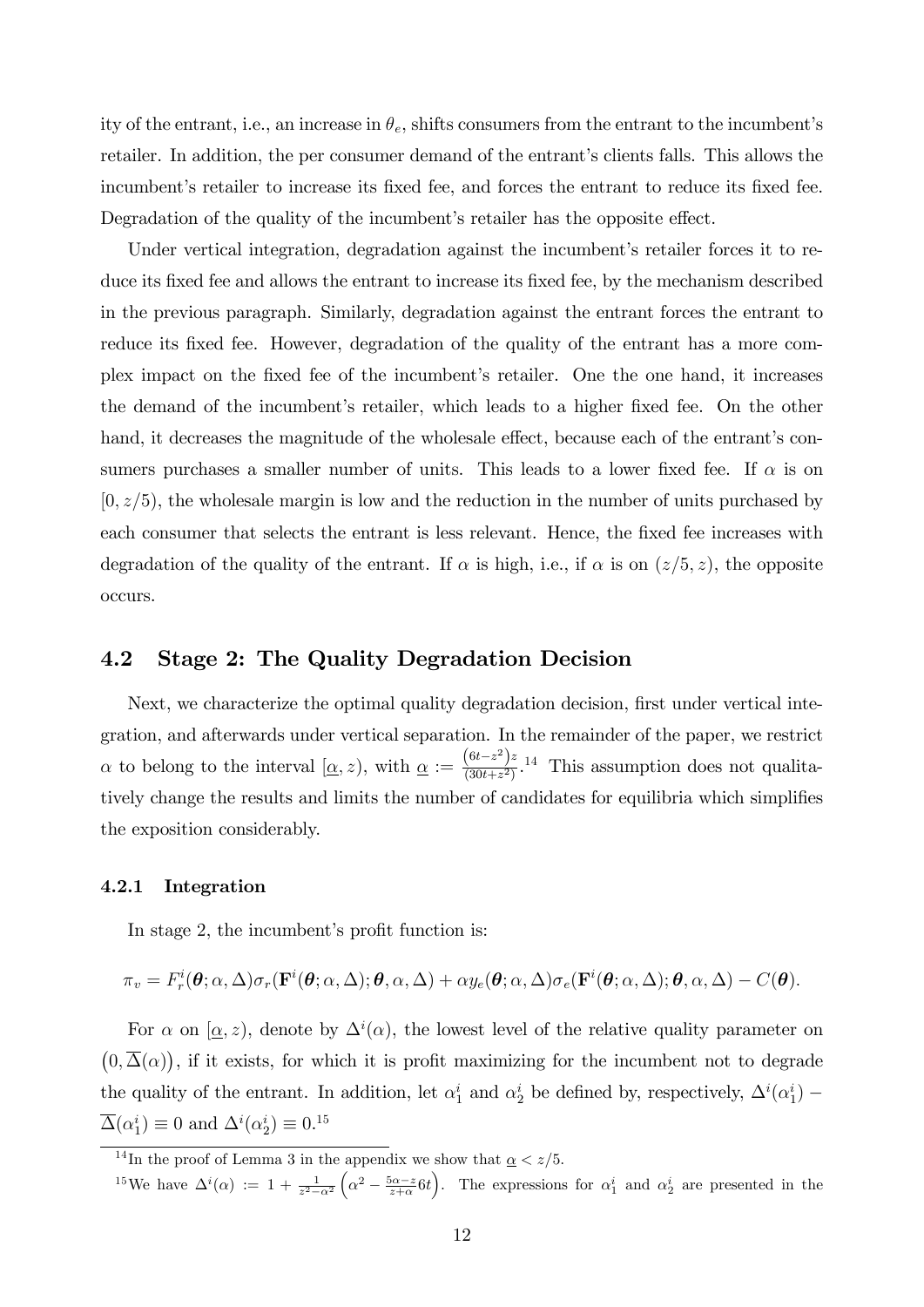ity of the entrant, i.e., an increase in $\theta_e$, shifts consumers from the entrant to the incumbent's retailer. In addition, the per consumer demand of the entrant's clients falls. This allows the incumbent's retailer to increase its fixed fee, and forces the entrant to reduce its fixed fee. Degradation of the quality of the incumbent's retailer has the opposite effect.

Under vertical integration, degradation against the incumbent's retailer forces it to reduce its fixed fee and allows the entrant to increase its fixed fee, by the mechanism described in the previous paragraph. Similarly, degradation against the entrant forces the entrant to reduce its fixed fee. However, degradation of the quality of the entrant has a more complex impact on the fixed fee of the incumbent's retailer. One the one hand, it increases the demand of the incumbent's retailer, which leads to a higher fixed fee. On the other hand, it decreases the magnitude of the wholesale effect, because each of the entrant's consumers purchases a smaller number of units. This leads to a lower fixed fee. If $\alpha$ is on $[0, z/5)$, the wholesale margin is low and the reduction in the number of units purchased by each consumer that selects the entrant is less relevant. Hence, the fixed fee increases with degradation of the quality of the entrant. If $\alpha$ is high, i.e., if $\alpha$ is on $(z/5, z)$, the opposite occurs.

## 4.2 Stage 2: The Quality Degradation Decision

Next, we characterize the optimal quality degradation decision, first under vertical integration, and afterwards under vertical separation. In the remainder of the paper, we restrict $\alpha$ to belong to the interval $[\underline{\alpha}, z)$, with $\underline{\alpha} := \frac{(6t-z^2)z}{(30t+z^2)}$.[14] This assumption does not qualitatively change the results and limits the number of candidates for equilibria which simplifies the exposition considerably.

### 4.2.1 Integration

In stage 2, the incumbent's profit function is:

$$\pi_v = F_r^i(\boldsymbol{\theta}; \alpha, \Delta)\sigma_r(\mathbf{F}^i(\boldsymbol{\theta}; \alpha, \Delta); \boldsymbol{\theta}, \alpha, \Delta) + \alpha y_e(\boldsymbol{\theta}; \alpha, \Delta)\sigma_e(\mathbf{F}^i(\boldsymbol{\theta}; \alpha, \Delta); \boldsymbol{\theta}, \alpha, \Delta) - C(\boldsymbol{\theta}).$$

For $\alpha$ on $[\underline{\alpha}, z)$, denote by $\Delta^i(\alpha)$, the lowest level of the relative quality parameter on $\left(0, \overline{\Delta}(\alpha)\right)$, if it exists, for which it is profit maximizing for the incumbent not to degrade the quality of the entrant. In addition, let $\alpha_1^i$ and $\alpha_2^i$ be defined by, respectively, $\Delta^i(\alpha_1^i) - \overline{\Delta}(\alpha_1^i) \equiv 0$ and $\Delta^i(\alpha_2^i) \equiv 0$.[15]

[14] In the proof of Lemma 3 in the appendix we show that $\underline{\alpha} < z/5$.

[15] We have $\Delta^i(\alpha) := 1 + \frac{1}{z^2-\alpha^2}\left(\alpha^2 - \frac{5\alpha - z}{z+\alpha}6t\right)$. The expressions for $\alpha_1^i$ and $\alpha_2^i$ are presented in the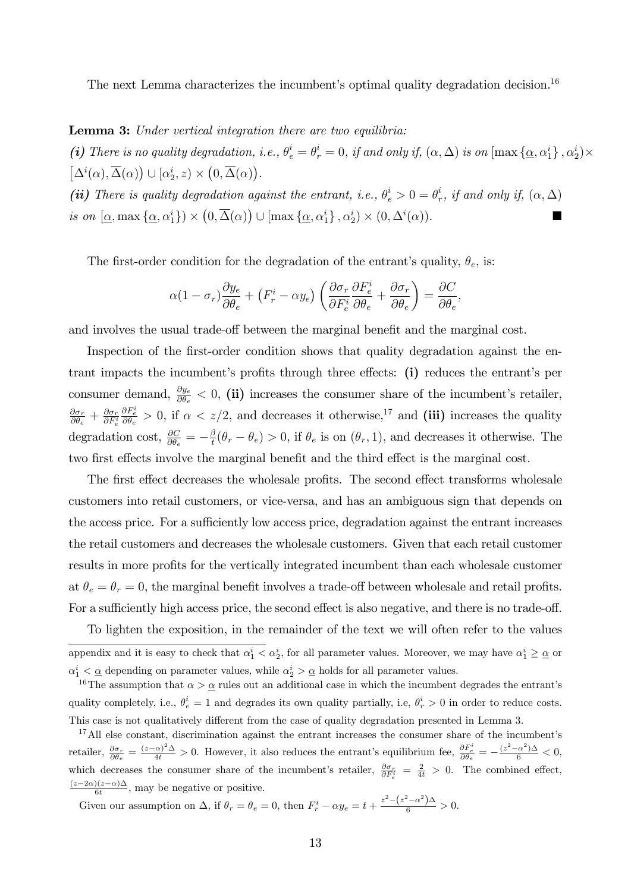The next Lemma characterizes the incumbent's optimal quality degradation decision.[16]

**Lemma 3:** *Under vertical integration there are two equilibria:*

***(i)*** *There is no quality degradation, i.e., $\theta_e^i = \theta_r^i = 0$, if and only if, $(\alpha, \Delta)$ is on $[\max\{\underline{\alpha}, \alpha_1^i\}, \alpha_2^i) \times [\Delta^i(\alpha), \overline{\Delta}(\alpha)) \cup [\alpha_2^i, z) \times (0, \overline{\Delta}(\alpha))$.*

***(ii)*** *There is quality degradation against the entrant, i.e., $\theta_e^i > 0 = \theta_r^i$, if and only if, $(\alpha, \Delta)$ is on $[\underline{\alpha}, \max\{\underline{\alpha}, \alpha_1^i\}) \times (0, \overline{\Delta}(\alpha)) \cup [\max\{\underline{\alpha}, \alpha_1^i\}, \alpha_2^i) \times (0, \Delta^i(\alpha))$.* ■

The first-order condition for the degradation of the entrant's quality, $\theta_e$, is:

$$\alpha(1 - \sigma_r)\frac{\partial y_e}{\partial \theta_e} + \left(F_r^i - \alpha y_e\right)\left(\frac{\partial \sigma_r}{\partial F_e^i}\frac{\partial F_e^i}{\partial \theta_e} + \frac{\partial \sigma_r}{\partial \theta_e}\right) = \frac{\partial C}{\partial \theta_e},$$

and involves the usual trade-off between the marginal benefit and the marginal cost.

Inspection of the first-order condition shows that quality degradation against the entrant impacts the incumbent's profits through three effects: **(i)** reduces the entrant's per consumer demand, $\frac{\partial y_e}{\partial \theta_e} < 0$, **(ii)** increases the consumer share of the incumbent's retailer, $\frac{\partial \sigma_r}{\partial \theta_e} + \frac{\partial \sigma_r}{\partial F_e^i}\frac{\partial F_e^i}{\partial \theta_e} > 0$, if $\alpha < z/2$, and decreases it otherwise,[17] and **(iii)** increases the quality degradation cost, $\frac{\partial C}{\partial \theta_e} = -\frac{\beta}{t}(\theta_r - \theta_e) > 0$, if $\theta_e$ is on $(\theta_r, 1)$, and decreases it otherwise. The two first effects involve the marginal benefit and the third effect is the marginal cost.

The first effect decreases the wholesale profits. The second effect transforms wholesale customers into retail customers, or vice-versa, and has an ambiguous sign that depends on the access price. For a sufficiently low access price, degradation against the entrant increases the retail customers and decreases the wholesale customers. Given that each retail customer results in more profits for the vertically integrated incumbent than each wholesale customer at $\theta_e = \theta_r = 0$, the marginal benefit involves a trade-off between wholesale and retail profits. For a sufficiently high access price, the second effect is also negative, and there is no trade-off.

To lighten the exposition, in the remainder of the text we will often refer to the values

---

appendix and it is easy to check that $\alpha_1^i < \alpha_2^i$, for all parameter values. Moreover, we may have $\alpha_1^i \geq \underline{\alpha}$ or $\alpha_1^i < \underline{\alpha}$ depending on parameter values, while $\alpha_2^i > \underline{\alpha}$ holds for all parameter values.

[16] The assumption that $\alpha > \underline{\alpha}$ rules out an additional case in which the incumbent degrades the entrant's quality completely, i.e., $\theta_e^i = 1$ and degrades its own quality partially, i.e, $\theta_r^i > 0$ in order to reduce costs. This case is not qualitatively different from the case of quality degradation presented in Lemma 3.

[17] All else constant, discrimination against the entrant increases the consumer share of the incumbent's retailer, $\frac{\partial \sigma_r}{\partial \theta_e} = \frac{(z-\alpha)^2\Delta}{4t} > 0$. However, it also reduces the entrant's equilibrium fee, $\frac{\partial F_e^i}{\partial \theta_e} = -\frac{(z^2-\alpha^2)\Delta}{6} < 0$, which decreases the consumer share of the incumbent's retailer, $\frac{\partial \sigma_r}{\partial F_e^i} = \frac{2}{4t} > 0$. The combined effect, $\frac{(z-2\alpha)(z-\alpha)\Delta}{6t}$, may be negative or positive.

Given our assumption on $\Delta$, if $\theta_r = \theta_e = 0$, then $F_r^i - \alpha y_e = t + \frac{z^2 - (z^2-\alpha^2)\Delta}{6} > 0$.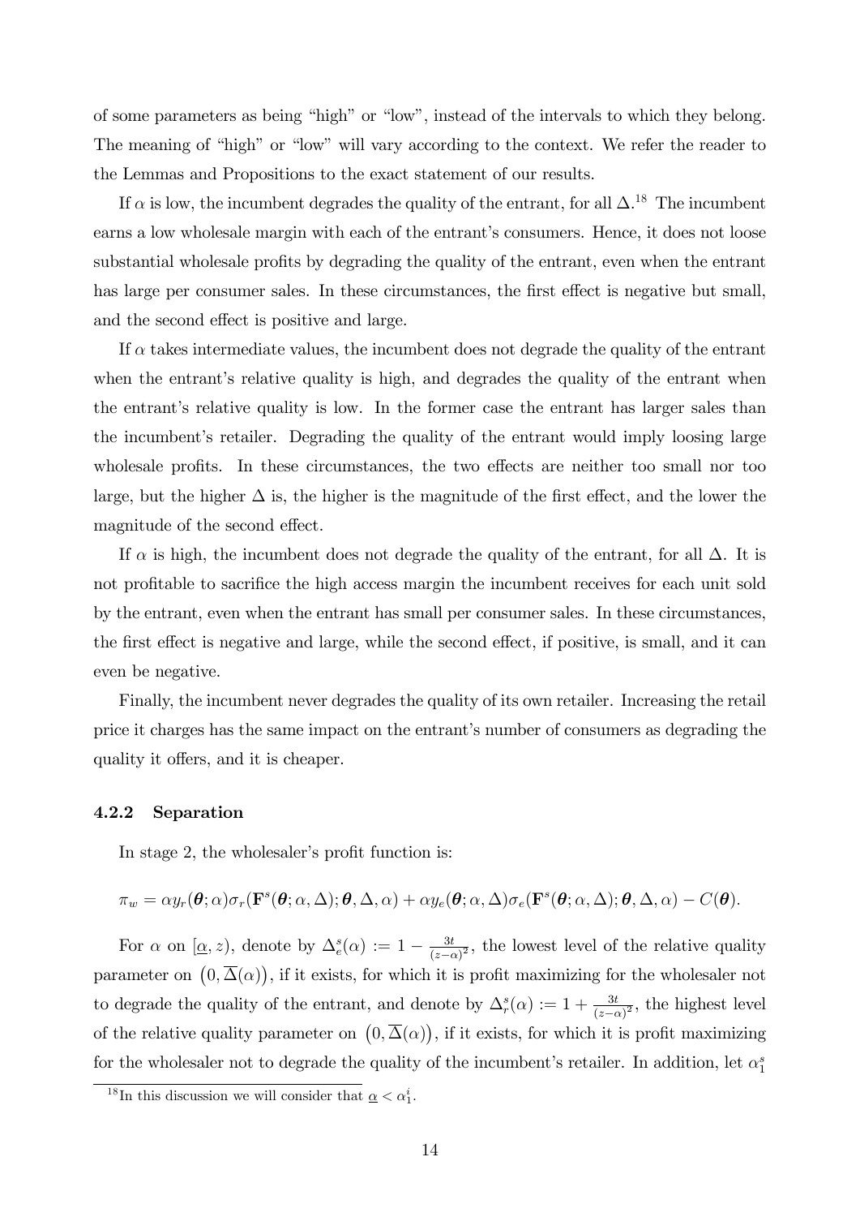of some parameters as being "high" or "low", instead of the intervals to which they belong. The meaning of "high" or "low" will vary according to the context. We refer the reader to the Lemmas and Propositions to the exact statement of our results.

If $\alpha$ is low, the incumbent degrades the quality of the entrant, for all $\Delta$.[18] The incumbent earns a low wholesale margin with each of the entrant's consumers. Hence, it does not loose substantial wholesale profits by degrading the quality of the entrant, even when the entrant has large per consumer sales. In these circumstances, the first effect is negative but small, and the second effect is positive and large.

If $\alpha$ takes intermediate values, the incumbent does not degrade the quality of the entrant when the entrant's relative quality is high, and degrades the quality of the entrant when the entrant's relative quality is low. In the former case the entrant has larger sales than the incumbent's retailer. Degrading the quality of the entrant would imply loosing large wholesale profits. In these circumstances, the two effects are neither too small nor too large, but the higher $\Delta$ is, the higher is the magnitude of the first effect, and the lower the magnitude of the second effect.

If $\alpha$ is high, the incumbent does not degrade the quality of the entrant, for all $\Delta$. It is not profitable to sacrifice the high access margin the incumbent receives for each unit sold by the entrant, even when the entrant has small per consumer sales. In these circumstances, the first effect is negative and large, while the second effect, if positive, is small, and it can even be negative.

Finally, the incumbent never degrades the quality of its own retailer. Increasing the retail price it charges has the same impact on the entrant's number of consumers as degrading the quality it offers, and it is cheaper.

### 4.2.2 Separation

In stage 2, the wholesaler's profit function is:

$$\pi_w = \alpha y_r(\boldsymbol{\theta};\alpha)\sigma_r(\mathbf{F}^s(\boldsymbol{\theta};\alpha,\Delta);\boldsymbol{\theta},\Delta,\alpha) + \alpha y_e(\boldsymbol{\theta};\alpha,\Delta)\sigma_e(\mathbf{F}^s(\boldsymbol{\theta};\alpha,\Delta);\boldsymbol{\theta},\Delta,\alpha) - C(\boldsymbol{\theta}).$$

For $\alpha$ on $[\underline{\alpha}, z)$, denote by $\Delta_e^s(\alpha) := 1 - \frac{3t}{(z-\alpha)^2}$, the lowest level of the relative quality parameter on $\left(0, \overline{\Delta}(\alpha)\right)$, if it exists, for which it is profit maximizing for the wholesaler not to degrade the quality of the entrant, and denote by $\Delta_r^s(\alpha) := 1 + \frac{3t}{(z-\alpha)^2}$, the highest level of the relative quality parameter on $\left(0, \overline{\Delta}(\alpha)\right)$, if it exists, for which it is profit maximizing for the wholesaler not to degrade the quality of the incumbent's retailer. In addition, let $\alpha_1^s$

[18] In this discussion we will consider that $\underline{\alpha} < \alpha_1^i$.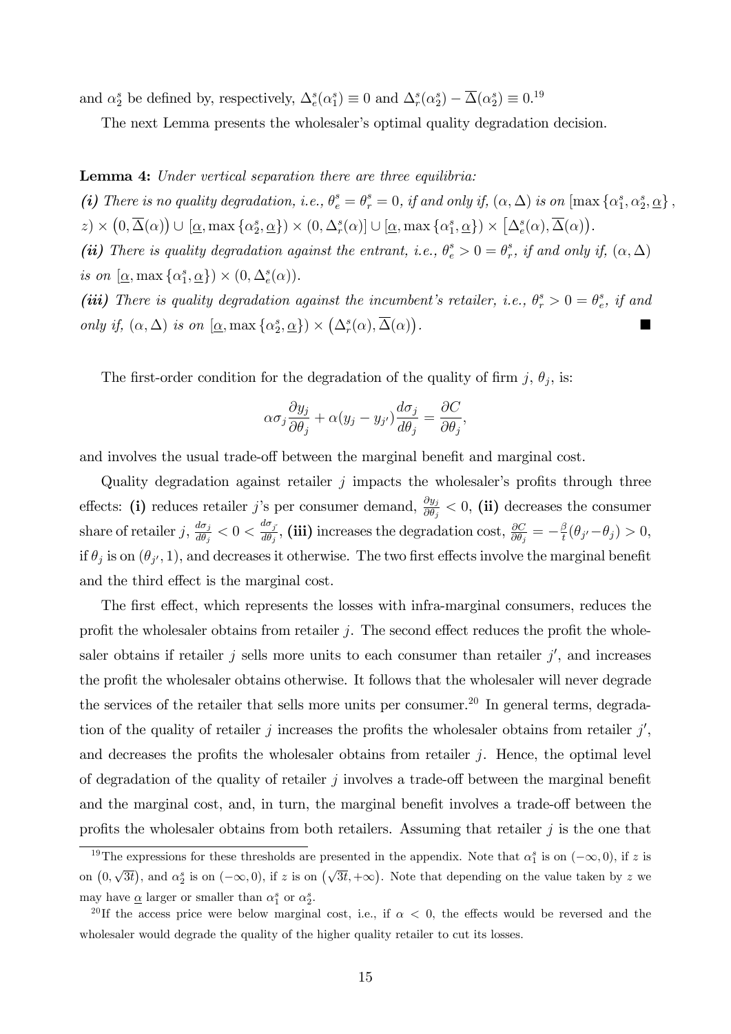and $\alpha_2^s$ be defined by, respectively, $\Delta_e^s(\alpha_1^s) \equiv 0$ and $\Delta_r^s(\alpha_2^s) - \overline{\Delta}(\alpha_2^s) \equiv 0$.[19]

The next Lemma presents the wholesaler's optimal quality degradation decision.

**Lemma 4:** *Under vertical separation there are three equilibria:*

***(i)*** *There is no quality degradation, i.e., $\theta_e^s = \theta_r^s = 0$, if and only if, $(\alpha, \Delta)$ is on $[\max\{\alpha_1^s, \alpha_2^s, \underline{\alpha}\}, z) \times (0, \overline{\Delta}(\alpha)) \cup [\underline{\alpha}, \max\{\alpha_2^s, \underline{\alpha}\}) \times (0, \Delta_r^s(\alpha)] \cup [\underline{\alpha}, \max\{\alpha_1^s, \underline{\alpha}\}) \times [\Delta_e^s(\alpha), \overline{\Delta}(\alpha))$.*

***(ii)*** *There is quality degradation against the entrant, i.e., $\theta_e^s > 0 = \theta_r^s$, if and only if, $(\alpha, \Delta)$ is on $[\underline{\alpha}, \max\{\alpha_1^s, \underline{\alpha}\}) \times (0, \Delta_e^s(\alpha))$.*

***(iii)*** *There is quality degradation against the incumbent's retailer, i.e., $\theta_r^s > 0 = \theta_e^s$, if and only if, $(\alpha, \Delta)$ is on $[\underline{\alpha}, \max\{\alpha_2^s, \underline{\alpha}\}) \times (\Delta_r^s(\alpha), \overline{\Delta}(\alpha))$.* ■

The first-order condition for the degradation of the quality of firm $j$, $\theta_j$, is:

$$\alpha\sigma_j \frac{\partial y_j}{\partial \theta_j} + \alpha(y_j - y_{j'}) \frac{d\sigma_j}{d\theta_j} = \frac{\partial C}{\partial \theta_j},$$

and involves the usual trade-off between the marginal benefit and marginal cost.

Quality degradation against retailer $j$ impacts the wholesaler's profits through three effects: **(i)** reduces retailer $j$'s per consumer demand, $\frac{\partial y_j}{\partial \theta_j} < 0$, **(ii)** decreases the consumer share of retailer $j$, $\frac{d\sigma_j}{d\theta_j} < 0 < \frac{d\sigma_{\bar{j}}}{d\theta_j}$, **(iii)** increases the degradation cost, $\frac{\partial C}{\partial \theta_j} = -\frac{\beta}{t}(\theta_{j'} - \theta_j) > 0$, if $\theta_j$ is on $(\theta_{j'}, 1)$, and decreases it otherwise. The two first effects involve the marginal benefit and the third effect is the marginal cost.

The first effect, which represents the losses with infra-marginal consumers, reduces the profit the wholesaler obtains from retailer $j$. The second effect reduces the profit the wholesaler obtains if retailer $j$ sells more units to each consumer than retailer $j'$, and increases the profit the wholesaler obtains otherwise. It follows that the wholesaler will never degrade the services of the retailer that sells more units per consumer.[20] In general terms, degradation of the quality of retailer $j$ increases the profits the wholesaler obtains from retailer $j'$, and decreases the profits the wholesaler obtains from retailer $j$. Hence, the optimal level of degradation of the quality of retailer $j$ involves a trade-off between the marginal benefit and the marginal cost, and, in turn, the marginal benefit involves a trade-off between the profits the wholesaler obtains from both retailers. Assuming that retailer $j$ is the one that

[19] The expressions for these thresholds are presented in the appendix. Note that $\alpha_1^s$ is on $(-\infty, 0)$, if $z$ is on $(0, \sqrt{3t})$, and $\alpha_2^s$ is on $(-\infty, 0)$, if $z$ is on $(\sqrt{3t}, +\infty)$. Note that depending on the value taken by $z$ we may have $\underline{\alpha}$ larger or smaller than $\alpha_1^s$ or $\alpha_2^s$.

[20] If the access price were below marginal cost, i.e., if $\alpha < 0$, the effects would be reversed and the wholesaler would degrade the quality of the higher quality retailer to cut its losses.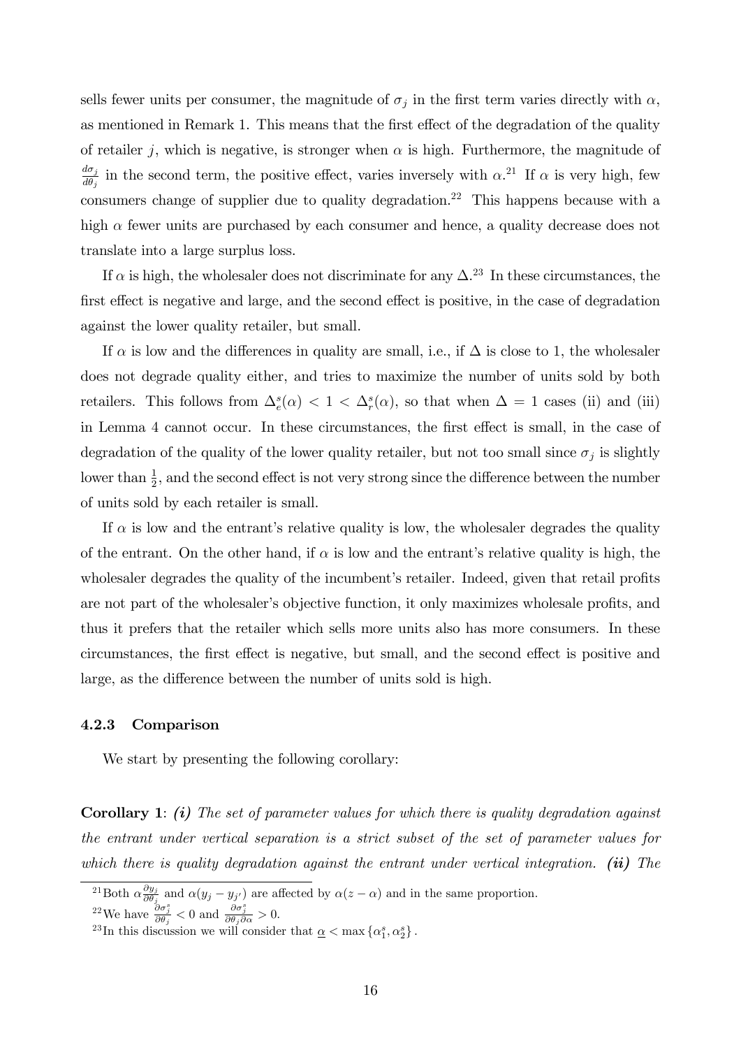sells fewer units per consumer, the magnitude of $\sigma_j$ in the first term varies directly with $\alpha$, as mentioned in Remark 1. This means that the first effect of the degradation of the quality of retailer $j$, which is negative, is stronger when $\alpha$ is high. Furthermore, the magnitude of $\frac{d\sigma_j}{d\theta_j}$ in the second term, the positive effect, varies inversely with $\alpha$.[21] If $\alpha$ is very high, few consumers change of supplier due to quality degradation.[22] This happens because with a high $\alpha$ fewer units are purchased by each consumer and hence, a quality decrease does not translate into a large surplus loss.

If $\alpha$ is high, the wholesaler does not discriminate for any $\Delta$.[23] In these circumstances, the first effect is negative and large, and the second effect is positive, in the case of degradation against the lower quality retailer, but small.

If $\alpha$ is low and the differences in quality are small, i.e., if $\Delta$ is close to 1, the wholesaler does not degrade quality either, and tries to maximize the number of units sold by both retailers. This follows from $\Delta_e^s(\alpha) < 1 < \Delta_r^s(\alpha)$, so that when $\Delta = 1$ cases (ii) and (iii) in Lemma 4 cannot occur. In these circumstances, the first effect is small, in the case of degradation of the quality of the lower quality retailer, but not too small since $\sigma_j$ is slightly lower than $\frac{1}{2}$, and the second effect is not very strong since the difference between the number of units sold by each retailer is small.

If $\alpha$ is low and the entrant's relative quality is low, the wholesaler degrades the quality of the entrant. On the other hand, if $\alpha$ is low and the entrant's relative quality is high, the wholesaler degrades the quality of the incumbent's retailer. Indeed, given that retail profits are not part of the wholesaler's objective function, it only maximizes wholesale profits, and thus it prefers that the retailer which sells more units also has more consumers. In these circumstances, the first effect is negative, but small, and the second effect is positive and large, as the difference between the number of units sold is high.

### 4.2.3 Comparison

We start by presenting the following corollary:

**Corollary 1**: ***(i)*** *The set of parameter values for which there is quality degradation against the entrant under vertical separation is a strict subset of the set of parameter values for which there is quality degradation against the entrant under vertical integration.* ***(ii)*** *The*

---

[21] Both $\alpha\frac{\partial y_j}{\partial \theta_j}$ and $\alpha(y_j - y_{j'})$ are affected by $\alpha(z-\alpha)$ and in the same proportion.

[22] We have $\frac{\partial \sigma_j^s}{\partial \theta_j} < 0$ and $\frac{\partial \sigma_j^s}{\partial \theta_j \partial \alpha} > 0$.

[23] In this discussion we will consider that $\underline{\alpha} < \max\{\alpha_1^s, \alpha_2^s\}$.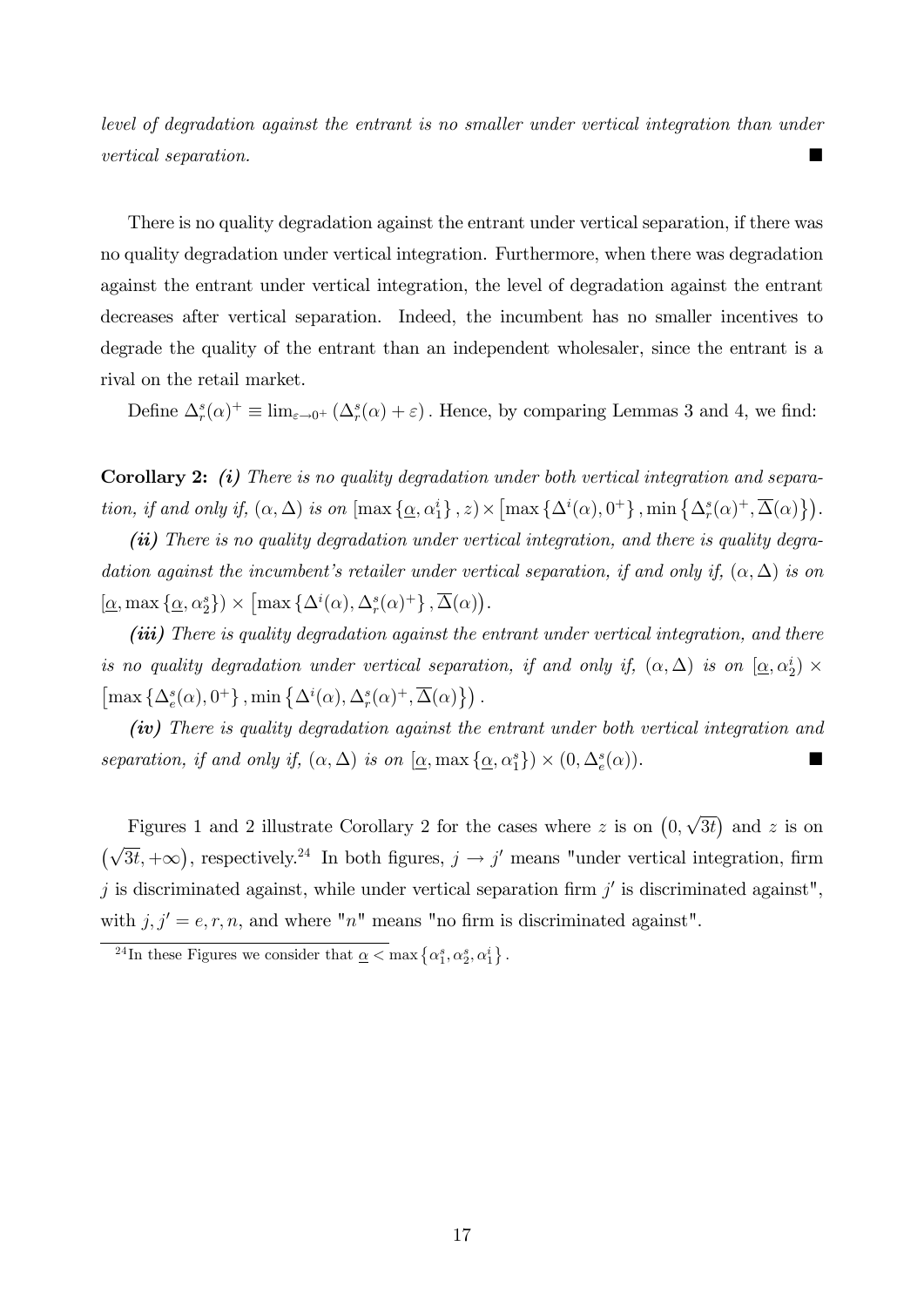*level of degradation against the entrant is no smaller under vertical integration than under vertical separation.* ■

There is no quality degradation against the entrant under vertical separation, if there was no quality degradation under vertical integration. Furthermore, when there was degradation against the entrant under vertical integration, the level of degradation against the entrant decreases after vertical separation. Indeed, the incumbent has no smaller incentives to degrade the quality of the entrant than an independent wholesaler, since the entrant is a rival on the retail market.

Define $\Delta_r^s(\alpha)^+ \equiv \lim_{\varepsilon \to 0^+} \left( \Delta_r^s(\alpha) + \varepsilon \right)$. Hence, by comparing Lemmas 3 and 4, we find:

**Corollary 2:** ***(i)*** *There is no quality degradation under both vertical integration and separation, if and only if, $(\alpha, \Delta)$ is on $[\max\{\underline{\alpha}, \alpha_1^i\}, z) \times \left[\max\{\Delta^i(\alpha), 0^+\}, \min\{\Delta_r^s(\alpha)^+, \overline{\Delta}(\alpha)\}\right)$.*

***(ii)*** *There is no quality degradation under vertical integration, and there is quality degradation against the incumbent's retailer under vertical separation, if and only if, $(\alpha, \Delta)$ is on $[\underline{\alpha}, \max\{\underline{\alpha}, \alpha_2^s\}) \times \left[\max\{\Delta^i(\alpha), \Delta_r^s(\alpha)^+\}, \overline{\Delta}(\alpha)\right)$.*

***(iii)*** *There is quality degradation against the entrant under vertical integration, and there is no quality degradation under vertical separation, if and only if, $(\alpha, \Delta)$ is on $[\underline{\alpha}, \alpha_2^i) \times \left[\max\{\Delta_e^s(\alpha), 0^+\}, \min\{\Delta^i(\alpha), \Delta_r^s(\alpha)^+, \overline{\Delta}(\alpha)\}\right)$.*

***(iv)*** *There is quality degradation against the entrant under both vertical integration and separation, if and only if, $(\alpha, \Delta)$ is on $[\underline{\alpha}, \max\{\underline{\alpha}, \alpha_1^s\}) \times (0, \Delta_e^s(\alpha))$.* ■

Figures 1 and 2 illustrate Corollary 2 for the cases where $z$ is on $\left(0, \sqrt{3t}\right)$ and $z$ is on $\left(\sqrt{3t}, +\infty\right)$, respectively.[24] In both figures, $j \to j'$ means "under vertical integration, firm $j$ is discriminated against, while under vertical separation firm $j'$ is discriminated against", with $j, j' = e, r, n$, and where "$n$" means "no firm is discriminated against".

[24] In these Figures we consider that $\underline{\alpha} < \max\{\alpha_1^s, \alpha_2^s, \alpha_1^i\}$.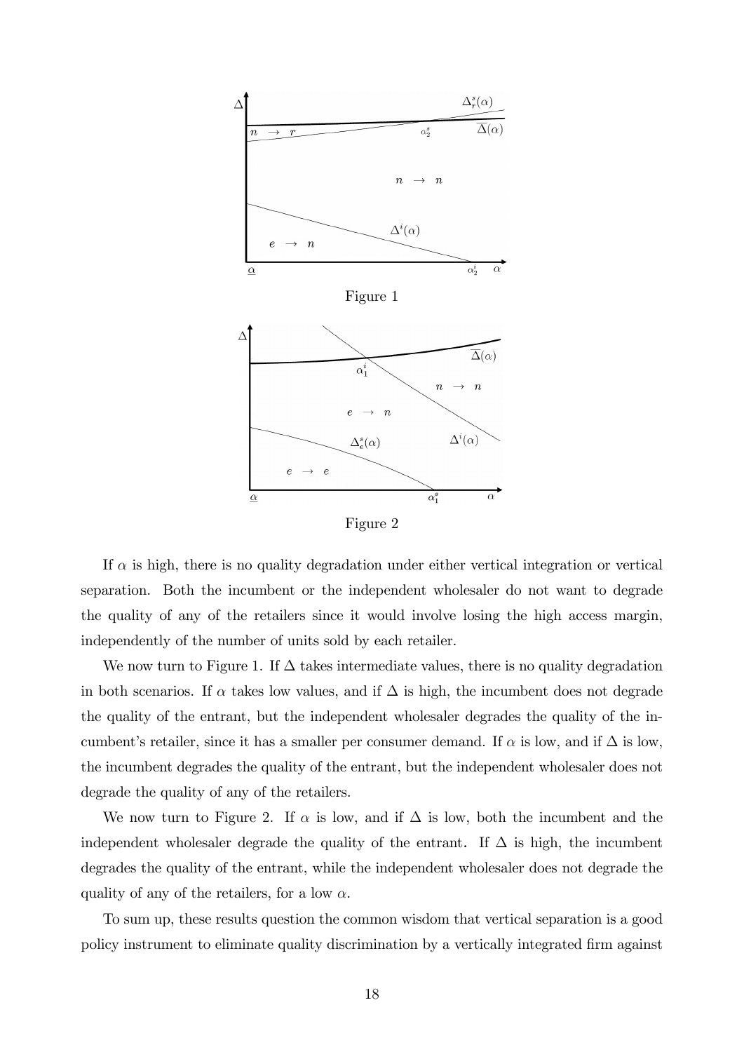Figure 1

Figure 2

If $\alpha$ is high, there is no quality degradation under either vertical integration or vertical separation. Both the incumbent or the independent wholesaler do not want to degrade the quality of any of the retailers since it would involve losing the high access margin, independently of the number of units sold by each retailer.

We now turn to Figure 1. If $\Delta$ takes intermediate values, there is no quality degradation in both scenarios. If $\alpha$ takes low values, and if $\Delta$ is high, the incumbent does not degrade the quality of the entrant, but the independent wholesaler degrades the quality of the incumbent's retailer, since it has a smaller per consumer demand. If $\alpha$ is low, and if $\Delta$ is low, the incumbent degrades the quality of the entrant, but the independent wholesaler does not degrade the quality of any of the retailers.

We now turn to Figure 2. If $\alpha$ is low, and if $\Delta$ is low, both the incumbent and the independent wholesaler degrade the quality of the entrant. If $\Delta$ is high, the incumbent degrades the quality of the entrant, while the independent wholesaler does not degrade the quality of any of the retailers, for a low $\alpha$.

To sum up, these results question the common wisdom that vertical separation is a good policy instrument to eliminate quality discrimination by a vertically integrated firm against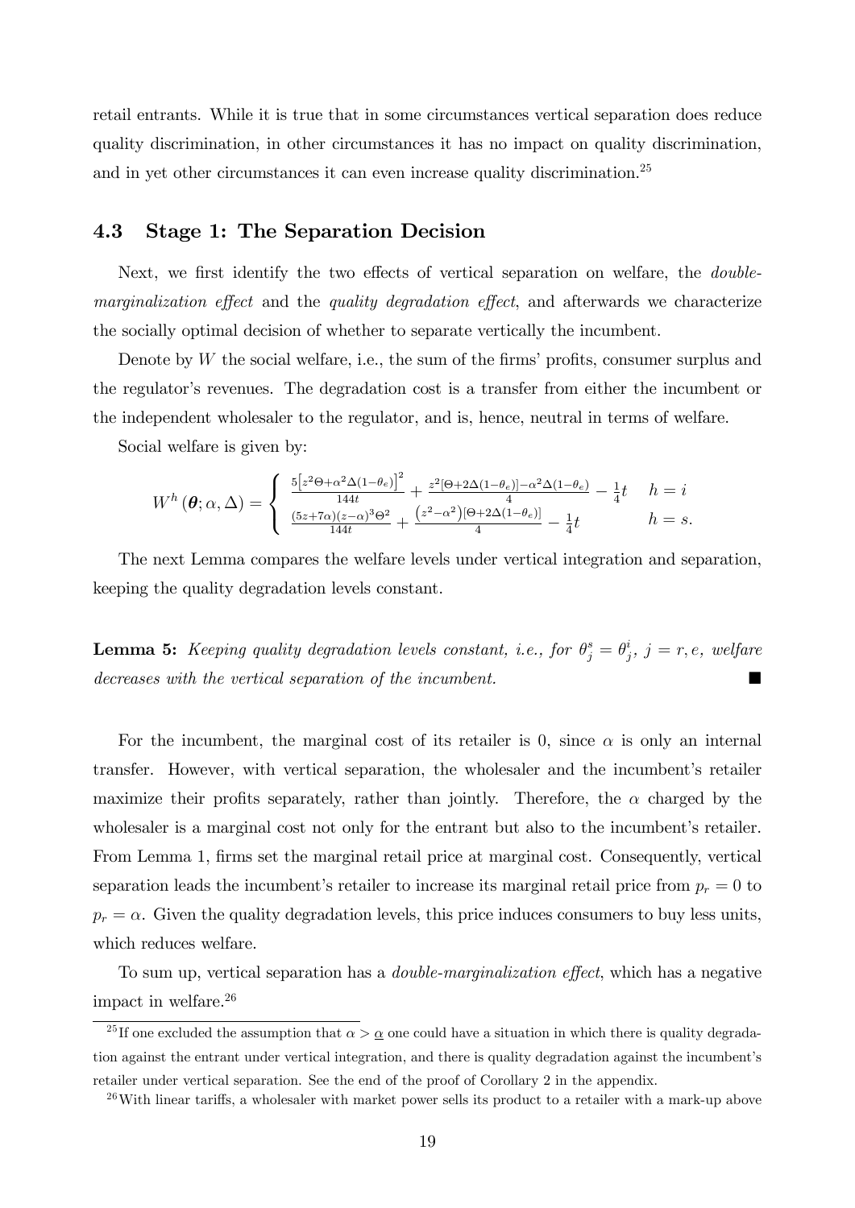retail entrants. While it is true that in some circumstances vertical separation does reduce quality discrimination, in other circumstances it has no impact on quality discrimination, and in yet other circumstances it can even increase quality discrimination.[25]

### 4.3 Stage 1: The Separation Decision

Next, we first identify the two effects of vertical separation on welfare, the *double-marginalization effect* and the *quality degradation effect*, and afterwards we characterize the socially optimal decision of whether to separate vertically the incumbent.

Denote by $W$ the social welfare, i.e., the sum of the firms' profits, consumer surplus and the regulator's revenues. The degradation cost is a transfer from either the incumbent or the independent wholesaler to the regulator, and is, hence, neutral in terms of welfare.

Social welfare is given by:

$$W^h(\boldsymbol{\theta}; \alpha, \Delta) = \begin{cases} \frac{5\left[z^2\Theta + \alpha^2\Delta(1-\theta_e)\right]^2}{144t} + \frac{z^2[\Theta + 2\Delta(1-\theta_e)] - \alpha^2\Delta(1-\theta_e)}{4} - \frac{1}{4}t & h = i \\ \frac{(5z+7\alpha)(z-\alpha)^3\Theta^2}{144t} + \frac{\left(z^2-\alpha^2\right)[\Theta + 2\Delta(1-\theta_e)]}{4} - \frac{1}{4}t & h = s. \end{cases}$$

The next Lemma compares the welfare levels under vertical integration and separation, keeping the quality degradation levels constant.

**Lemma 5:** *Keeping quality degradation levels constant, i.e., for $\theta_j^s = \theta_j^i$, $j = r, e$, welfare decreases with the vertical separation of the incumbent.* ■

For the incumbent, the marginal cost of its retailer is 0, since $\alpha$ is only an internal transfer. However, with vertical separation, the wholesaler and the incumbent's retailer maximize their profits separately, rather than jointly. Therefore, the $\alpha$ charged by the wholesaler is a marginal cost not only for the entrant but also to the incumbent's retailer. From Lemma 1, firms set the marginal retail price at marginal cost. Consequently, vertical separation leads the incumbent's retailer to increase its marginal retail price from $p_r = 0$ to $p_r = \alpha$. Given the quality degradation levels, this price induces consumers to buy less units, which reduces welfare.

To sum up, vertical separation has a *double-marginalization effect*, which has a negative impact in welfare.[26]

[25] If one excluded the assumption that $\alpha > \underline{\alpha}$ one could have a situation in which there is quality degradation against the entrant under vertical integration, and there is quality degradation against the incumbent's retailer under vertical separation. See the end of the proof of Corollary 2 in the appendix.

[26] With linear tariffs, a wholesaler with market power sells its product to a retailer with a mark-up above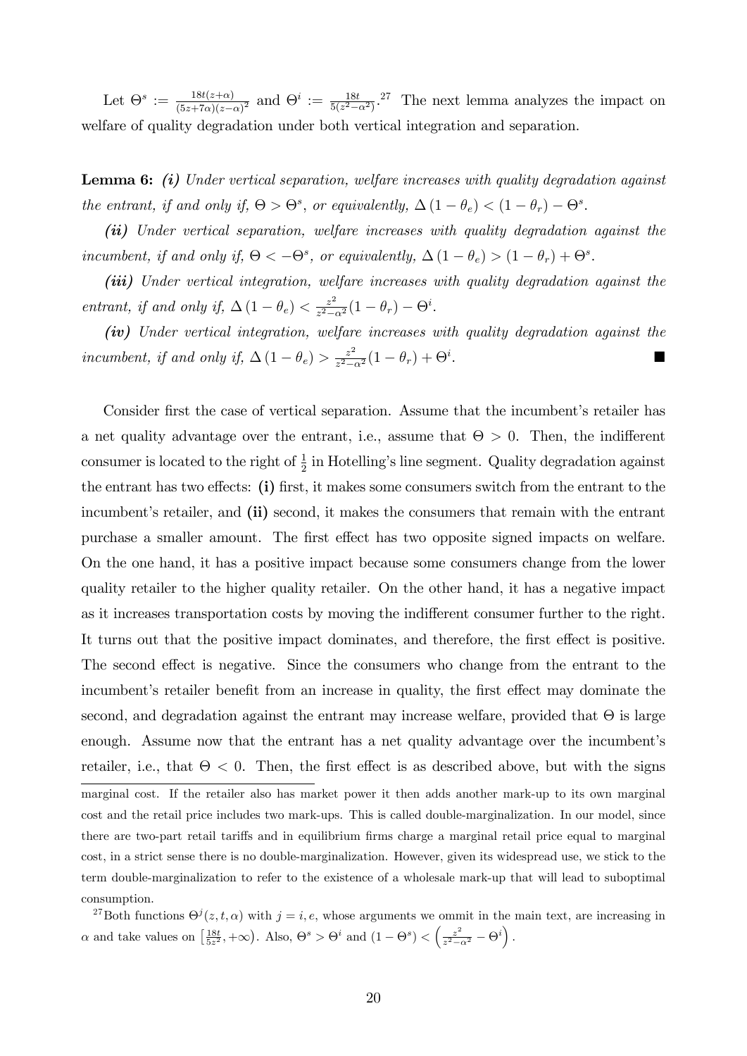Let $\Theta^s := \frac{18t(z+\alpha)}{(5z+7\alpha)(z-\alpha)^2}$ and $\Theta^i := \frac{18t}{5(z^2-\alpha^2)}$.[27] The next lemma analyzes the impact on welfare of quality degradation under both vertical integration and separation.

**Lemma 6:** ***(i)*** *Under vertical separation, welfare increases with quality degradation against the entrant, if and only if,* $\Theta > \Theta^s$*, or equivalently,* $\Delta(1-\theta_e) < (1-\theta_r) - \Theta^s$.

***(ii)*** *Under vertical separation, welfare increases with quality degradation against the incumbent, if and only if,* $\Theta < -\Theta^s$*, or equivalently,* $\Delta(1-\theta_e) > (1-\theta_r) + \Theta^s$.

***(iii)*** *Under vertical integration, welfare increases with quality degradation against the entrant, if and only if,* $\Delta(1-\theta_e) < \frac{z^2}{z^2-\alpha^2}(1-\theta_r) - \Theta^i$.

***(iv)*** *Under vertical integration, welfare increases with quality degradation against the incumbent, if and only if,* $\Delta(1-\theta_e) > \frac{z^2}{z^2-\alpha^2}(1-\theta_r) + \Theta^i$. ■

Consider first the case of vertical separation. Assume that the incumbent's retailer has a net quality advantage over the entrant, i.e., assume that $\Theta > 0$. Then, the indifferent consumer is located to the right of $\frac{1}{2}$ in Hotelling's line segment. Quality degradation against the entrant has two effects: **(i)** first, it makes some consumers switch from the entrant to the incumbent's retailer, and **(ii)** second, it makes the consumers that remain with the entrant purchase a smaller amount. The first effect has two opposite signed impacts on welfare. On the one hand, it has a positive impact because some consumers change from the lower quality retailer to the higher quality retailer. On the other hand, it has a negative impact as it increases transportation costs by moving the indifferent consumer further to the right. It turns out that the positive impact dominates, and therefore, the first effect is positive. The second effect is negative. Since the consumers who change from the entrant to the incumbent's retailer benefit from an increase in quality, the first effect may dominate the second, and degradation against the entrant may increase welfare, provided that $\Theta$ is large enough. Assume now that the entrant has a net quality advantage over the incumbent's retailer, i.e., that $\Theta < 0$. Then, the first effect is as described above, but with the signs

marginal cost. If the retailer also has market power it then adds another mark-up to its own marginal cost and the retail price includes two mark-ups. This is called double-marginalization. In our model, since there are two-part retail tariffs and in equilibrium firms charge a marginal retail price equal to marginal cost, in a strict sense there is no double-marginalization. However, given its widespread use, we stick to the term double-marginalization to refer to the existence of a wholesale mark-up that will lead to suboptimal consumption.

[27] Both functions $\Theta^j(z,t,\alpha)$ with $j = i, e$, whose arguments we ommit in the main text, are increasing in $\alpha$ and take values on $\left[\frac{18t}{5z^2}, +\infty\right)$. Also, $\Theta^s > \Theta^i$ and $(1-\Theta^s) < \left(\frac{z^2}{z^2-\alpha^2} - \Theta^i\right)$.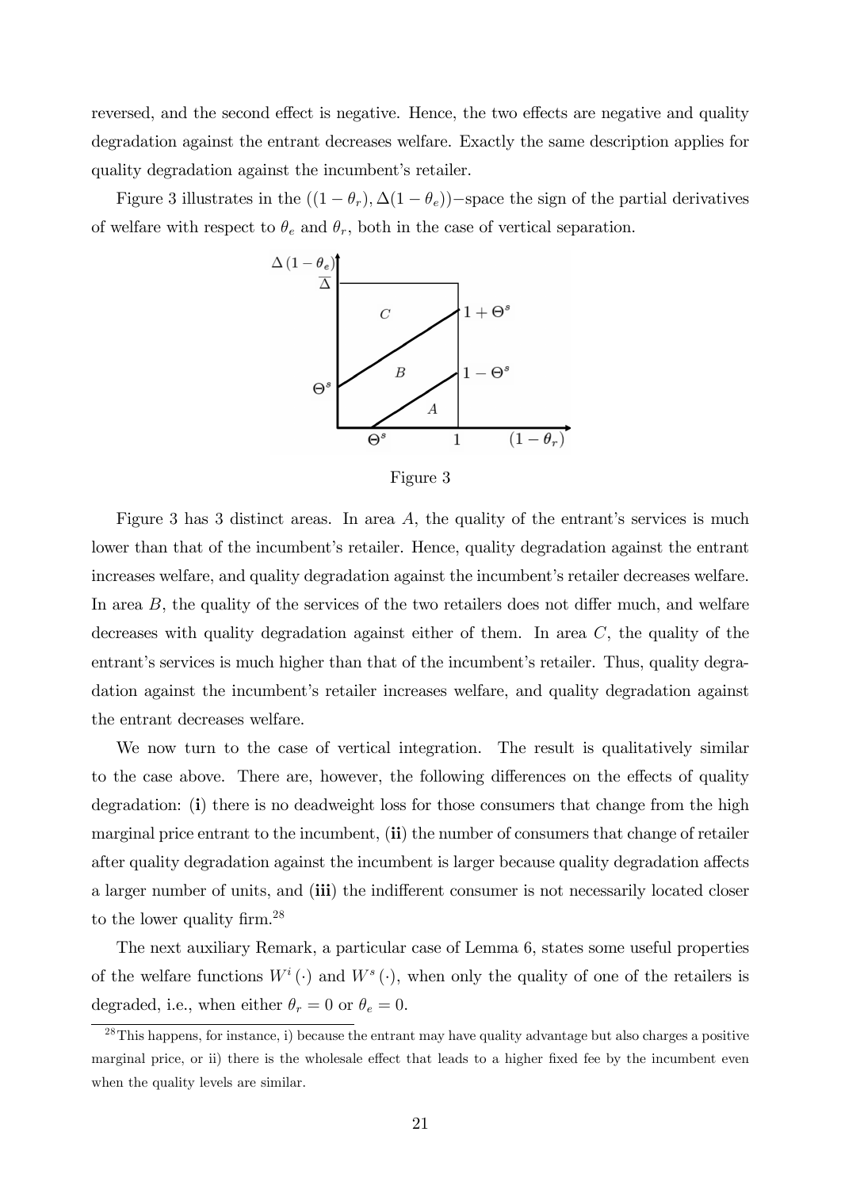reversed, and the second effect is negative. Hence, the two effects are negative and quality degradation against the entrant decreases welfare. Exactly the same description applies for quality degradation against the incumbent's retailer.

Figure 3 illustrates in the $((1-\theta_r), \Delta(1-\theta_e))$−space the sign of the partial derivatives of welfare with respect to $\theta_e$ and $\theta_r$, both in the case of vertical separation.

Figure 3

Figure 3 has 3 distinct areas. In area $A$, the quality of the entrant's services is much lower than that of the incumbent's retailer. Hence, quality degradation against the entrant increases welfare, and quality degradation against the incumbent's retailer decreases welfare. In area $B$, the quality of the services of the two retailers does not differ much, and welfare decreases with quality degradation against either of them. In area $C$, the quality of the entrant's services is much higher than that of the incumbent's retailer. Thus, quality degradation against the incumbent's retailer increases welfare, and quality degradation against the entrant decreases welfare.

We now turn to the case of vertical integration. The result is qualitatively similar to the case above. There are, however, the following differences on the effects of quality degradation: (**i**) there is no deadweight loss for those consumers that change from the high marginal price entrant to the incumbent, (**ii**) the number of consumers that change of retailer after quality degradation against the incumbent is larger because quality degradation affects a larger number of units, and (**iii**) the indifferent consumer is not necessarily located closer to the lower quality firm.[28]

The next auxiliary Remark, a particular case of Lemma 6, states some useful properties of the welfare functions $W^i(\cdot)$ and $W^s(\cdot)$, when only the quality of one of the retailers is degraded, i.e., when either $\theta_r = 0$ or $\theta_e = 0$.

[28] This happens, for instance, i) because the entrant may have quality advantage but also charges a positive marginal price, or ii) there is the wholesale effect that leads to a higher fixed fee by the incumbent even when the quality levels are similar.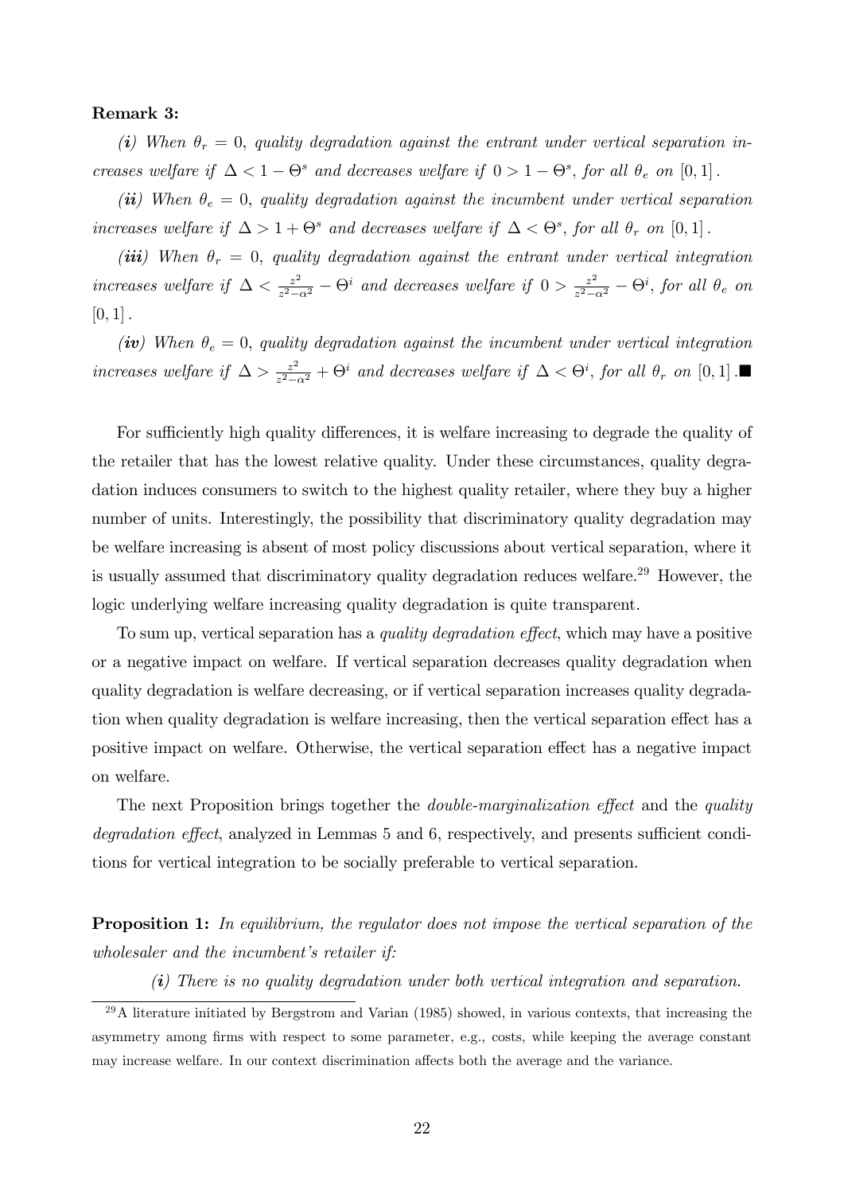**Remark 3:**

***(i)*** *When $\theta_r = 0$, quality degradation against the entrant under vertical separation increases welfare if $\Delta < 1 - \Theta^s$ and decreases welfare if $0 > 1 - \Theta^s$, for all $\theta_e$ on $[0,1]$.*

***(ii)*** *When $\theta_e = 0$, quality degradation against the incumbent under vertical separation increases welfare if $\Delta > 1 + \Theta^s$ and decreases welfare if $\Delta < \Theta^s$, for all $\theta_r$ on $[0,1]$.*

***(iii)*** *When $\theta_r = 0$, quality degradation against the entrant under vertical integration increases welfare if $\Delta < \frac{z^2}{z^2-\alpha^2} - \Theta^i$ and decreases welfare if $0 > \frac{z^2}{z^2-\alpha^2} - \Theta^i$, for all $\theta_e$ on $[0,1]$.*

***(iv)*** *When $\theta_e = 0$, quality degradation against the incumbent under vertical integration increases welfare if $\Delta > \frac{z^2}{z^2-\alpha^2} + \Theta^i$ and decreases welfare if $\Delta < \Theta^i$, for all $\theta_r$ on $[0,1]$.* ■

For sufficiently high quality differences, it is welfare increasing to degrade the quality of the retailer that has the lowest relative quality. Under these circumstances, quality degradation induces consumers to switch to the highest quality retailer, where they buy a higher number of units. Interestingly, the possibility that discriminatory quality degradation may be welfare increasing is absent of most policy discussions about vertical separation, where it is usually assumed that discriminatory quality degradation reduces welfare.[29] However, the logic underlying welfare increasing quality degradation is quite transparent.

To sum up, vertical separation has a *quality degradation effect*, which may have a positive or a negative impact on welfare. If vertical separation decreases quality degradation when quality degradation is welfare decreasing, or if vertical separation increases quality degradation when quality degradation is welfare increasing, then the vertical separation effect has a positive impact on welfare. Otherwise, the vertical separation effect has a negative impact on welfare.

The next Proposition brings together the *double-marginalization effect* and the *quality degradation effect*, analyzed in Lemmas 5 and 6, respectively, and presents sufficient conditions for vertical integration to be socially preferable to vertical separation.

**Proposition 1:** *In equilibrium, the regulator does not impose the vertical separation of the wholesaler and the incumbent's retailer if:*

***(i)*** *There is no quality degradation under both vertical integration and separation.*

[29] A literature initiated by Bergstrom and Varian (1985) showed, in various contexts, that increasing the asymmetry among firms with respect to some parameter, e.g., costs, while keeping the average constant may increase welfare. In our context discrimination affects both the average and the variance.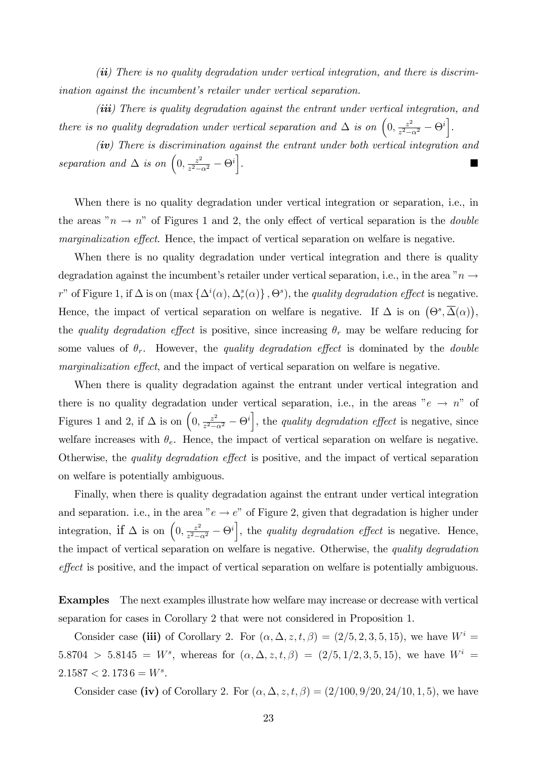*(ii) There is no quality degradation under vertical integration, and there is discrimination against the incumbent's retailer under vertical separation.*

*(iii) There is quality degradation against the entrant under vertical integration, and there is no quality degradation under vertical separation and $\Delta$ is on $\left(0, \frac{z^2}{z^2-\alpha^2} - \Theta^i\right]$.*

*(iv) There is discrimination against the entrant under both vertical integration and separation and $\Delta$ is on $\left(0, \frac{z^2}{z^2-\alpha^2} - \Theta^i\right]$.* ■

When there is no quality degradation under vertical integration or separation, i.e., in the areas "$n \to n$" of Figures 1 and 2, the only effect of vertical separation is the *double marginalization effect*. Hence, the impact of vertical separation on welfare is negative.

When there is no quality degradation under vertical integration and there is quality degradation against the incumbent's retailer under vertical separation, i.e., in the area "$n \to r$" of Figure 1, if $\Delta$ is on $(\max\{\Delta^i(\alpha), \Delta^s_r(\alpha)\}, \Theta^s)$, the *quality degradation effect* is negative. Hence, the impact of vertical separation on welfare is negative. If $\Delta$ is on $\left(\Theta^s, \overline{\Delta}(\alpha)\right)$, the *quality degradation effect* is positive, since increasing $\theta_r$ may be welfare reducing for some values of $\theta_r$. However, the *quality degradation effect* is dominated by the *double marginalization effect*, and the impact of vertical separation on welfare is negative.

When there is quality degradation against the entrant under vertical integration and there is no quality degradation under vertical separation, i.e., in the areas "$e \to n$" of Figures 1 and 2, if $\Delta$ is on $\left(0, \frac{z^2}{z^2-\alpha^2} - \Theta^i\right]$, the *quality degradation effect* is negative, since welfare increases with $\theta_e$. Hence, the impact of vertical separation on welfare is negative. Otherwise, the *quality degradation effect* is positive, and the impact of vertical separation on welfare is potentially ambiguous.

Finally, when there is quality degradation against the entrant under vertical integration and separation. i.e., in the area "$e \to e$" of Figure 2, given that degradation is higher under integration, if $\Delta$ is on $\left(0, \frac{z^2}{z^2-\alpha^2} - \Theta^i\right]$, the *quality degradation effect* is negative. Hence, the impact of vertical separation on welfare is negative. Otherwise, the *quality degradation effect* is positive, and the impact of vertical separation on welfare is potentially ambiguous.

**Examples** The next examples illustrate how welfare may increase or decrease with vertical separation for cases in Corollary 2 that were not considered in Proposition 1.

Consider case **(iii)** of Corollary 2. For $(\alpha, \Delta, z, t, \beta) = (2/5, 2, 3, 5, 15)$, we have $W^i = 5.8704 > 5.8145 = W^s$, whereas for $(\alpha, \Delta, z, t, \beta) = (2/5, 1/2, 3, 5, 15)$, we have $W^i = 2.1587 < 2.1736 = W^s$.

Consider case **(iv)** of Corollary 2. For $(\alpha, \Delta, z, t, \beta) = (2/100, 9/20, 24/10, 1, 5)$, we have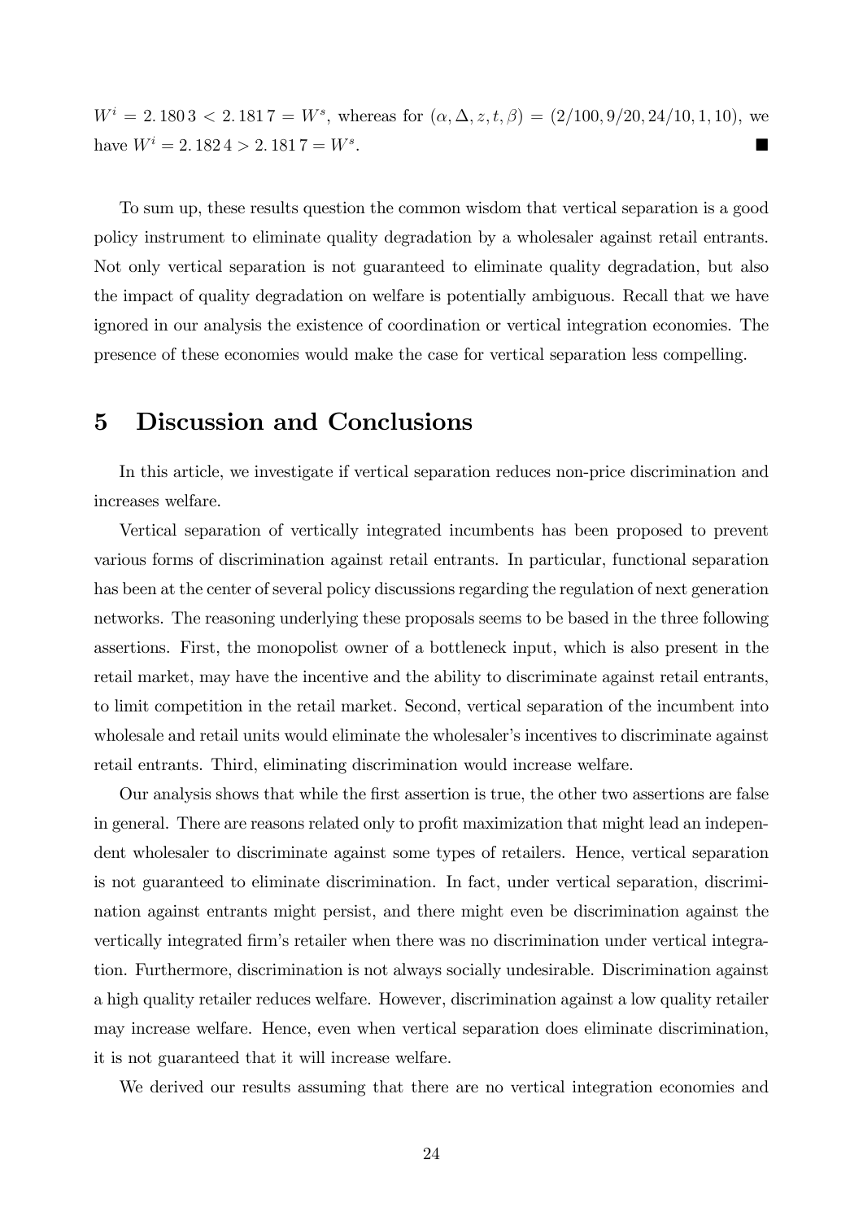$W^i = 2.1803 < 2.1817 = W^s$, whereas for $(\alpha, \Delta, z, t, \beta) = (2/100, 9/20, 24/10, 1, 10)$, we have $W^i = 2.1824 > 2.1817 = W^s$. ■

To sum up, these results question the common wisdom that vertical separation is a good policy instrument to eliminate quality degradation by a wholesaler against retail entrants. Not only vertical separation is not guaranteed to eliminate quality degradation, but also the impact of quality degradation on welfare is potentially ambiguous. Recall that we have ignored in our analysis the existence of coordination or vertical integration economies. The presence of these economies would make the case for vertical separation less compelling.

# 5 Discussion and Conclusions

In this article, we investigate if vertical separation reduces non-price discrimination and increases welfare.

Vertical separation of vertically integrated incumbents has been proposed to prevent various forms of discrimination against retail entrants. In particular, functional separation has been at the center of several policy discussions regarding the regulation of next generation networks. The reasoning underlying these proposals seems to be based in the three following assertions. First, the monopolist owner of a bottleneck input, which is also present in the retail market, may have the incentive and the ability to discriminate against retail entrants, to limit competition in the retail market. Second, vertical separation of the incumbent into wholesale and retail units would eliminate the wholesaler's incentives to discriminate against retail entrants. Third, eliminating discrimination would increase welfare.

Our analysis shows that while the first assertion is true, the other two assertions are false in general. There are reasons related only to profit maximization that might lead an independent wholesaler to discriminate against some types of retailers. Hence, vertical separation is not guaranteed to eliminate discrimination. In fact, under vertical separation, discrimination against entrants might persist, and there might even be discrimination against the vertically integrated firm's retailer when there was no discrimination under vertical integration. Furthermore, discrimination is not always socially undesirable. Discrimination against a high quality retailer reduces welfare. However, discrimination against a low quality retailer may increase welfare. Hence, even when vertical separation does eliminate discrimination, it is not guaranteed that it will increase welfare.

We derived our results assuming that there are no vertical integration economies and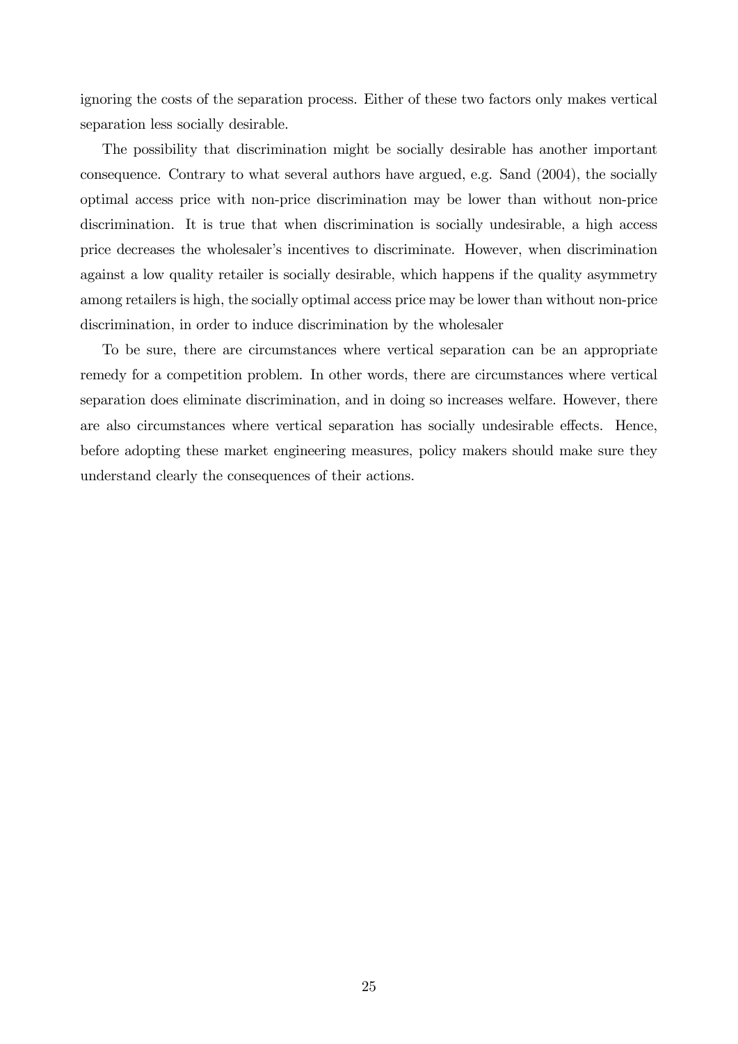ignoring the costs of the separation process. Either of these two factors only makes vertical separation less socially desirable.

The possibility that discrimination might be socially desirable has another important consequence. Contrary to what several authors have argued, e.g. Sand (2004), the socially optimal access price with non-price discrimination may be lower than without non-price discrimination. It is true that when discrimination is socially undesirable, a high access price decreases the wholesaler's incentives to discriminate. However, when discrimination against a low quality retailer is socially desirable, which happens if the quality asymmetry among retailers is high, the socially optimal access price may be lower than without non-price discrimination, in order to induce discrimination by the wholesaler

To be sure, there are circumstances where vertical separation can be an appropriate remedy for a competition problem. In other words, there are circumstances where vertical separation does eliminate discrimination, and in doing so increases welfare. However, there are also circumstances where vertical separation has socially undesirable effects. Hence, before adopting these market engineering measures, policy makers should make sure they understand clearly the consequences of their actions.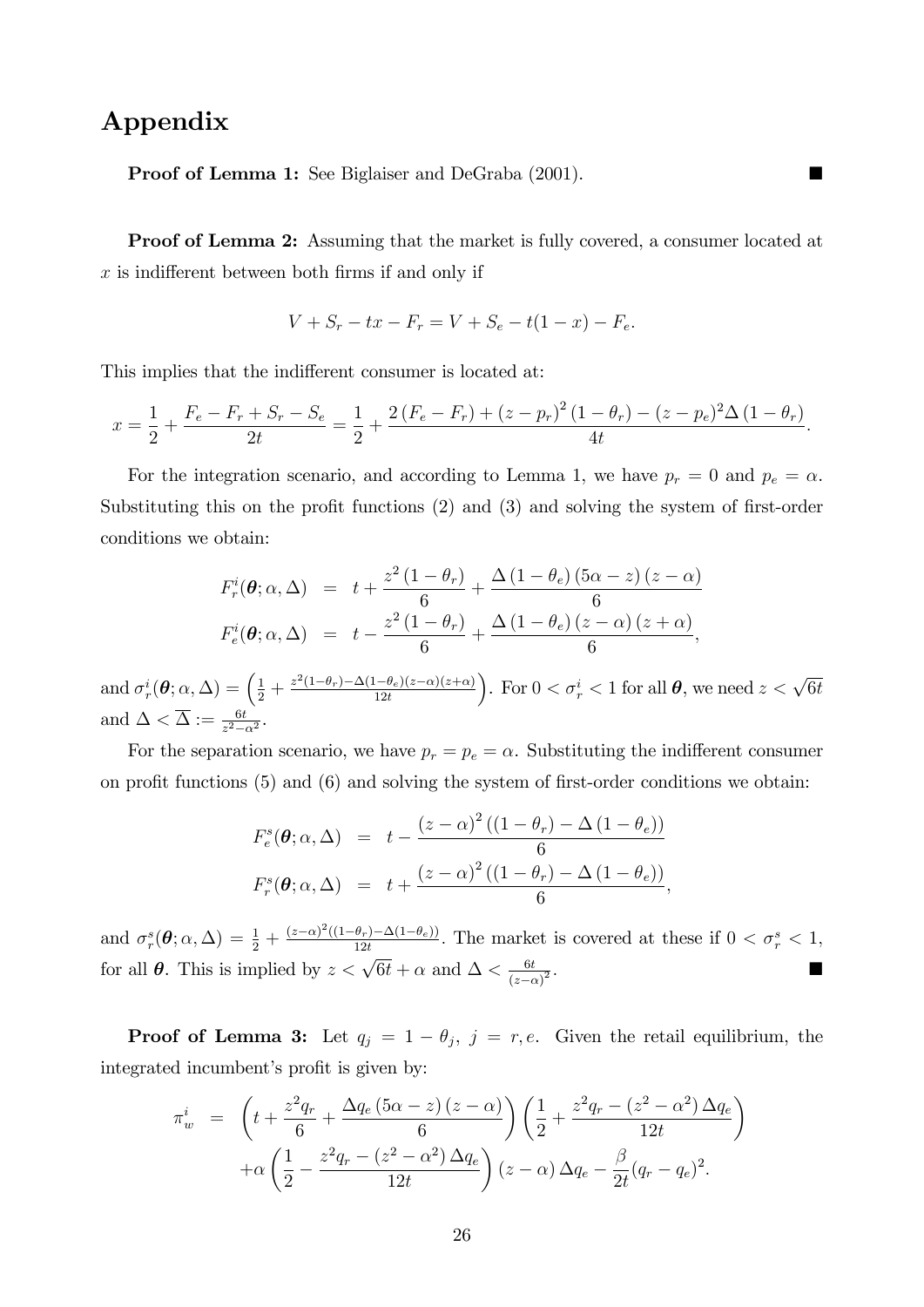# Appendix

**Proof of Lemma 1:** See Biglaiser and DeGraba (2001). ■

**Proof of Lemma 2:** Assuming that the market is fully covered, a consumer located at $x$ is indifferent between both firms if and only if

$$V + S_r - tx - F_r = V + S_e - t(1-x) - F_e.$$

This implies that the indifferent consumer is located at:

$$x = \frac{1}{2} + \frac{F_e - F_r + S_r - S_e}{2t} = \frac{1}{2} + \frac{2\left(F_e - F_r\right) + \left(z - p_r\right)^2 \left(1 - \theta_r\right) - (z - p_e)^2 \Delta \left(1 - \theta_r\right)}{4t}.$$

For the integration scenario, and according to Lemma 1, we have $p_r = 0$ and $p_e = \alpha$. Substituting this on the profit functions (2) and (3) and solving the system of first-order conditions we obtain:

$$\begin{aligned}
F_r^i(\boldsymbol{\theta}; \alpha, \Delta) &= t + \frac{z^2\left(1-\theta_r\right)}{6} + \frac{\Delta\left(1-\theta_e\right)\left(5\alpha - z\right)\left(z-\alpha\right)}{6} \\
F_e^i(\boldsymbol{\theta}; \alpha, \Delta) &= t - \frac{z^2\left(1-\theta_r\right)}{6} + \frac{\Delta\left(1-\theta_e\right)\left(z-\alpha\right)\left(z+\alpha\right)}{6},
\end{aligned}$$

and $\sigma_r^i(\boldsymbol{\theta}; \alpha, \Delta) = \left(\frac{1}{2} + \frac{z^2(1-\theta_r) - \Delta(1-\theta_e)(z-\alpha)(z+\alpha)}{12t}\right)$. For $0 < \sigma_r^i < 1$ for all $\boldsymbol{\theta}$, we need $z < \sqrt{6t}$ and $\Delta < \overline{\Delta} := \frac{6t}{z^2 - \alpha^2}$.

For the separation scenario, we have $p_r = p_e = \alpha$. Substituting the indifferent consumer on profit functions (5) and (6) and solving the system of first-order conditions we obtain:

$$\begin{aligned}
F_e^s(\boldsymbol{\theta}; \alpha, \Delta) &= t - \frac{\left(z-\alpha\right)^2\left(\left(1-\theta_r\right) - \Delta\left(1-\theta_e\right)\right)}{6} \\
F_r^s(\boldsymbol{\theta}; \alpha, \Delta) &= t + \frac{\left(z-\alpha\right)^2\left(\left(1-\theta_r\right) - \Delta\left(1-\theta_e\right)\right)}{6},
\end{aligned}$$

and $\sigma_r^s(\boldsymbol{\theta}; \alpha, \Delta) = \frac{1}{2} + \frac{(z-\alpha)^2((1-\theta_r) - \Delta(1-\theta_e))}{12t}$. The market is covered at these if $0 < \sigma_r^s < 1$, for all $\boldsymbol{\theta}$. This is implied by $z < \sqrt{6t} + \alpha$ and $\Delta < \frac{6t}{(z-\alpha)^2}$. ■

**Proof of Lemma 3:** Let $q_j = 1 - \theta_j$, $j = r, e$. Given the retail equilibrium, the integrated incumbent's profit is given by:

$$\begin{aligned}
\pi_w^i &= \left(t + \frac{z^2 q_r}{6} + \frac{\Delta q_e\left(5\alpha - z\right)\left(z-\alpha\right)}{6}\right)\left(\frac{1}{2} + \frac{z^2 q_r - \left(z^2 - \alpha^2\right)\Delta q_e}{12t}\right) \\
&\quad + \alpha\left(\frac{1}{2} - \frac{z^2 q_r - \left(z^2 - \alpha^2\right)\Delta q_e}{12t}\right)\left(z-\alpha\right)\Delta q_e - \frac{\beta}{2t}(q_r - q_e)^2.
\end{aligned}$$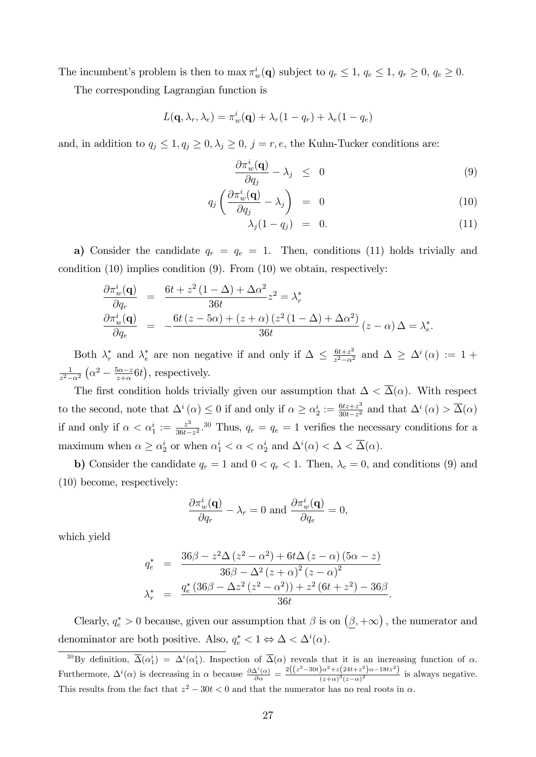The incumbent's problem is then to max $\pi_w^i(\mathbf{q})$ subject to $q_r \leq 1$, $q_e \leq 1$, $q_r \geq 0$, $q_e \geq 0$.

The corresponding Lagrangian function is

$$L(\mathbf{q}, \lambda_r, \lambda_e) = \pi_w^i(\mathbf{q}) + \lambda_r(1 - q_r) + \lambda_e(1 - q_e)$$

and, in addition to $q_j \leq 1, q_j \geq 0, \lambda_j \geq 0$, $j = r, e$, the Kuhn-Tucker conditions are:

$$\frac{\partial \pi_w^i(\mathbf{q})}{\partial q_j} - \lambda_j \leq 0 \tag{9}$$

$$q_j \left( \frac{\partial \pi_w^i(\mathbf{q})}{\partial q_j} - \lambda_j \right) = 0 \tag{10}$$

$$\lambda_j(1 - q_j) = 0. \tag{11}$$

**a)** Consider the candidate $q_r = q_e = 1$. Then, conditions (11) holds trivially and condition (10) implies condition (9). From (10) we obtain, respectively:

$$\begin{aligned}
\frac{\partial \pi_w^i(\mathbf{q})}{\partial q_r} &= \frac{6t + z^2(1-\Delta) + \Delta\alpha^2}{36t} z^2 = \lambda_r^* \\
\frac{\partial \pi_w^i(\mathbf{q})}{\partial q_e} &= -\frac{6t(z - 5\alpha) + (z+\alpha)(z^2(1-\Delta) + \Delta\alpha^2)}{36t}(z-\alpha)\Delta = \lambda_e^*.
\end{aligned}$$

Both $\lambda_r^*$ and $\lambda_e^*$ are non negative if and only if $\Delta \leq \frac{6t+z^2}{z^2-\alpha^2}$ and $\Delta \geq \Delta^i(\alpha) := 1 + \frac{1}{z^2-\alpha^2}\left(\alpha^2 - \frac{5\alpha - z}{z+\alpha}6t\right)$, respectively.

The first condition holds trivially given our assumption that $\Delta < \overline{\Delta}(\alpha)$. With respect to the second, note that $\Delta^i(\alpha) \leq 0$ if and only if $\alpha \geq \alpha_2^i := \frac{6tz+z^3}{30t-z^2}$ and that $\Delta^i(\alpha) > \overline{\Delta}(\alpha)$ if and only if $\alpha < \alpha_1^i := \frac{z^3}{36t-z^2}$.[30] Thus, $q_r = q_e = 1$ verifies the necessary conditions for a maximum when $\alpha \geq \alpha_2^i$ or when $\alpha_1^i < \alpha < \alpha_2^i$ and $\Delta^i(\alpha) < \Delta < \overline{\Delta}(\alpha)$.

**b)** Consider the candidate $q_r = 1$ and $0 < q_e < 1$. Then, $\lambda_e = 0$, and conditions (9) and (10) become, respectively:

$$\frac{\partial \pi_w^i(\mathbf{q})}{\partial q_r} - \lambda_r = 0 \text{ and } \frac{\partial \pi_w^i(\mathbf{q})}{\partial q_e} = 0,$$

which yield

$$\begin{aligned}
q_e^* &= \frac{36\beta - z^2\Delta(z^2 - \alpha^2) + 6t\Delta(z-\alpha)(5\alpha - z)}{36\beta - \Delta^2(z+\alpha)^2(z-\alpha)^2} \\
\lambda_r^* &= \frac{q_e^*(36\beta - \Delta z^2(z^2-\alpha^2)) + z^2(6t+z^2) - 36\beta}{36t}.
\end{aligned}$$

Clearly, $q_e^* > 0$ because, given our assumption that $\beta$ is on $(\underline{\beta}, +\infty)$, the numerator and denominator are both positive. Also, $q_e^* < 1 \Leftrightarrow \Delta < \Delta^i(\alpha)$.

---

[30] By definition, $\overline{\Delta}(\alpha_1^i) = \Delta^i(\alpha_1^i)$. Inspection of $\overline{\Delta}(\alpha)$ reveals that it is an increasing function of $\alpha$. Furthermore, $\Delta^i(\alpha)$ is decreasing in $\alpha$ because $\frac{\partial \Delta^i(\alpha)}{\partial \alpha} = \frac{2\left((z^2-30t)\alpha^2 + z(24t+z^2)\alpha - 18tz^2\right)}{(z+\alpha)^3(z-\alpha)^2}$ is always negative. This results from the fact that $z^2 - 30t < 0$ and that the numerator has no real roots in $\alpha$.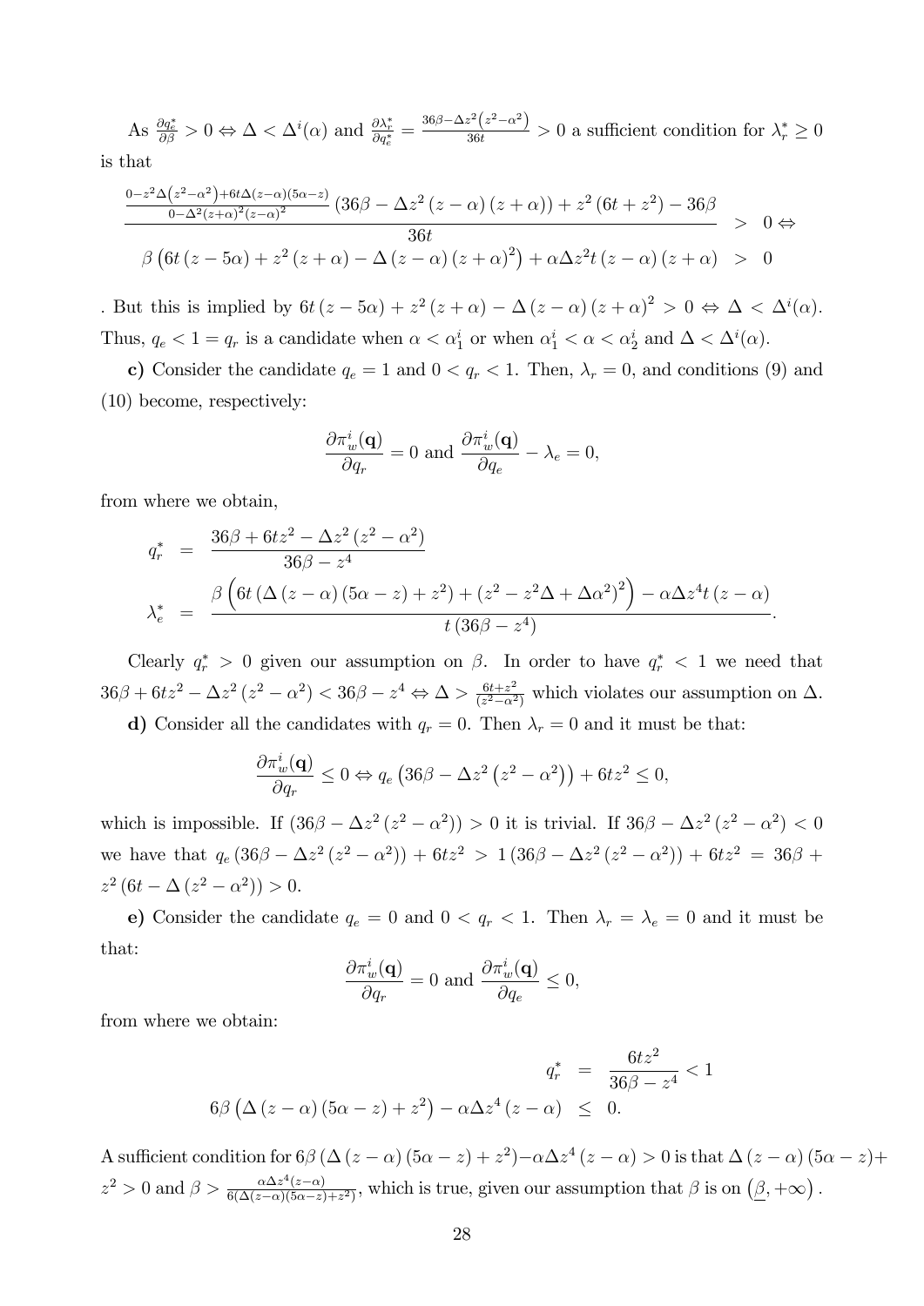As $\frac{\partial q_e^*}{\partial \beta} > 0 \Leftrightarrow \Delta < \Delta^i(\alpha)$ and $\frac{\partial \lambda_r^*}{\partial q_e^*} = \frac{36\beta - \Delta z^2\left(z^2-\alpha^2\right)}{36t} > 0$ a sufficient condition for $\lambda_r^* \geq 0$ is that

$$
\begin{aligned}
\frac{\frac{0-z^2\Delta\left(z^2-\alpha^2\right)+6t\Delta(z-\alpha)(5\alpha-z)}{0-\Delta^2(z+\alpha)^2(z-\alpha)^2}\left(36\beta - \Delta z^2\left(z-\alpha\right)\left(z+\alpha\right)\right) + z^2\left(6t+z^2\right) - 36\beta}{36t} &> 0 \Leftrightarrow \\
\beta\left(6t\left(z-5\alpha\right) + z^2\left(z+\alpha\right) - \Delta\left(z-\alpha\right)\left(z+\alpha\right)^2\right) + \alpha\Delta z^2 t\left(z-\alpha\right)\left(z+\alpha\right) &> 0
\end{aligned}
$$

. But this is implied by $6t\left(z-5\alpha\right) + z^2\left(z+\alpha\right) - \Delta\left(z-\alpha\right)\left(z+\alpha\right)^2 > 0 \Leftrightarrow \Delta < \Delta^i(\alpha)$. Thus, $q_e < 1 = q_r$ is a candidate when $\alpha < \alpha_1^i$ or when $\alpha_1^i < \alpha < \alpha_2^i$ and $\Delta < \Delta^i(\alpha)$.

**c)** Consider the candidate $q_e = 1$ and $0 < q_r < 1$. Then, $\lambda_r = 0$, and conditions (9) and (10) become, respectively:

$$
\frac{\partial \pi_w^i(\mathbf{q})}{\partial q_r} = 0 \text{ and } \frac{\partial \pi_w^i(\mathbf{q})}{\partial q_e} - \lambda_e = 0,
$$

from where we obtain,

$$
\begin{aligned}
q_r^* &= \frac{36\beta + 6tz^2 - \Delta z^2\left(z^2-\alpha^2\right)}{36\beta - z^4} \\
\lambda_e^* &= \frac{\beta\left(6t\left(\Delta\left(z-\alpha\right)\left(5\alpha-z\right)+z^2\right) + \left(z^2 - z^2\Delta + \Delta\alpha^2\right)^2\right) - \alpha\Delta z^4 t\left(z-\alpha\right)}{t\left(36\beta - z^4\right)}.
\end{aligned}
$$

Clearly $q_r^* > 0$ given our assumption on $\beta$. In order to have $q_r^* < 1$ we need that $36\beta + 6tz^2 - \Delta z^2\left(z^2-\alpha^2\right) < 36\beta - z^4 \Leftrightarrow \Delta > \frac{6t+z^2}{\left(z^2-\alpha^2\right)}$ which violates our assumption on $\Delta$.

**d)** Consider all the candidates with $q_r = 0$. Then $\lambda_r = 0$ and it must be that:

$$
\frac{\partial \pi_w^i(\mathbf{q})}{\partial q_r} \leq 0 \Leftrightarrow q_e\left(36\beta - \Delta z^2\left(z^2-\alpha^2\right)\right) + 6tz^2 \leq 0,
$$

which is impossible. If $\left(36\beta - \Delta z^2\left(z^2-\alpha^2\right)\right) > 0$ it is trivial. If $36\beta - \Delta z^2\left(z^2-\alpha^2\right) < 0$ we have that $q_e\left(36\beta - \Delta z^2\left(z^2-\alpha^2\right)\right) + 6tz^2 > 1\left(36\beta - \Delta z^2\left(z^2-\alpha^2\right)\right) + 6tz^2 = 36\beta + z^2\left(6t - \Delta\left(z^2-\alpha^2\right)\right) > 0$.

**e)** Consider the candidate $q_e = 0$ and $0 < q_r < 1$. Then $\lambda_r = \lambda_e = 0$ and it must be that:

$$
\frac{\partial \pi_w^i(\mathbf{q})}{\partial q_r} = 0 \text{ and } \frac{\partial \pi_w^i(\mathbf{q})}{\partial q_e} \leq 0,
$$

from where we obtain:

$$
\begin{aligned}
q_r^* &= \frac{6tz^2}{36\beta - z^4} < 1 \\
6\beta\left(\Delta\left(z-\alpha\right)\left(5\alpha-z\right) + z^2\right) - \alpha\Delta z^4\left(z-\alpha\right) &\leq 0.
\end{aligned}
$$

A sufficient condition for $6\beta\left(\Delta\left(z-\alpha\right)\left(5\alpha-z\right)+z^2\right) - \alpha\Delta z^4\left(z-\alpha\right) > 0$ is that $\Delta\left(z-\alpha\right)\left(5\alpha-z\right) + z^2 > 0$ and $\beta > \frac{\alpha\Delta z^4(z-\alpha)}{6\left(\Delta(z-\alpha)(5\alpha-z)+z^2\right)}$, which is true, given our assumption that $\beta$ is on $\left(\underline{\beta}, +\infty\right)$.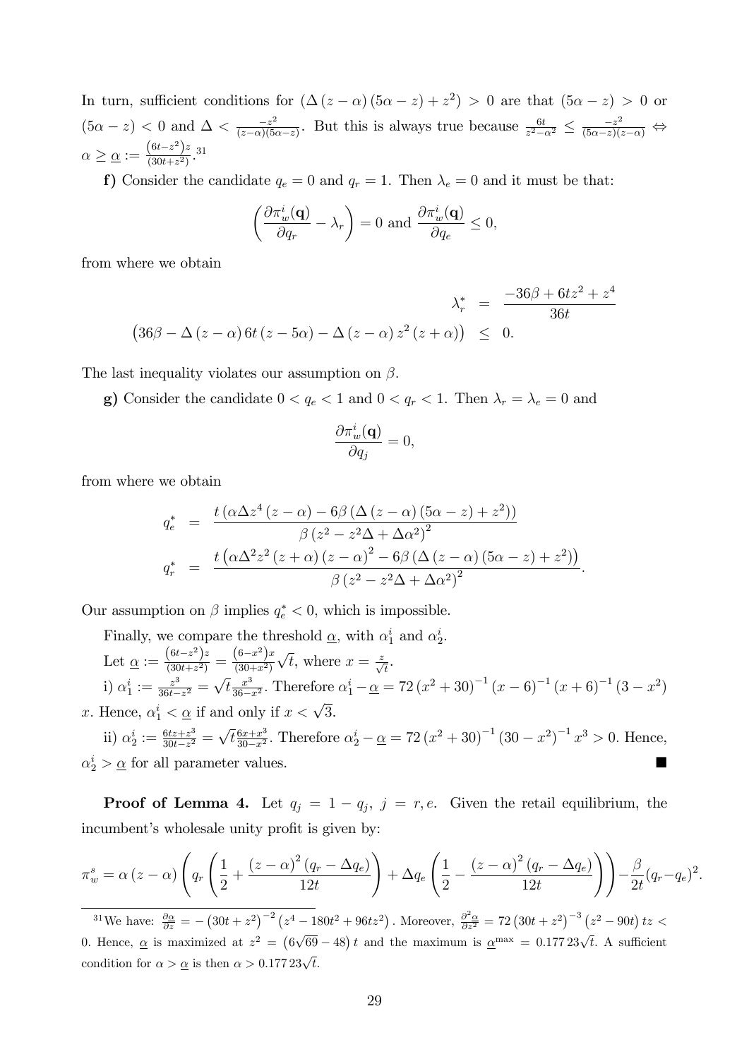In turn, sufficient conditions for $\left(\Delta\left(z-\alpha\right)\left(5\alpha-z\right)+z^{2}\right)>0$ are that $\left(5\alpha-z\right)>0$ or $\left(5\alpha-z\right)<0$ and $\Delta<\frac{-z^{2}}{(z-\alpha)(5\alpha-z)}$. But this is always true because $\frac{6t}{z^{2}-\alpha^{2}}\leq\frac{-z^{2}}{(5\alpha-z)(z-\alpha)}\Leftrightarrow\alpha\geq\underline{\alpha}:=\frac{\left(6t-z^{2}\right)z}{\left(30t+z^{2}\right)}$.[31]

**f)** Consider the candidate $q_e=0$ and $q_r=1$. Then $\lambda_e=0$ and it must be that:

$$\left(\frac{\partial\pi_{w}^{i}(\mathbf{q})}{\partial q_{r}}-\lambda_{r}\right)=0\text{ and }\frac{\partial\pi_{w}^{i}(\mathbf{q})}{\partial q_{e}}\leq0,$$

from where we obtain

$$\begin{aligned}\lambda_{r}^{*}&=\frac{-36\beta+6tz^{2}+z^{4}}{36t}\\ \left(36\beta-\Delta\left(z-\alpha\right)6t\left(z-5\alpha\right)-\Delta\left(z-\alpha\right)z^{2}\left(z+\alpha\right)\right)&\leq0.\end{aligned}$$

The last inequality violates our assumption on $\beta$.

**g)** Consider the candidate $0<q_e<1$ and $0<q_r<1$. Then $\lambda_r=\lambda_e=0$ and

$$\frac{\partial\pi_{w}^{i}(\mathbf{q})}{\partial q_{j}}=0,$$

from where we obtain

$$\begin{aligned}q_{e}^{*}&=\frac{t\left(\alpha\Delta z^{4}\left(z-\alpha\right)-6\beta\left(\Delta\left(z-\alpha\right)\left(5\alpha-z\right)+z^{2}\right)\right)}{\beta\left(z^{2}-z^{2}\Delta+\Delta\alpha^{2}\right)^{2}}\\ q_{r}^{*}&=\frac{t\left(\alpha\Delta^{2}z^{2}\left(z+\alpha\right)\left(z-\alpha\right)^{2}-6\beta\left(\Delta\left(z-\alpha\right)\left(5\alpha-z\right)+z^{2}\right)\right)}{\beta\left(z^{2}-z^{2}\Delta+\Delta\alpha^{2}\right)^{2}}.\end{aligned}$$

Our assumption on $\beta$ implies $q_e^*<0$, which is impossible.

Finally, we compare the threshold $\underline{\alpha}$, with $\alpha_1^i$ and $\alpha_2^i$.

Let $\underline{\alpha}:=\frac{\left(6t-z^{2}\right)z}{\left(30t+z^{2}\right)}=\frac{\left(6-x^{2}\right)x}{\left(30+x^{2}\right)}\sqrt{t}$, where $x=\frac{z}{\sqrt{t}}$.

i) $\alpha_1^i:=\frac{z^{3}}{36t-z^{2}}=\sqrt{t}\frac{x^{3}}{36-x^{2}}$. Therefore $\alpha_1^i-\underline{\alpha}=72\left(x^{2}+30\right)^{-1}\left(x-6\right)^{-1}\left(x+6\right)^{-1}\left(3-x^{2}\right)x$. Hence, $\alpha_1^i<\underline{\alpha}$ if and only if $x<\sqrt{3}$.

ii) $\alpha_2^i:=\frac{6tz+z^{3}}{30t-z^{2}}=\sqrt{t}\frac{6x+x^{3}}{30-x^{2}}$. Therefore $\alpha_2^i-\underline{\alpha}=72\left(x^{2}+30\right)^{-1}\left(30-x^{2}\right)^{-1}x^{3}>0$. Hence, $\alpha_2^i>\underline{\alpha}$ for all parameter values. ■

**Proof of Lemma 4.** Let $q_j=1-q_j$, $j=r,e$. Given the retail equilibrium, the incumbent's wholesale unity profit is given by:

$$\pi_{w}^{s}=\alpha\left(z-\alpha\right)\left(q_{r}\left(\frac{1}{2}+\frac{\left(z-\alpha\right)^{2}\left(q_{r}-\Delta q_{e}\right)}{12t}\right)+\Delta q_{e}\left(\frac{1}{2}-\frac{\left(z-\alpha\right)^{2}\left(q_{r}-\Delta q_{e}\right)}{12t}\right)\right)-\frac{\beta}{2t}(q_{r}-q_{e})^{2}.$$

[31] We have: $\frac{\partial\underline{\alpha}}{\partial z}=-\left(30t+z^{2}\right)^{-2}\left(z^{4}-180t^{2}+96tz^{2}\right)$. Moreover, $\frac{\partial^{2}\underline{\alpha}}{\partial z^{2}}=72\left(30t+z^{2}\right)^{-3}\left(z^{2}-90t\right)tz<0$. Hence, $\underline{\alpha}$ is maximized at $z^{2}=\left(6\sqrt{69}-48\right)t$ and the maximum is $\underline{\alpha}^{\max}=0.177\,23\sqrt{t}$. A sufficient condition for $\alpha>\underline{\alpha}$ is then $\alpha>0.177\,23\sqrt{t}$.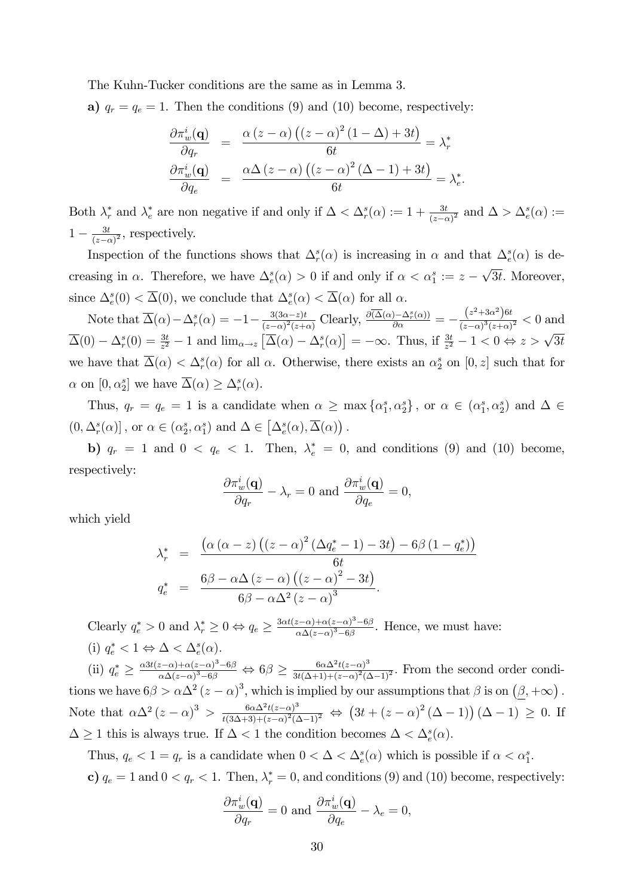The Kuhn-Tucker conditions are the same as in Lemma 3.

**a)** $q_r = q_e = 1$. Then the conditions (9) and (10) become, respectively:

$$\begin{aligned}
\frac{\partial \pi_w^i(\mathbf{q})}{\partial q_r} &= \frac{\alpha (z-\alpha)\left((z-\alpha)^2(1-\Delta)+3t\right)}{6t} = \lambda_r^* \\
\frac{\partial \pi_w^i(\mathbf{q})}{\partial q_e} &= \frac{\alpha \Delta (z-\alpha)\left((z-\alpha)^2(\Delta-1)+3t\right)}{6t} = \lambda_e^*.
\end{aligned}$$

Both $\lambda_r^*$ and $\lambda_e^*$ are non negative if and only if $\Delta < \Delta_r^s(\alpha) := 1 + \frac{3t}{(z-\alpha)^2}$ and $\Delta > \Delta_e^s(\alpha) := 1 - \frac{3t}{(z-\alpha)^2}$, respectively.

Inspection of the functions shows that $\Delta_r^s(\alpha)$ is increasing in $\alpha$ and that $\Delta_e^s(\alpha)$ is decreasing in $\alpha$. Therefore, we have $\Delta_e^s(\alpha) > 0$ if and only if $\alpha < \alpha_1^s := z - \sqrt{3t}$. Moreover, since $\Delta_e^s(0) < \overline{\Delta}(0)$, we conclude that $\Delta_e^s(\alpha) < \overline{\Delta}(\alpha)$ for all $\alpha$.

Note that $\overline{\Delta}(\alpha) - \Delta_r^s(\alpha) = -1 - \frac{3(3\alpha - z)t}{(z-\alpha)^2(z+\alpha)}$ Clearly, $\frac{\partial(\overline{\Delta}(\alpha) - \Delta_r^s(\alpha))}{\partial \alpha} = -\frac{\left(z^2+3\alpha^2\right)6t}{(z-\alpha)^3(z+\alpha)^2} < 0$ and $\overline{\Delta}(0) - \Delta_r^s(0) = \frac{3t}{z^2} - 1$ and $\lim_{\alpha \to z}\left[\overline{\Delta}(\alpha) - \Delta_r^s(\alpha)\right] = -\infty$. Thus, if $\frac{3t}{z^2} - 1 < 0 \Leftrightarrow z > \sqrt{3t}$ we have that $\overline{\Delta}(\alpha) < \Delta_r^s(\alpha)$ for all $\alpha$. Otherwise, there exists an $\alpha_2^s$ on $[0, z]$ such that for $\alpha$ on $[0, \alpha_2^s]$ we have $\overline{\Delta}(\alpha) \geq \Delta_r^s(\alpha)$.

Thus, $q_r = q_e = 1$ is a candidate when $\alpha \geq \max\{\alpha_1^s, \alpha_2^s\}$, or $\alpha \in (\alpha_1^s, \alpha_2^s)$ and $\Delta \in (0, \Delta_r^s(\alpha)]$, or $\alpha \in (\alpha_2^s, \alpha_1^s)$ and $\Delta \in \left[\Delta_e^s(\alpha), \overline{\Delta}(\alpha)\right)$.

**b)** $q_r = 1$ and $0 < q_e < 1$. Then, $\lambda_e^* = 0$, and conditions (9) and (10) become, respectively:

$$\frac{\partial \pi_w^i(\mathbf{q})}{\partial q_r} - \lambda_r = 0 \text{ and } \frac{\partial \pi_w^i(\mathbf{q})}{\partial q_e} = 0,$$

which yield

$$\begin{aligned}
\lambda_r^* &= \frac{\left(\alpha(\alpha - z)\left((z-\alpha)^2(\Delta q_e^* - 1) - 3t\right) - 6\beta(1-q_e^*)\right)}{6t} \\
q_e^* &= \frac{6\beta - \alpha\Delta(z-\alpha)\left((z-\alpha)^2 - 3t\right)}{6\beta - \alpha\Delta^2(z-\alpha)^3}.
\end{aligned}$$

Clearly $q_e^* > 0$ and $\lambda_r^* \geq 0 \Leftrightarrow q_e \geq \frac{3\alpha t(z-\alpha) + \alpha(z-\alpha)^3 - 6\beta}{\alpha\Delta(z-\alpha)^3 - 6\beta}$. Hence, we must have:

(i) $q_e^* < 1 \Leftrightarrow \Delta < \Delta_e^s(\alpha)$.

(ii) $q_e^* \geq \frac{\alpha 3t(z-\alpha) + \alpha(z-\alpha)^3 - 6\beta}{\alpha\Delta(z-\alpha)^3 - 6\beta} \Leftrightarrow 6\beta \geq \frac{6\alpha\Delta^2 t(z-\alpha)^3}{3t(\Delta+1) + (z-\alpha)^2(\Delta-1)^2}$. From the second order conditions we have $6\beta > \alpha\Delta^2(z-\alpha)^3$, which is implied by our assumptions that $\beta$ is on $\left(\underline{\beta}, +\infty\right)$. Note that $\alpha\Delta^2(z-\alpha)^3 > \frac{6\alpha\Delta^2 t(z-\alpha)^3}{t(3\Delta+3) + (z-\alpha)^2(\Delta-1)^2} \Leftrightarrow \left(3t + (z-\alpha)^2(\Delta-1)\right)(\Delta-1) \geq 0$. If $\Delta \geq 1$ this is always true. If $\Delta < 1$ the condition becomes $\Delta < \Delta_e^s(\alpha)$.

Thus, $q_e < 1 = q_r$ is a candidate when $0 < \Delta < \Delta_e^s(\alpha)$ which is possible if $\alpha < \alpha_1^s$.

**c)** $q_e = 1$ and $0 < q_r < 1$. Then, $\lambda_r^* = 0$, and conditions (9) and (10) become, respectively:

$$\frac{\partial \pi_w^i(\mathbf{q})}{\partial q_r} = 0 \text{ and } \frac{\partial \pi_w^i(\mathbf{q})}{\partial q_e} - \lambda_e = 0,$$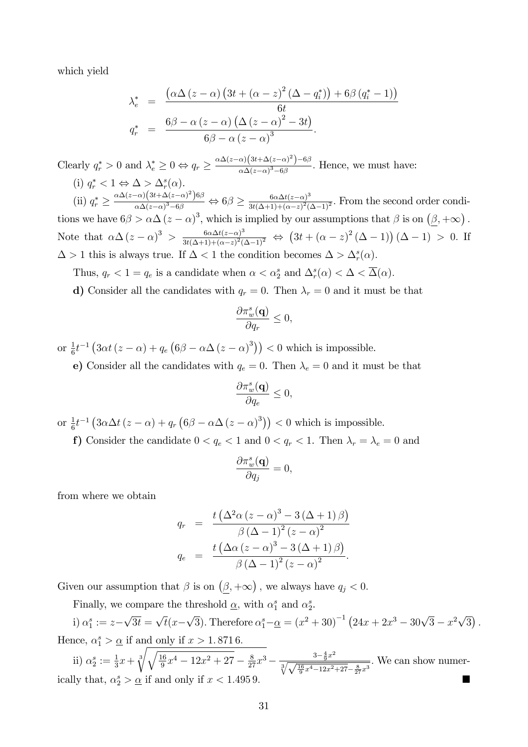which yield

$$
\begin{aligned}
\lambda_e^* &= \frac{\left(\alpha\Delta\left(z-\alpha\right)\left(3t+\left(\alpha-z\right)^2\left(\Delta-q_i^*\right)\right)+6\beta\left(q_i^*-1\right)\right)}{6t} \\
q_r^* &= \frac{6\beta-\alpha\left(z-\alpha\right)\left(\Delta\left(z-\alpha\right)^2-3t\right)}{6\beta-\alpha\left(z-\alpha\right)^3}.
\end{aligned}
$$

Clearly $q_r^*>0$ and $\lambda_e^*\geq 0 \Leftrightarrow q_r \geq \frac{\alpha\Delta(z-\alpha)\left(3t+\Delta(z-\alpha)^2\right)-6\beta}{\alpha\Delta(z-\alpha)^3-6\beta}$. Hence, we must have:

(i) $q_r^*<1 \Leftrightarrow \Delta > \Delta_r^s(\alpha)$.

(ii) $q_r^* \geq \frac{\alpha\Delta(z-\alpha)\left(3t+\Delta(z-\alpha)^2\right)6\beta}{\alpha\Delta(z-\alpha)^3-6\beta} \Leftrightarrow 6\beta \geq \frac{6\alpha\Delta t(z-\alpha)^3}{3t(\Delta+1)+(\alpha-z)^2(\Delta-1)^2}$. From the second order conditions we have $6\beta>\alpha\Delta\left(z-\alpha\right)^3$, which is implied by our assumptions that $\beta$ is on $\left(\underline{\beta},+\infty\right)$. Note that $\alpha\Delta\left(z-\alpha\right)^3 > \frac{6\alpha\Delta t(z-\alpha)^3}{3t(\Delta+1)+(\alpha-z)^2(\Delta-1)^2} \Leftrightarrow \left(3t+\left(\alpha-z\right)^2\left(\Delta-1\right)\right)\left(\Delta-1\right)>0$. If $\Delta>1$ this is always true. If $\Delta<1$ the condition becomes $\Delta>\Delta_r^s(\alpha)$.

Thus, $q_r<1=q_e$ is a candidate when $\alpha<\alpha_2^s$ and $\Delta_r^s(\alpha)<\Delta<\overline{\Delta}(\alpha)$.

**d)** Consider all the candidates with $q_r=0$. Then $\lambda_r=0$ and it must be that

$$
\frac{\partial \pi_w^s(\mathbf{q})}{\partial q_r}\leq 0,
$$

or $\frac{1}{6}t^{-1}\left(3\alpha t\left(z-\alpha\right)+q_e\left(6\beta-\alpha\Delta\left(z-\alpha\right)^3\right)\right)<0$ which is impossible.

**e)** Consider all the candidates with $q_e=0$. Then $\lambda_e=0$ and it must be that

$$
\frac{\partial \pi_w^s(\mathbf{q})}{\partial q_e}\leq 0,
$$

or $\frac{1}{6}t^{-1}\left(3\alpha\Delta t\left(z-\alpha\right)+q_r\left(6\beta-\alpha\Delta\left(z-\alpha\right)^3\right)\right)<0$ which is impossible.

**f)** Consider the candidate $0<q_e<1$ and $0<q_r<1$. Then $\lambda_r=\lambda_e=0$ and

$$
\frac{\partial \pi_w^s(\mathbf{q})}{\partial q_j}=0,
$$

from where we obtain

$$
\begin{aligned}
q_r &= \frac{t\left(\Delta^2\alpha\left(z-\alpha\right)^3-3\left(\Delta+1\right)\beta\right)}{\beta\left(\Delta-1\right)^2\left(z-\alpha\right)^2} \\
q_e &= \frac{t\left(\Delta\alpha\left(z-\alpha\right)^3-3\left(\Delta+1\right)\beta\right)}{\beta\left(\Delta-1\right)^2\left(z-\alpha\right)^2}.
\end{aligned}
$$

Given our assumption that $\beta$ is on $\left(\underline{\beta},+\infty\right)$, we always have $q_j<0$.

Finally, we compare the threshold $\underline{\alpha}$, with $\alpha_1^s$ and $\alpha_2^s$.

i) $\alpha_1^s := z-\sqrt{3t}=\sqrt{t}(x-\sqrt{3})$. Therefore $\alpha_1^s-\underline{\alpha}=\left(x^2+30\right)^{-1}\left(24x+2x^3-30\sqrt{3}-x^2\sqrt{3}\right)$. Hence, $\alpha_1^s>\underline{\alpha}$ if and only if $x>1.8716$.

ii) $\alpha_2^s := \frac{1}{3}x+\sqrt[3]{\sqrt{\frac{16}{9}x^4-12x^2+27}-\frac{8}{27}x^3}-\frac{3-\frac{4}{9}x^2}{\sqrt[3]{\sqrt{\frac{16}{9}x^4-12x^2+27}-\frac{8}{27}x^3}}$. We can show numerically that, $\alpha_2^s>\underline{\alpha}$ if and only if $x<1.4959$. ■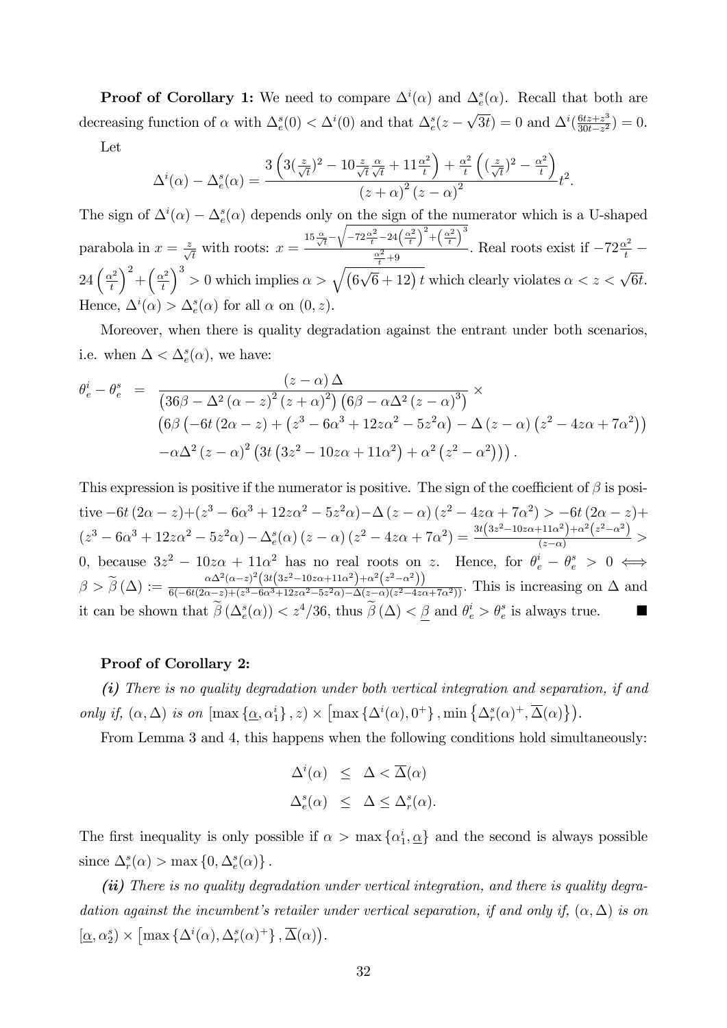**Proof of Corollary 1:** We need to compare $\Delta^i(\alpha)$ and $\Delta^s_e(\alpha)$. Recall that both are decreasing function of $\alpha$ with $\Delta^s_e(0) < \Delta^i(0)$ and that $\Delta^s_e(z - \sqrt{3t}) = 0$ and $\Delta^i(\frac{6tz+z^3}{30t-z^2}) = 0$.

Let

$$\Delta^i(\alpha) - \Delta^s_e(\alpha) = \frac{3\left(3(\frac{z}{\sqrt{t}})^2 - 10\frac{z}{\sqrt{t}}\frac{\alpha}{\sqrt{t}} + 11\frac{\alpha^2}{t}\right) + \frac{\alpha^2}{t}\left((\frac{z}{\sqrt{t}})^2 - \frac{\alpha^2}{t}\right)}{(z+\alpha)^2(z-\alpha)^2}t^2.$$

The sign of $\Delta^i(\alpha) - \Delta^s_e(\alpha)$ depends only on the sign of the numerator which is a U-shaped parabola in $x = \frac{z}{\sqrt{t}}$ with roots: $x = \frac{15\frac{\alpha}{\sqrt{t}} - \sqrt{-72\frac{\alpha^2}{t} - 24\left(\frac{\alpha^2}{t}\right)^2 + \left(\frac{\alpha^2}{t}\right)^3}}{\frac{\alpha^2}{t}+9}$. Real roots exist if $-72\frac{\alpha^2}{t} - 24\left(\frac{\alpha^2}{t}\right)^2 + \left(\frac{\alpha^2}{t}\right)^3 > 0$ which implies $\alpha > \sqrt{\left(6\sqrt{6}+12\right)t}$ which clearly violates $\alpha < z < \sqrt{6t}$. Hence, $\Delta^i(\alpha) > \Delta^s_e(\alpha)$ for all $\alpha$ on $(0, z)$.

Moreover, when there is quality degradation against the entrant under both scenarios, i.e. when $\Delta < \Delta^s_e(\alpha)$, we have:

$$\begin{aligned}
\theta^i_e - \theta^s_e \;=\; & \frac{(z-\alpha)\Delta}{\left(36\beta - \Delta^2(\alpha - z)^2(z+\alpha)^2\right)\left(6\beta - \alpha\Delta^2(z-\alpha)^3\right)} \times \\
& \left(6\beta\left(-6t(2\alpha - z) + \left(z^3 - 6\alpha^3 + 12z\alpha^2 - 5z^2\alpha\right) - \Delta(z-\alpha)\left(z^2 - 4z\alpha + 7\alpha^2\right)\right)\right. \\
& \left. -\alpha\Delta^2(z-\alpha)^2\left(3t\left(3z^2 - 10z\alpha + 11\alpha^2\right) + \alpha^2\left(z^2 - \alpha^2\right)\right)\right).
\end{aligned}$$

This expression is positive if the numerator is positive. The sign of the coefficient of $\beta$ is positive $-6t(2\alpha - z) + (z^3 - 6\alpha^3 + 12z\alpha^2 - 5z^2\alpha) - \Delta(z-\alpha)(z^2 - 4z\alpha + 7\alpha^2) > -6t(2\alpha - z) + (z^3 - 6\alpha^3 + 12z\alpha^2 - 5z^2\alpha) - \Delta^s_e(\alpha)(z-\alpha)(z^2 - 4z\alpha + 7\alpha^2) = \frac{3t\left(3z^2 - 10z\alpha + 11\alpha^2\right) + \alpha^2\left(z^2 - \alpha^2\right)}{(z-\alpha)} > 0$, because $3z^2 - 10z\alpha + 11\alpha^2$ has no real roots on $z$. Hence, for $\theta^i_e - \theta^s_e > 0 \iff \beta > \widetilde{\beta}(\Delta) := \frac{\alpha\Delta^2(\alpha - z)^2\left(3t\left(3z^2 - 10z\alpha + 11\alpha^2\right) + \alpha^2\left(z^2 - \alpha^2\right)\right)}{6(-6t(2\alpha - z) + (z^3 - 6\alpha^3 + 12z\alpha^2 - 5z^2\alpha) - \Delta(z-\alpha)(z^2 - 4z\alpha + 7\alpha^2))}$. This is increasing on $\Delta$ and it can be shown that $\widetilde{\beta}(\Delta^s_e(\alpha)) < z^4/36$, thus $\widetilde{\beta}(\Delta) < \underline{\beta}$ and $\theta^i_e > \theta^s_e$ is always true. ■

**Proof of Corollary 2:**

***(i)*** *There is no quality degradation under both vertical integration and separation, if and only if,* $(\alpha, \Delta)$ *is on* $[\max\{\underline{\alpha}, \alpha^i_1\}, z) \times \left[\max\{\Delta^i(\alpha), 0^+\}, \min\{\Delta^s_r(\alpha)^+, \overline{\Delta}(\alpha)\}\right)$.

From Lemma 3 and 4, this happens when the following conditions hold simultaneously:

$$\begin{aligned}
\Delta^i(\alpha) &\leq \Delta < \overline{\Delta}(\alpha) \\
\Delta^s_e(\alpha) &\leq \Delta \leq \Delta^s_r(\alpha).
\end{aligned}$$

The first inequality is only possible if $\alpha > \max\{\alpha^i_1, \underline{\alpha}\}$ and the second is always possible since $\Delta^s_r(\alpha) > \max\{0, \Delta^s_e(\alpha)\}$.

***(ii)*** *There is no quality degradation under vertical integration, and there is quality degradation against the incumbent's retailer under vertical separation, if and only if,* $(\alpha, \Delta)$ *is on* $[\underline{\alpha}, \alpha^s_2) \times \left[\max\{\Delta^i(\alpha), \Delta^s_r(\alpha)^+\}, \overline{\Delta}(\alpha)\right)$.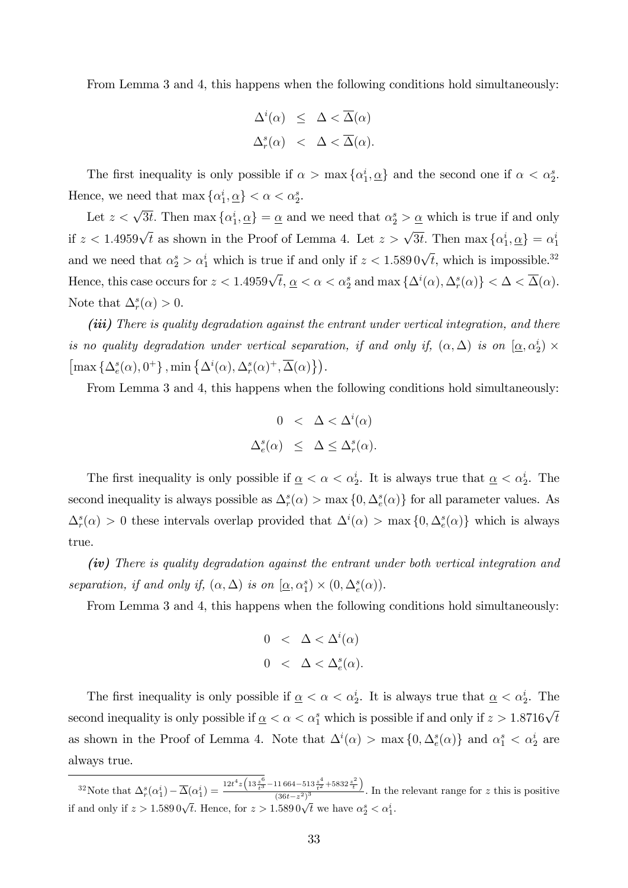From Lemma 3 and 4, this happens when the following conditions hold simultaneously:

$$\begin{aligned} \Delta^i(\alpha) &\leq \Delta < \overline{\Delta}(\alpha) \\ \Delta_r^s(\alpha) &< \Delta < \overline{\Delta}(\alpha). \end{aligned}$$

The first inequality is only possible if $\alpha > \max\{\alpha_1^i, \underline{\alpha}\}$ and the second one if $\alpha < \alpha_2^s$. Hence, we need that $\max\{\alpha_1^i, \underline{\alpha}\} < \alpha < \alpha_2^s$.

Let $z < \sqrt{3t}$. Then $\max\{\alpha_1^i, \underline{\alpha}\} = \underline{\alpha}$ and we need that $\alpha_2^s > \underline{\alpha}$ which is true if and only if $z < 1.4959\sqrt{t}$ as shown in the Proof of Lemma 4. Let $z > \sqrt{3t}$. Then $\max\{\alpha_1^i, \underline{\alpha}\} = \alpha_1^i$ and we need that $\alpha_2^s > \alpha_1^i$ which is true if and only if $z < 1.589\,0\sqrt{t}$, which is impossible.[32] Hence, this case occurs for $z < 1.4959\sqrt{t}$, $\underline{\alpha} < \alpha < \alpha_2^s$ and $\max\{\Delta^i(\alpha), \Delta_r^s(\alpha)\} < \Delta < \overline{\Delta}(\alpha)$. Note that $\Delta_r^s(\alpha) > 0$.

***(iii)*** *There is quality degradation against the entrant under vertical integration, and there is no quality degradation under vertical separation, if and only if,* $(\alpha, \Delta)$ *is on* $[\underline{\alpha}, \alpha_2^i) \times \left[\max\{\Delta_e^s(\alpha), 0^+\}, \min\{\Delta^i(\alpha), \Delta_r^s(\alpha)^+, \overline{\Delta}(\alpha)\}\right)$.

From Lemma 3 and 4, this happens when the following conditions hold simultaneously:

$$\begin{aligned} 0 &< \Delta < \Delta^i(\alpha) \\ \Delta_e^s(\alpha) &\leq \Delta \leq \Delta_r^s(\alpha). \end{aligned}$$

The first inequality is only possible if $\underline{\alpha} < \alpha < \alpha_2^i$. It is always true that $\underline{\alpha} < \alpha_2^i$. The second inequality is always possible as $\Delta_r^s(\alpha) > \max\{0, \Delta_e^s(\alpha)\}$ for all parameter values. As $\Delta_r^s(\alpha) > 0$ these intervals overlap provided that $\Delta^i(\alpha) > \max\{0, \Delta_e^s(\alpha)\}$ which is always true.

***(iv)*** *There is quality degradation against the entrant under both vertical integration and separation, if and only if,* $(\alpha, \Delta)$ *is on* $[\underline{\alpha}, \alpha_1^s) \times (0, \Delta_e^s(\alpha))$.

From Lemma 3 and 4, this happens when the following conditions hold simultaneously:

$$\begin{aligned} 0 &< \Delta < \Delta^i(\alpha) \\ 0 &< \Delta < \Delta_e^s(\alpha). \end{aligned}$$

The first inequality is only possible if $\underline{\alpha} < \alpha < \alpha_2^i$. It is always true that $\underline{\alpha} < \alpha_2^i$. The second inequality is only possible if $\underline{\alpha} < \alpha < \alpha_1^s$ which is possible if and only if $z > 1.8716\sqrt{t}$ as shown in the Proof of Lemma 4. Note that $\Delta^i(\alpha) > \max\{0, \Delta_e^s(\alpha)\}$ and $\alpha_1^s < \alpha_2^i$ are always true.

---

[32] Note that $\Delta_r^s(\alpha_1^i) - \overline{\Delta}(\alpha_1^i) = \frac{12t^4 z\left(13\frac{z^6}{t^3} - 11\,664 - 513\frac{z^4}{t^2} + 5832\frac{z^2}{t}\right)}{(36t - z^2)^3}$. In the relevant range for $z$ this is positive if and only if $z > 1.589\,0\sqrt{t}$. Hence, for $z > 1.589\,0\sqrt{t}$ we have $\alpha_2^s < \alpha_1^i$.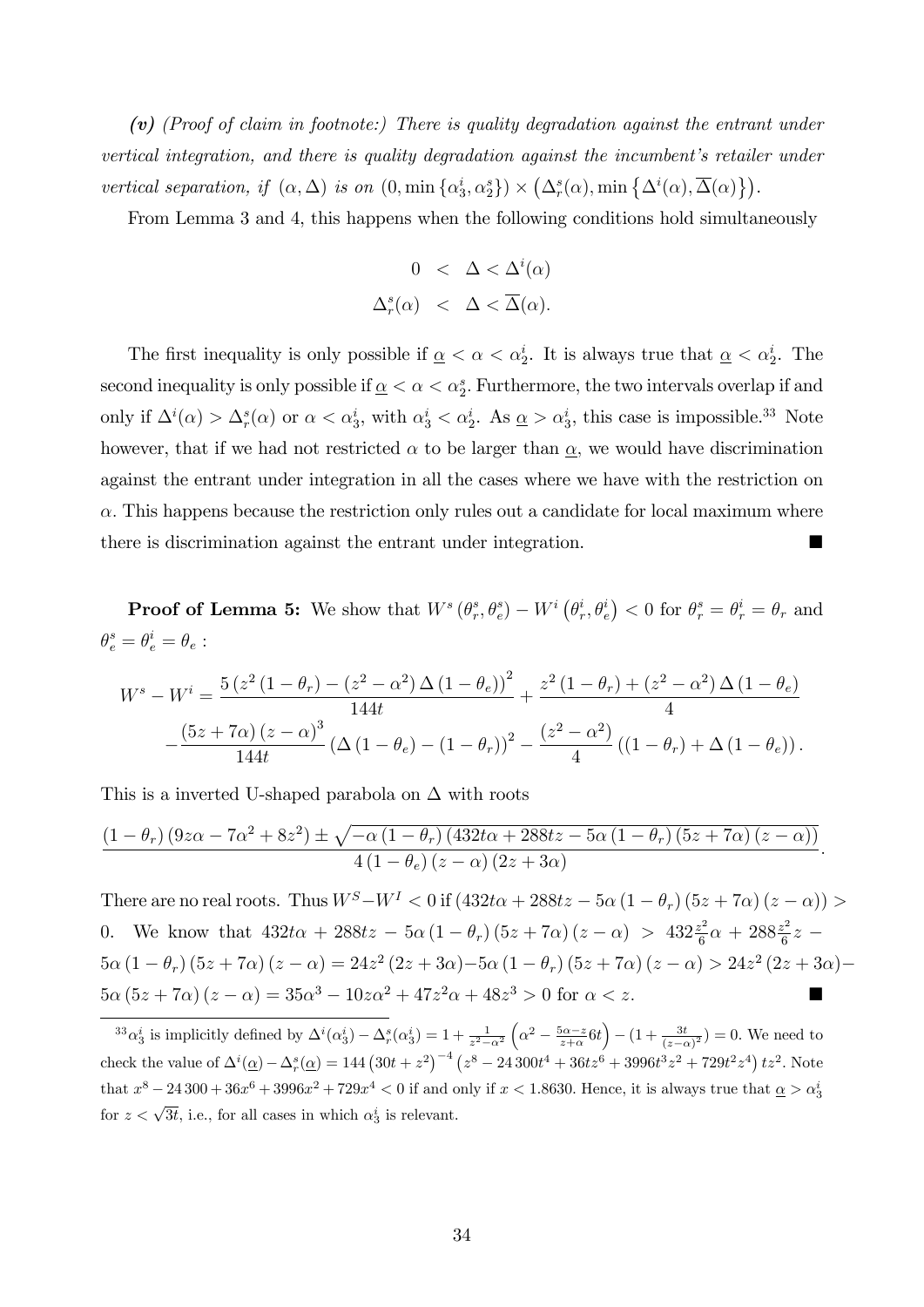***(v)*** *(Proof of claim in footnote:) There is quality degradation against the entrant under vertical integration, and there is quality degradation against the incumbent's retailer under vertical separation, if* $(\alpha, \Delta)$ *is on* $(0, \min\{\alpha_3^i, \alpha_2^s\}) \times \left(\Delta_r^s(\alpha), \min\left\{\Delta^i(\alpha), \overline{\Delta}(\alpha)\right\}\right)$.

From Lemma 3 and 4, this happens when the following conditions hold simultaneously

$$
\begin{aligned}
0 &< \Delta < \Delta^i(\alpha) \\
\Delta_r^s(\alpha) &< \Delta < \overline{\Delta}(\alpha).
\end{aligned}
$$

The first inequality is only possible if $\underline{\alpha} < \alpha < \alpha_2^i$. It is always true that $\underline{\alpha} < \alpha_2^i$. The second inequality is only possible if $\underline{\alpha} < \alpha < \alpha_2^s$. Furthermore, the two intervals overlap if and only if $\Delta^i(\alpha) > \Delta_r^s(\alpha)$ or $\alpha < \alpha_3^i$, with $\alpha_3^i < \alpha_2^i$. As $\underline{\alpha} > \alpha_3^i$, this case is impossible.[33] Note however, that if we had not restricted $\alpha$ to be larger than $\underline{\alpha}$, we would have discrimination against the entrant under integration in all the cases where we have with the restriction on $\alpha$. This happens because the restriction only rules out a candidate for local maximum where there is discrimination against the entrant under integration. ■

**Proof of Lemma 5:** We show that $W^s(\theta_r^s, \theta_e^s) - W^i(\theta_r^i, \theta_e^i) < 0$ for $\theta_r^s = \theta_r^i = \theta_r$ and $\theta_e^s = \theta_e^i = \theta_e$ :

$$
\begin{aligned}
W^s - W^i = &\frac{5\left(z^2(1-\theta_r) - (z^2-\alpha^2)\Delta(1-\theta_e)\right)^2}{144t} + \frac{z^2(1-\theta_r) + (z^2-\alpha^2)\Delta(1-\theta_e)}{4} \\
&- \frac{(5z+7\alpha)(z-\alpha)^3}{144t}\left(\Delta(1-\theta_e) - (1-\theta_r)\right)^2 - \frac{(z^2-\alpha^2)}{4}\left((1-\theta_r) + \Delta(1-\theta_e)\right).
\end{aligned}
$$

This is a inverted U-shaped parabola on $\Delta$ with roots

$$
\frac{(1-\theta_r)(9z\alpha - 7\alpha^2 + 8z^2) \pm \sqrt{-\alpha(1-\theta_r)(432t\alpha + 288tz - 5\alpha(1-\theta_r)(5z+7\alpha)(z-\alpha))}}{4(1-\theta_e)(z-\alpha)(2z+3\alpha)}.
$$

There are no real roots. Thus $W^S - W^I < 0$ if $(432t\alpha + 288tz - 5\alpha(1-\theta_r)(5z+7\alpha)(z-\alpha)) > 0$. We know that $432t\alpha + 288tz - 5\alpha(1-\theta_r)(5z+7\alpha)(z-\alpha) > 432\frac{z^2}{6}\alpha + 288\frac{z^2}{6}z - 5\alpha(1-\theta_r)(5z+7\alpha)(z-\alpha) = 24z^2(2z+3\alpha) - 5\alpha(1-\theta_r)(5z+7\alpha)(z-\alpha) > 24z^2(2z+3\alpha) - 5\alpha(5z+7\alpha)(z-\alpha) = 35\alpha^3 - 10z\alpha^2 + 47z^2\alpha + 48z^3 > 0$ for $\alpha < z$. ■

---

[33] $\alpha_3^i$ is implicitly defined by $\Delta^i(\alpha_3^i) - \Delta_r^s(\alpha_3^i) = 1 + \frac{1}{z^2-\alpha^2}\left(\alpha^2 - \frac{5\alpha - z}{z+\alpha}6t\right) - \left(1 + \frac{3t}{(z-\alpha)^2}\right) = 0$. We need to check the value of $\Delta^i(\underline{\alpha}) - \Delta_r^s(\underline{\alpha}) = 144\left(30t + z^2\right)^{-4}\left(z^8 - 24\,300t^4 + 36tz^6 + 3996t^3z^2 + 729t^2z^4\right)tz^2$. Note that $x^8 - 24\,300 + 36x^6 + 3996x^2 + 729x^4 < 0$ if and only if $x < 1.8630$. Hence, it is always true that $\underline{\alpha} > \alpha_3^i$ for $z < \sqrt{3t}$, i.e., for all cases in which $\alpha_3^i$ is relevant.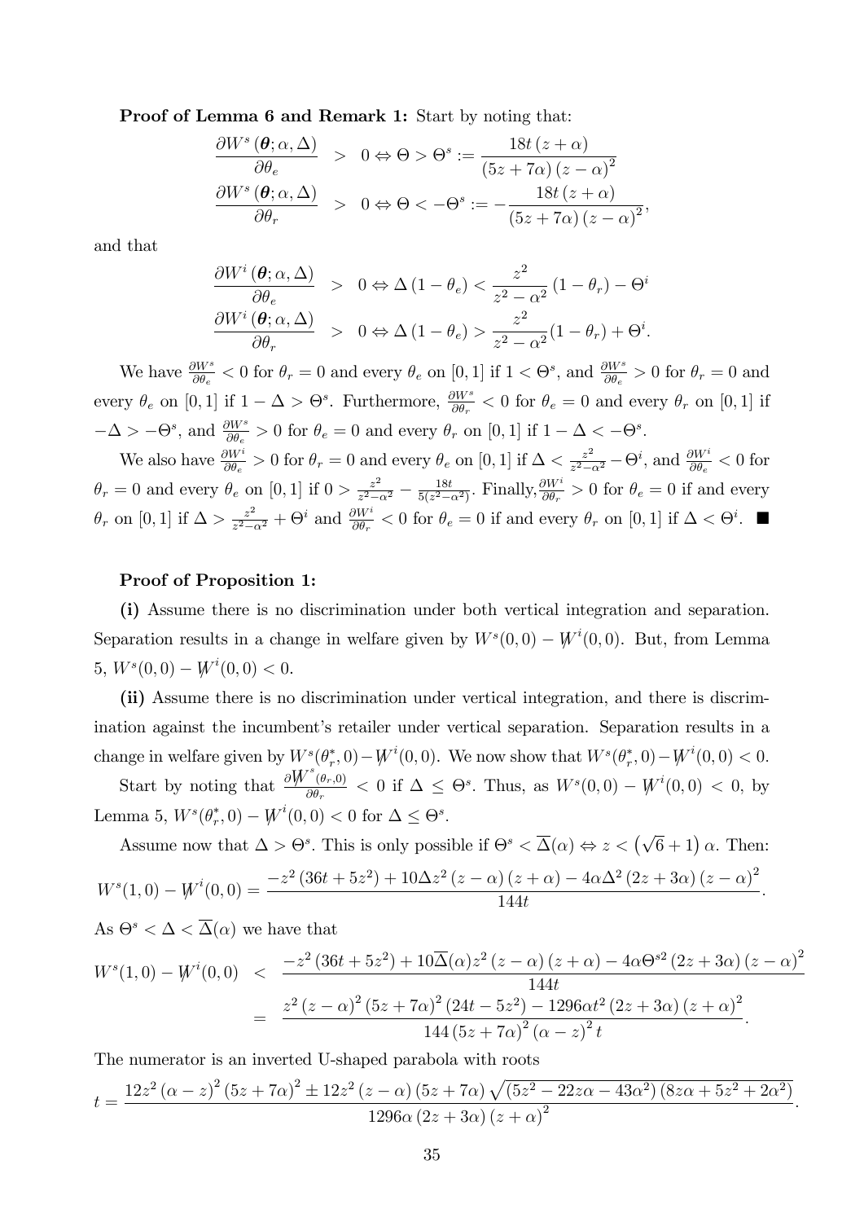**Proof of Lemma 6 and Remark 1:** Start by noting that:

$$\frac{\partial W^s(\boldsymbol{\theta};\alpha,\Delta)}{\partial \theta_e} > 0 \Leftrightarrow \Theta > \Theta^s := \frac{18t(z+\alpha)}{(5z+7\alpha)(z-\alpha)^2}$$
$$\frac{\partial W^s(\boldsymbol{\theta};\alpha,\Delta)}{\partial \theta_r} > 0 \Leftrightarrow \Theta < -\Theta^s := -\frac{18t(z+\alpha)}{(5z+7\alpha)(z-\alpha)^2},$$

and that

$$\frac{\partial W^i(\boldsymbol{\theta};\alpha,\Delta)}{\partial \theta_e} > 0 \Leftrightarrow \Delta(1-\theta_e) < \frac{z^2}{z^2-\alpha^2}(1-\theta_r) - \Theta^i$$
$$\frac{\partial W^i(\boldsymbol{\theta};\alpha,\Delta)}{\partial \theta_r} > 0 \Leftrightarrow \Delta(1-\theta_e) > \frac{z^2}{z^2-\alpha^2}(1-\theta_r) + \Theta^i.$$

We have $\frac{\partial W^s}{\partial \theta_e} < 0$ for $\theta_r = 0$ and every $\theta_e$ on $[0,1]$ if $1 < \Theta^s$, and $\frac{\partial W^s}{\partial \theta_e} > 0$ for $\theta_r = 0$ and every $\theta_e$ on $[0,1]$ if $1 - \Delta > \Theta^s$. Furthermore, $\frac{\partial W^s}{\partial \theta_r} < 0$ for $\theta_e = 0$ and every $\theta_r$ on $[0,1]$ if $-\Delta > -\Theta^s$, and $\frac{\partial W^s}{\partial \theta_e} > 0$ for $\theta_e = 0$ and every $\theta_r$ on $[0,1]$ if $1 - \Delta < -\Theta^s$.

We also have $\frac{\partial W^i}{\partial \theta_e} > 0$ for $\theta_r = 0$ and every $\theta_e$ on $[0,1]$ if $\Delta < \frac{z^2}{z^2-\alpha^2} - \Theta^i$, and $\frac{\partial W^i}{\partial \theta_e} < 0$ for $\theta_r = 0$ and every $\theta_e$ on $[0,1]$ if $0 > \frac{z^2}{z^2-\alpha^2} - \frac{18t}{5(z^2-\alpha^2)}$. Finally, $\frac{\partial W^i}{\partial \theta_r} > 0$ for $\theta_e = 0$ if and every $\theta_r$ on $[0,1]$ if $\Delta > \frac{z^2}{z^2-\alpha^2} + \Theta^i$ and $\frac{\partial W^i}{\partial \theta_r} < 0$ for $\theta_e = 0$ if and every $\theta_r$ on $[0,1]$ if $\Delta < \Theta^i$. ■

**Proof of Proposition 1:**

**(i)** Assume there is no discrimination under both vertical integration and separation. Separation results in a change in welfare given by $W^s(0,0) - W^i(0,0)$. But, from Lemma 5, $W^s(0,0) - W^i(0,0) < 0$.

**(ii)** Assume there is no discrimination under vertical integration, and there is discrimination against the incumbent's retailer under vertical separation. Separation results in a change in welfare given by $W^s(\theta_r^*, 0) - W^i(0,0)$. We now show that $W^s(\theta_r^*, 0) - W^i(0,0) < 0$.

Start by noting that $\frac{\partial W^s(\theta_r,0)}{\partial \theta_r} < 0$ if $\Delta \leq \Theta^s$. Thus, as $W^s(0,0) - W^i(0,0) < 0$, by Lemma 5, $W^s(\theta_r^*, 0) - W^i(0,0) < 0$ for $\Delta \leq \Theta^s$.

Assume now that $\Delta > \Theta^s$. This is only possible if $\Theta^s < \overline{\Delta}(\alpha) \Leftrightarrow z < \left(\sqrt{6}+1\right)\alpha$. Then:

$$W^s(1,0) - W^i(0,0) = \frac{-z^2\left(36t + 5z^2\right) + 10\Delta z^2(z-\alpha)(z+\alpha) - 4\alpha\Delta^2(2z+3\alpha)(z-\alpha)^2}{144t}.$$

As $\Theta^s < \Delta < \overline{\Delta}(\alpha)$ we have that

$$\begin{aligned} W^s(1,0) - W^i(0,0) &< \frac{-z^2\left(36t + 5z^2\right) + 10\overline{\Delta}(\alpha) z^2(z-\alpha)(z+\alpha) - 4\alpha\Theta^{s2}(2z+3\alpha)(z-\alpha)^2}{144t} \\ &= \frac{z^2(z-\alpha)^2(5z+7\alpha)^2\left(24t - 5z^2\right) - 1296\alpha t^2(2z+3\alpha)(z+\alpha)^2}{144(5z+7\alpha)^2(\alpha-z)^2 t}. \end{aligned}$$

The numerator is an inverted U-shaped parabola with roots

$$t = \frac{12z^2(\alpha-z)^2(5z+7\alpha)^2 \pm 12z^2(z-\alpha)(5z+7\alpha)\sqrt{\left(5z^2 - 22z\alpha - 43\alpha^2\right)\left(8z\alpha + 5z^2 + 2\alpha^2\right)}}{1296\alpha(2z+3\alpha)(z+\alpha)^2}.$$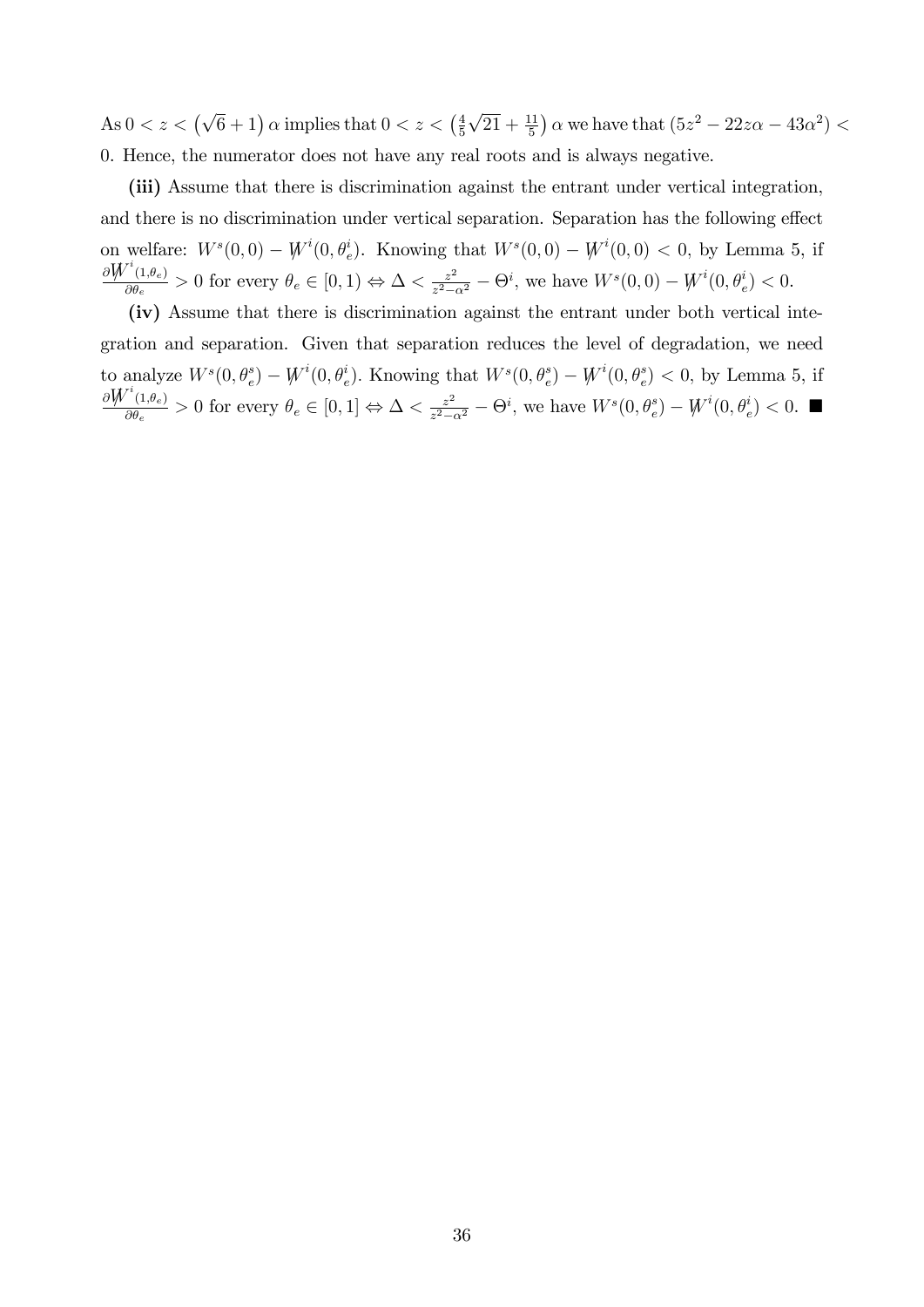As $0 < z < \left(\sqrt{6}+1\right)\alpha$ implies that $0 < z < \left(\frac{4}{5}\sqrt{21}+\frac{11}{5}\right)\alpha$ we have that $(5z^2 - 22z\alpha - 43\alpha^2) < 0$. Hence, the numerator does not have any real roots and is always negative.

**(iii)** Assume that there is discrimination against the entrant under vertical integration, and there is no discrimination under vertical separation. Separation has the following effect on welfare: $W^s(0,0) - \not{W}^i(0,\theta_e^i)$. Knowing that $W^s(0,0) - \not{W}^i(0,0) < 0$, by Lemma 5, if $\frac{\partial \not{W}^i(1,\theta_e)}{\partial \theta_e} > 0$ for every $\theta_e \in [0,1) \Leftrightarrow \Delta < \frac{z^2}{z^2-\alpha^2} - \Theta^i$, we have $W^s(0,0) - \not{W}^i(0,\theta_e^i) < 0$.

**(iv)** Assume that there is discrimination against the entrant under both vertical integration and separation. Given that separation reduces the level of degradation, we need to analyze $W^s(0,\theta_e^s) - \not{W}^i(0,\theta_e^i)$. Knowing that $W^s(0,\theta_e^s) - \not{W}^i(0,\theta_e^s) < 0$, by Lemma 5, if $\frac{\partial \not{W}^i(1,\theta_e)}{\partial \theta_e} > 0$ for every $\theta_e \in [0,1] \Leftrightarrow \Delta < \frac{z^2}{z^2-\alpha^2} - \Theta^i$, we have $W^s(0,\theta_e^s) - \not{W}^i(0,\theta_e^i) < 0$. ■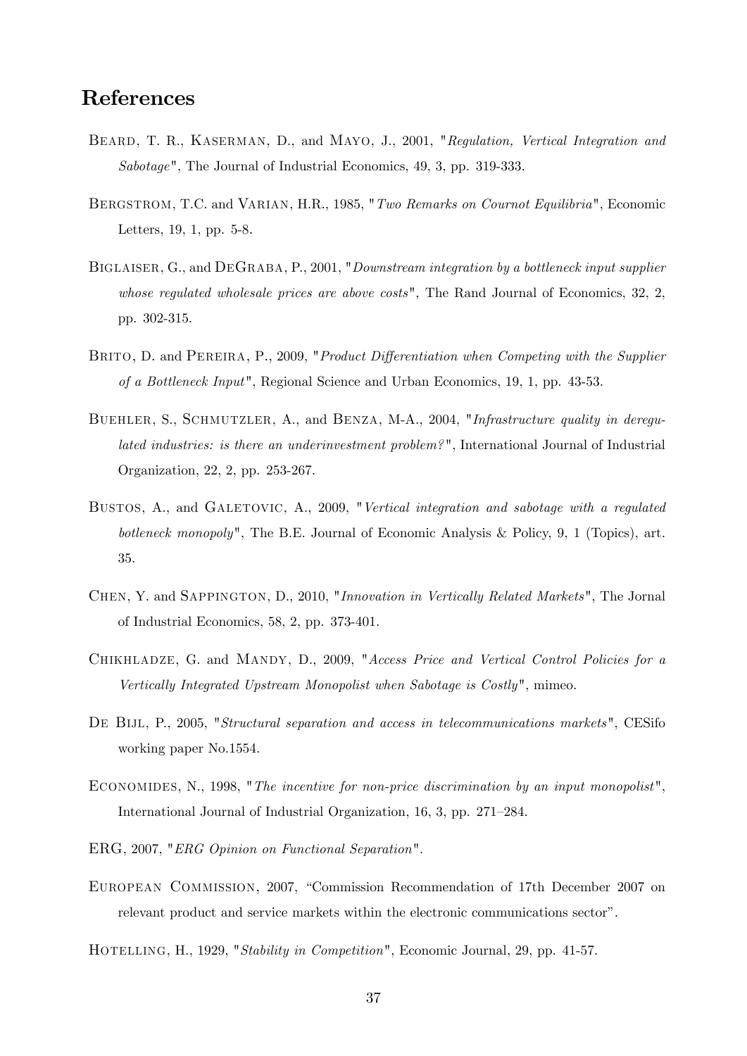## References

Beard, T. R., Kaserman, D., and Mayo, J., 2001, "*Regulation, Vertical Integration and Sabotage*", The Journal of Industrial Economics, 49, 3, pp. 319-333.

Bergstrom, T.C. and Varian, H.R., 1985, "*Two Remarks on Cournot Equilibria*", Economic Letters, 19, 1, pp. 5-8.

Biglaiser, G., and DeGraba, P., 2001, "*Downstream integration by a bottleneck input supplier whose regulated wholesale prices are above costs*", The Rand Journal of Economics, 32, 2, pp. 302-315.

Brito, D. and Pereira, P., 2009, "*Product Differentiation when Competing with the Supplier of a Bottleneck Input*", Regional Science and Urban Economics, 19, 1, pp. 43-53.

Buehler, S., Schmutzler, A., and Benza, M-A., 2004, "*Infrastructure quality in deregulated industries: is there an underinvestment problem?*", International Journal of Industrial Organization, 22, 2, pp. 253-267.

Bustos, A., and Galetovic, A., 2009, "*Vertical integration and sabotage with a regulated botleneck monopoly*", The B.E. Journal of Economic Analysis & Policy, 9, 1 (Topics), art. 35.

Chen, Y. and Sappington, D., 2010, "*Innovation in Vertically Related Markets*", The Jornal of Industrial Economics, 58, 2, pp. 373-401.

Chikhladze, G. and Mandy, D., 2009, "*Access Price and Vertical Control Policies for a Vertically Integrated Upstream Monopolist when Sabotage is Costly*", mimeo.

De Bijl, P., 2005, "*Structural separation and access in telecommunications markets*", CESifo working paper No.1554.

Economides, N., 1998, "*The incentive for non-price discrimination by an input monopolist*", International Journal of Industrial Organization, 16, 3, pp. 271–284.

ERG, 2007, "*ERG Opinion on Functional Separation*".

European Commission, 2007, "Commission Recommendation of 17th December 2007 on relevant product and service markets within the electronic communications sector".

Hotelling, H., 1929, "*Stability in Competition*", Economic Journal, 29, pp. 41-57.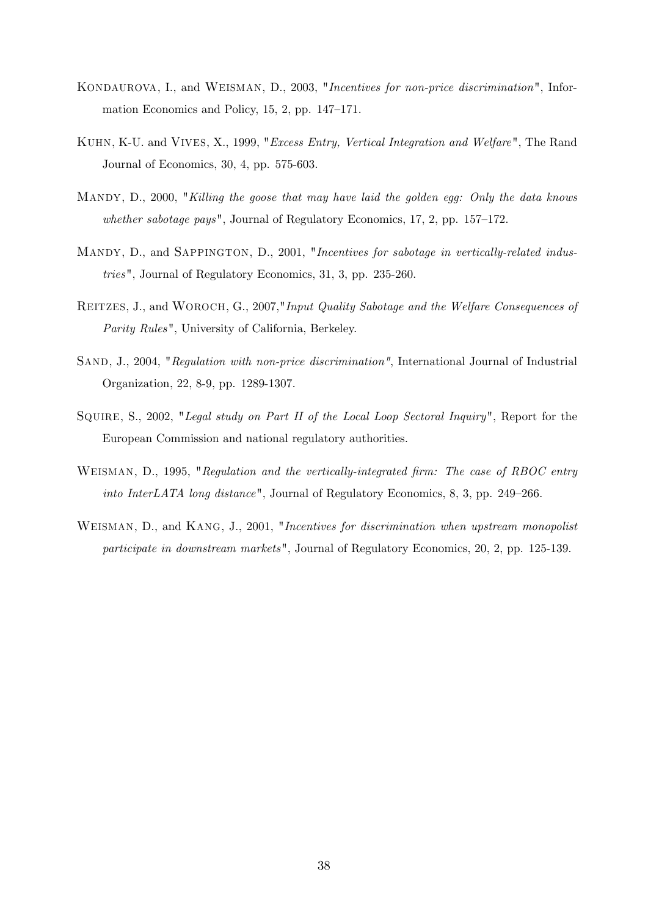Kondaurova, I., and Weisman, D., 2003, "*Incentives for non-price discrimination*", Information Economics and Policy, 15, 2, pp. 147–171.

Kuhn, K-U. and Vives, X., 1999, "*Excess Entry, Vertical Integration and Welfare*", The Rand Journal of Economics, 30, 4, pp. 575-603.

Mandy, D., 2000, "*Killing the goose that may have laid the golden egg: Only the data knows whether sabotage pays*", Journal of Regulatory Economics, 17, 2, pp. 157–172.

Mandy, D., and Sappington, D., 2001, "*Incentives for sabotage in vertically-related industries*", Journal of Regulatory Economics, 31, 3, pp. 235-260.

Reitzes, J., and Woroch, G., 2007,"*Input Quality Sabotage and the Welfare Consequences of Parity Rules*", University of California, Berkeley.

Sand, J., 2004, "*Regulation with non-price discrimination"*, International Journal of Industrial Organization, 22, 8-9, pp. 1289-1307.

Squire, S., 2002, "*Legal study on Part II of the Local Loop Sectoral Inquiry*", Report for the European Commission and national regulatory authorities.

Weisman, D., 1995, "*Regulation and the vertically-integrated firm: The case of RBOC entry into InterLATA long distance*", Journal of Regulatory Economics, 8, 3, pp. 249–266.

Weisman, D., and Kang, J., 2001, "*Incentives for discrimination when upstream monopolist participate in downstream markets*", Journal of Regulatory Economics, 20, 2, pp. 125-139.